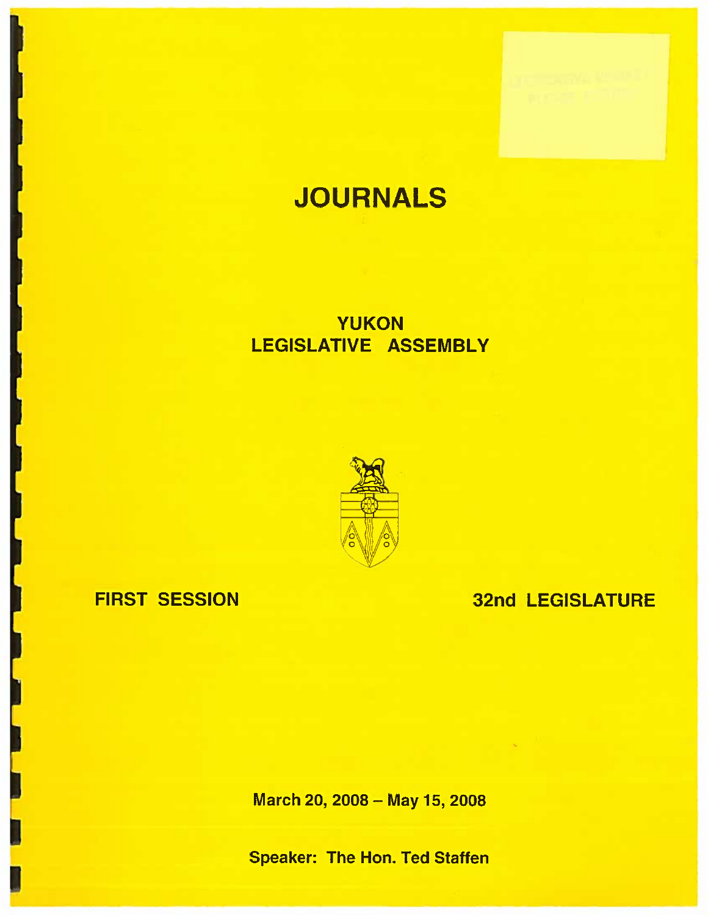# JOURNALS

## YUKON LEGISLATIVE ASSEMBLY

FIRST SESSION

32nd LEGISLATURE

March 20, 2008 – May 15, 2008

Speaker: The Hon. Ted Staffen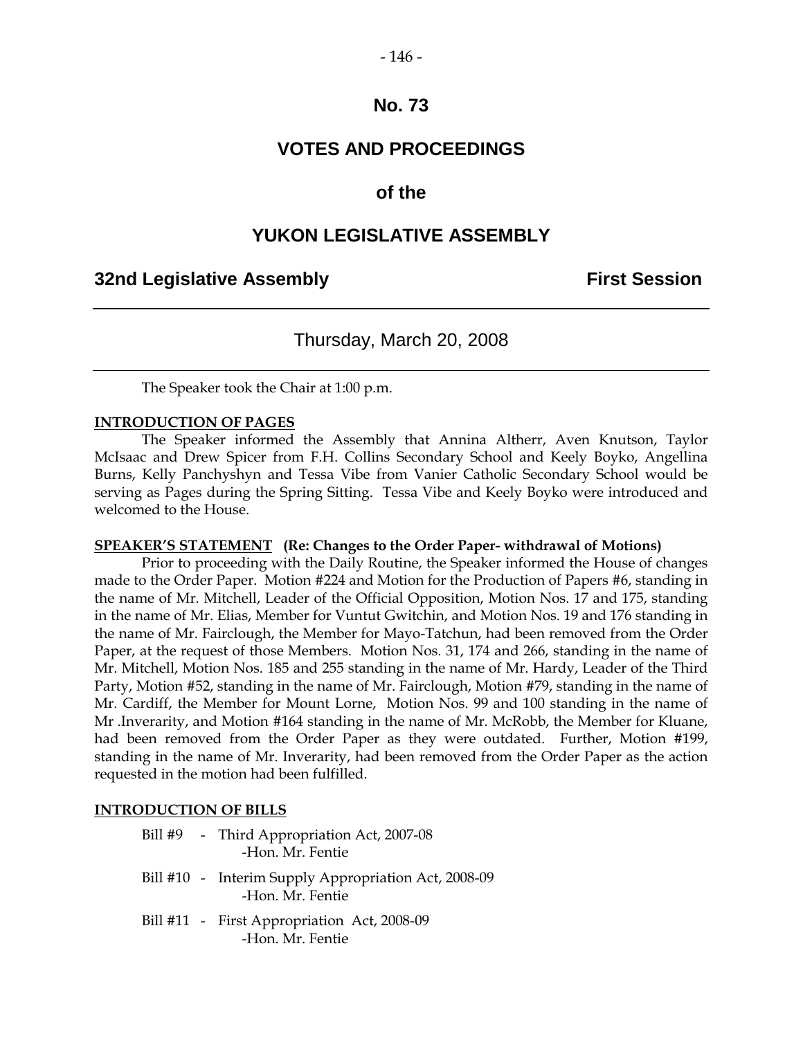# No. 73

## VOTES AND PROCEEDINGS

## of the

## YUKON LEGISLATIVE ASSEMBLY

**32nd Legislative Assembly** **First Session**

---

Thursday, March 20, 2008

---

The Speaker took the Chair at 1:00 p.m.

**INTRODUCTION OF PAGES**

The Speaker informed the Assembly that Annina Altherr, Aven Knutson, Taylor McIsaac and Drew Spicer from F.H. Collins Secondary School and Keely Boyko, Angellina Burns, Kelly Panchyshyn and Tessa Vibe from Vanier Catholic Secondary School would be serving as Pages during the Spring Sitting. Tessa Vibe and Keely Boyko were introduced and welcomed to the House.

**SPEAKER'S STATEMENT (Re: Changes to the Order Paper- withdrawal of Motions)**

Prior to proceeding with the Daily Routine, the Speaker informed the House of changes made to the Order Paper. Motion #224 and Motion for the Production of Papers #6, standing in the name of Mr. Mitchell, Leader of the Official Opposition, Motion Nos. 17 and 175, standing in the name of Mr. Elias, Member for Vuntut Gwitchin, and Motion Nos. 19 and 176 standing in the name of Mr. Fairclough, the Member for Mayo-Tatchun, had been removed from the Order Paper, at the request of those Members. Motion Nos. 31, 174 and 266, standing in the name of Mr. Mitchell, Motion Nos. 185 and 255 standing in the name of Mr. Hardy, Leader of the Third Party, Motion #52, standing in the name of Mr. Fairclough, Motion #79, standing in the name of Mr. Cardiff, the Member for Mount Lorne, Motion Nos. 99 and 100 standing in the name of Mr .Inverarity, and Motion #164 standing in the name of Mr. McRobb, the Member for Kluane, had been removed from the Order Paper as they were outdated. Further, Motion #199, standing in the name of Mr. Inverarity, had been removed from the Order Paper as the action requested in the motion had been fulfilled.

**INTRODUCTION OF BILLS**

Bill #9 - Third Appropriation Act, 2007-08
-Hon. Mr. Fentie

Bill #10 - Interim Supply Appropriation Act, 2008-09
-Hon. Mr. Fentie

Bill #11 - First Appropriation Act, 2008-09
-Hon. Mr. Fentie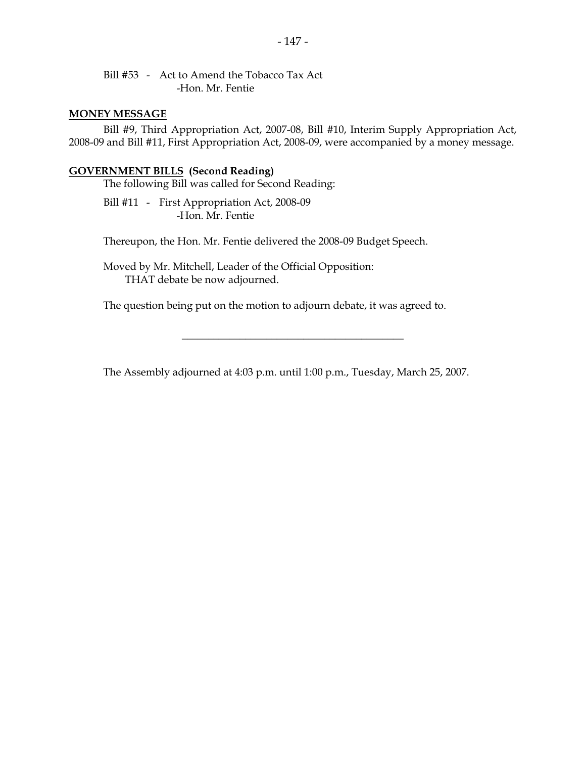Bill #53 - Act to Amend the Tobacco Tax Act
-Hon. Mr. Fentie

## MONEY MESSAGE

Bill #9, Third Appropriation Act, 2007-08, Bill #10, Interim Supply Appropriation Act, 2008-09 and Bill #11, First Appropriation Act, 2008-09, were accompanied by a money message.

## GOVERNMENT BILLS (Second Reading)

The following Bill was called for Second Reading:

Bill #11 - First Appropriation Act, 2008-09
-Hon. Mr. Fentie

Thereupon, the Hon. Mr. Fentie delivered the 2008-09 Budget Speech.

Moved by Mr. Mitchell, Leader of the Official Opposition:
THAT debate be now adjourned.

The question being put on the motion to adjourn debate, it was agreed to.

---

The Assembly adjourned at 4:03 p.m. until 1:00 p.m., Tuesday, March 25, 2007.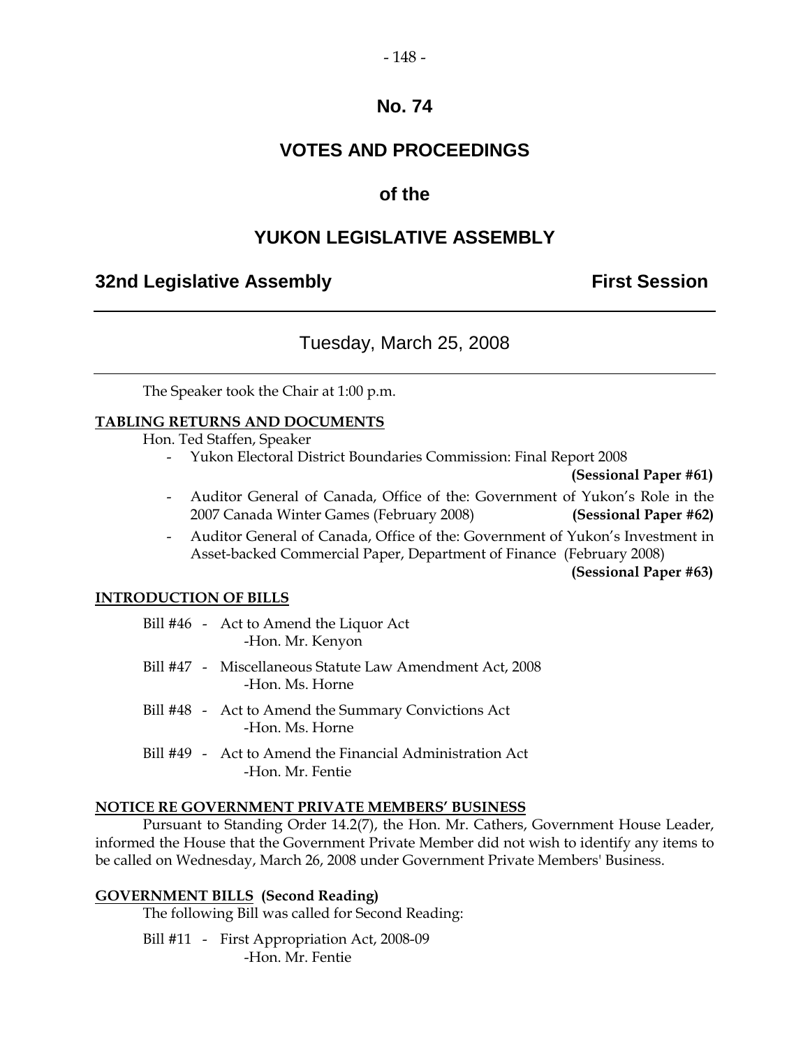# No. 74

# VOTES AND PROCEEDINGS

## of the

# YUKON LEGISLATIVE ASSEMBLY

**32nd Legislative Assembly** **First Session**

---

Tuesday, March 25, 2008

---

The Speaker took the Chair at 1:00 p.m.

**TABLING RETURNS AND DOCUMENTS**

Hon. Ted Staffen, Speaker

- Yukon Electoral District Boundaries Commission: Final Report 2008 **(Sessional Paper #61)**
- Auditor General of Canada, Office of the: Government of Yukon's Role in the 2007 Canada Winter Games (February 2008) **(Sessional Paper #62)**
- Auditor General of Canada, Office of the: Government of Yukon's Investment in Asset-backed Commercial Paper, Department of Finance (February 2008) **(Sessional Paper #63)**

**INTRODUCTION OF BILLS**

Bill #46 - Act to Amend the Liquor Act
-Hon. Mr. Kenyon

Bill #47 - Miscellaneous Statute Law Amendment Act, 2008
-Hon. Ms. Horne

Bill #48 - Act to Amend the Summary Convictions Act
-Hon. Ms. Horne

Bill #49 - Act to Amend the Financial Administration Act
-Hon. Mr. Fentie

**NOTICE RE GOVERNMENT PRIVATE MEMBERS' BUSINESS**

Pursuant to Standing Order 14.2(7), the Hon. Mr. Cathers, Government House Leader, informed the House that the Government Private Member did not wish to identify any items to be called on Wednesday, March 26, 2008 under Government Private Members' Business.

**GOVERNMENT BILLS (Second Reading)**

The following Bill was called for Second Reading:

Bill #11 - First Appropriation Act, 2008-09
-Hon. Mr. Fentie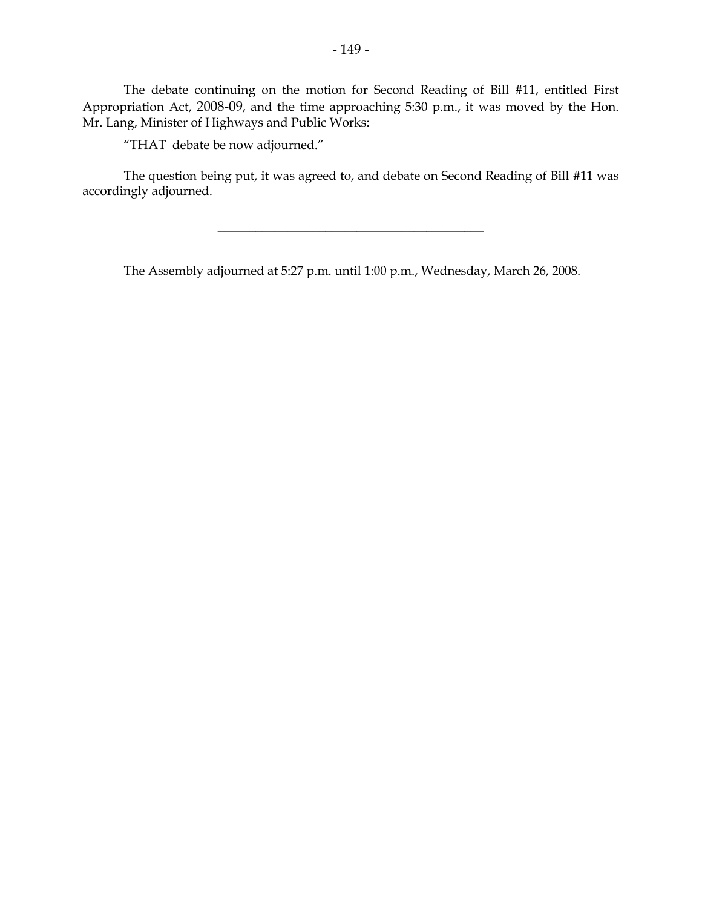The debate continuing on the motion for Second Reading of Bill #11, entitled First Appropriation Act, 2008-09, and the time approaching 5:30 p.m., it was moved by the Hon. Mr. Lang, Minister of Highways and Public Works:

"THAT debate be now adjourned."

The question being put, it was agreed to, and debate on Second Reading of Bill #11 was accordingly adjourned.

---

The Assembly adjourned at 5:27 p.m. until 1:00 p.m., Wednesday, March 26, 2008.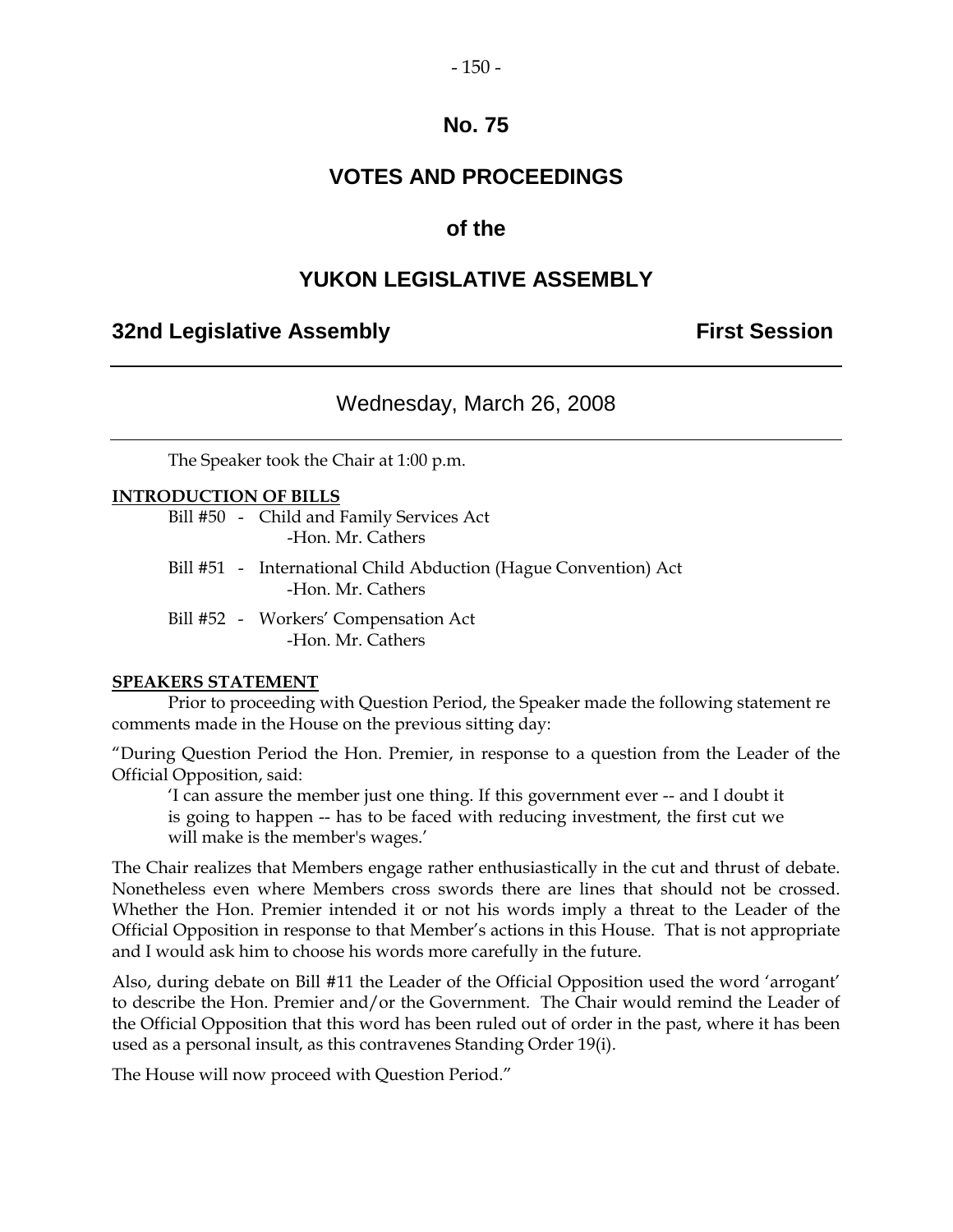# No. 75

## VOTES AND PROCEEDINGS

## of the

## YUKON LEGISLATIVE ASSEMBLY

**32nd Legislative Assembly** **First Session**

---

### Wednesday, March 26, 2008

---

The Speaker took the Chair at 1:00 p.m.

**INTRODUCTION OF BILLS**

Bill #50 - Child and Family Services Act
-Hon. Mr. Cathers

Bill #51 - International Child Abduction (Hague Convention) Act
-Hon. Mr. Cathers

Bill #52 - Workers' Compensation Act
-Hon. Mr. Cathers

**SPEAKERS STATEMENT**

Prior to proceeding with Question Period, the Speaker made the following statement re comments made in the House on the previous sitting day:

"During Question Period the Hon. Premier, in response to a question from the Leader of the Official Opposition, said:

> 'I can assure the member just one thing. If this government ever -- and I doubt it is going to happen -- has to be faced with reducing investment, the first cut we will make is the member's wages.'

The Chair realizes that Members engage rather enthusiastically in the cut and thrust of debate. Nonetheless even where Members cross swords there are lines that should not be crossed. Whether the Hon. Premier intended it or not his words imply a threat to the Leader of the Official Opposition in response to that Member's actions in this House. That is not appropriate and I would ask him to choose his words more carefully in the future.

Also, during debate on Bill #11 the Leader of the Official Opposition used the word 'arrogant' to describe the Hon. Premier and/or the Government. The Chair would remind the Leader of the Official Opposition that this word has been ruled out of order in the past, where it has been used as a personal insult, as this contravenes Standing Order 19(i).

The House will now proceed with Question Period."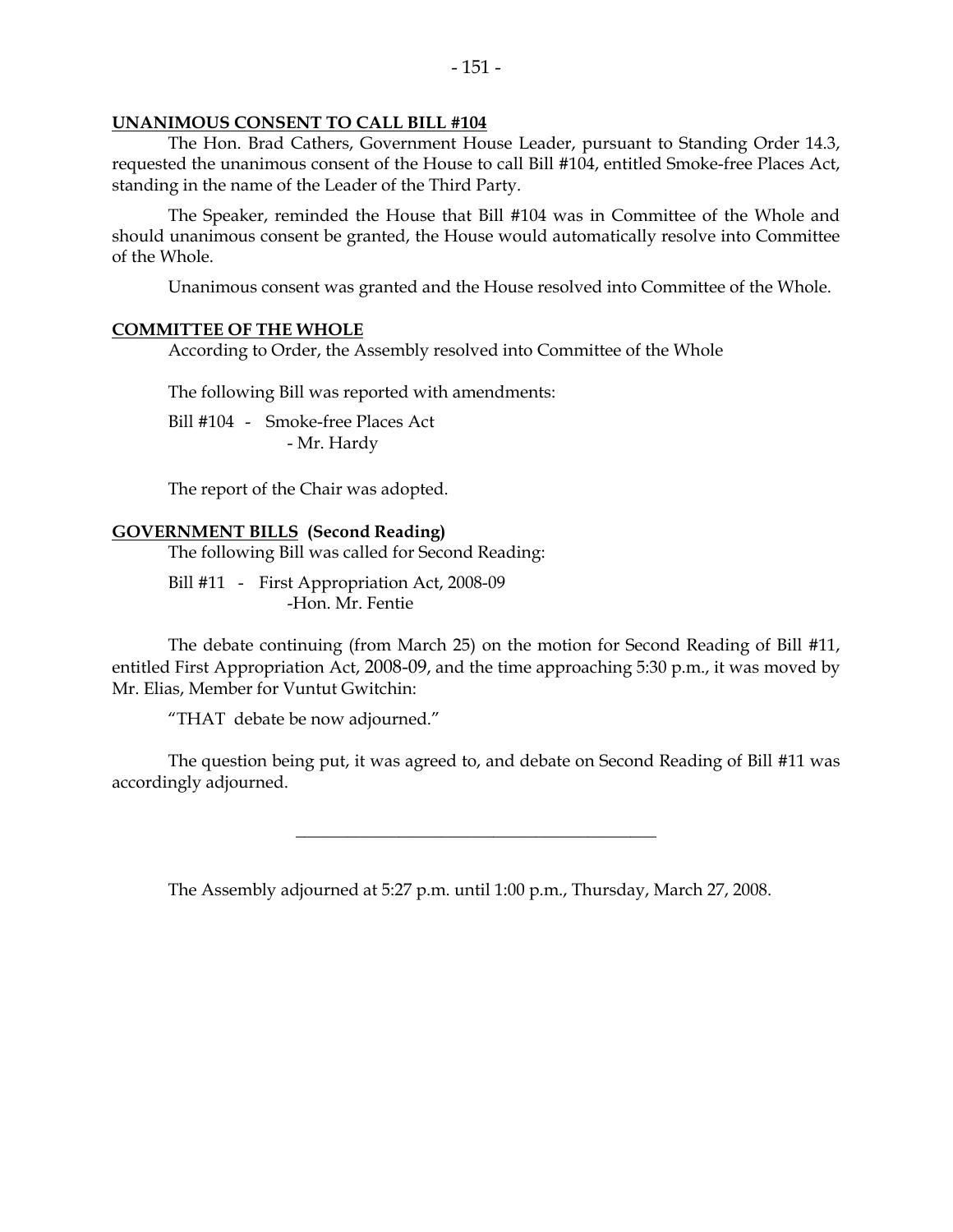**UNANIMOUS CONSENT TO CALL BILL #104**

The Hon. Brad Cathers, Government House Leader, pursuant to Standing Order 14.3, requested the unanimous consent of the House to call Bill #104, entitled Smoke-free Places Act, standing in the name of the Leader of the Third Party.

The Speaker, reminded the House that Bill #104 was in Committee of the Whole and should unanimous consent be granted, the House would automatically resolve into Committee of the Whole.

Unanimous consent was granted and the House resolved into Committee of the Whole.

**COMMITTEE OF THE WHOLE**

According to Order, the Assembly resolved into Committee of the Whole

The following Bill was reported with amendments:

Bill #104 - Smoke-free Places Act
- Mr. Hardy

The report of the Chair was adopted.

**GOVERNMENT BILLS (Second Reading)**

The following Bill was called for Second Reading:

Bill #11 - First Appropriation Act, 2008-09
-Hon. Mr. Fentie

The debate continuing (from March 25) on the motion for Second Reading of Bill #11, entitled First Appropriation Act, 2008-09, and the time approaching 5:30 p.m., it was moved by Mr. Elias, Member for Vuntut Gwitchin:

"THAT debate be now adjourned."

The question being put, it was agreed to, and debate on Second Reading of Bill #11 was accordingly adjourned.

---

The Assembly adjourned at 5:27 p.m. until 1:00 p.m., Thursday, March 27, 2008.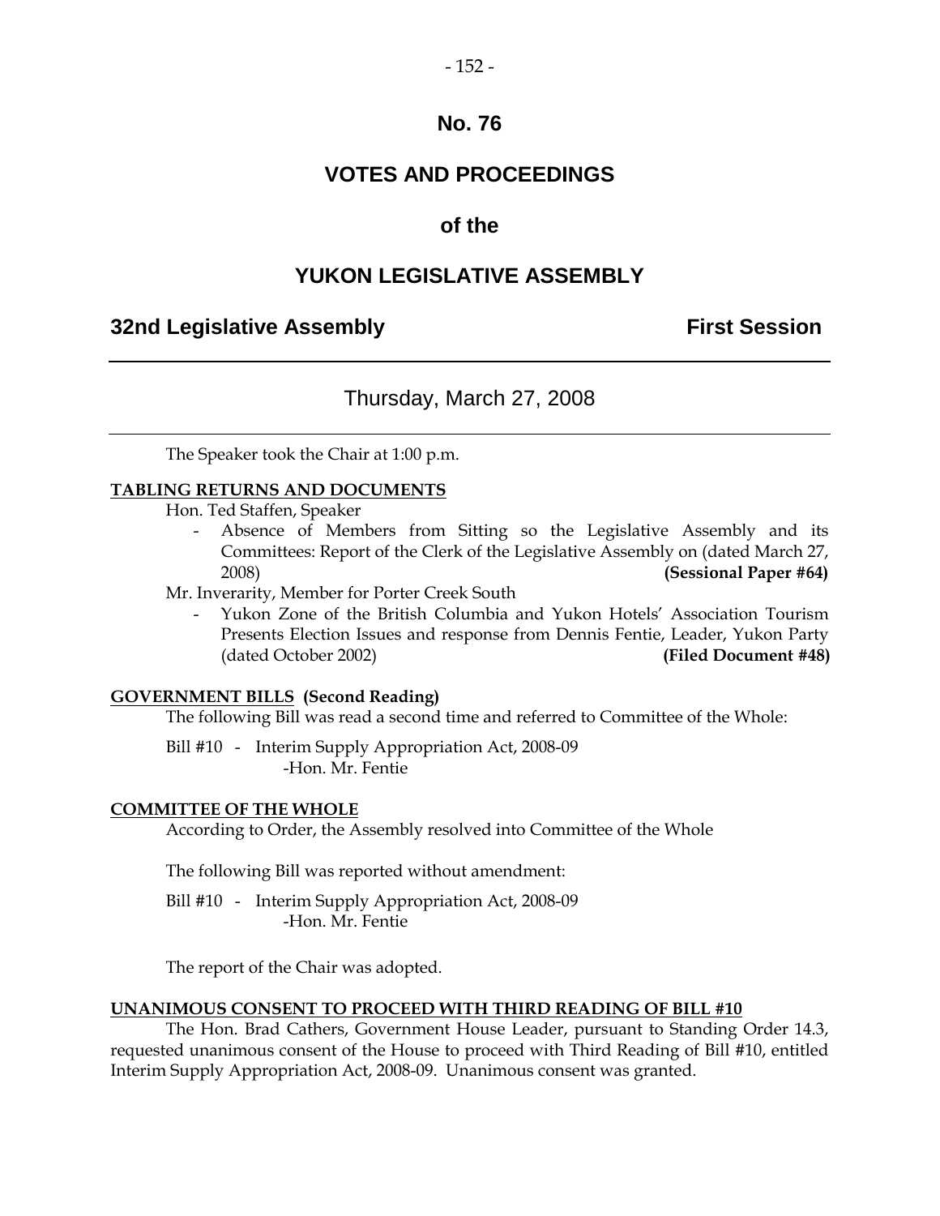# No. 76

## VOTES AND PROCEEDINGS

## of the

## YUKON LEGISLATIVE ASSEMBLY

**32nd Legislative Assembly** **First Session**

---

Thursday, March 27, 2008

---

The Speaker took the Chair at 1:00 p.m.

**TABLING RETURNS AND DOCUMENTS**

Hon. Ted Staffen, Speaker

- Absence of Members from Sitting so the Legislative Assembly and its Committees: Report of the Clerk of the Legislative Assembly on (dated March 27, 2008) **(Sessional Paper #64)**

Mr. Inverarity, Member for Porter Creek South

- Yukon Zone of the British Columbia and Yukon Hotels' Association Tourism Presents Election Issues and response from Dennis Fentie, Leader, Yukon Party (dated October 2002) **(Filed Document #48)**

**GOVERNMENT BILLS (Second Reading)**

The following Bill was read a second time and referred to Committee of the Whole:

Bill #10 - Interim Supply Appropriation Act, 2008-09
-Hon. Mr. Fentie

**COMMITTEE OF THE WHOLE**

According to Order, the Assembly resolved into Committee of the Whole

The following Bill was reported without amendment:

Bill #10 - Interim Supply Appropriation Act, 2008-09
-Hon. Mr. Fentie

The report of the Chair was adopted.

**UNANIMOUS CONSENT TO PROCEED WITH THIRD READING OF BILL #10**

The Hon. Brad Cathers, Government House Leader, pursuant to Standing Order 14.3, requested unanimous consent of the House to proceed with Third Reading of Bill #10, entitled Interim Supply Appropriation Act, 2008-09. Unanimous consent was granted.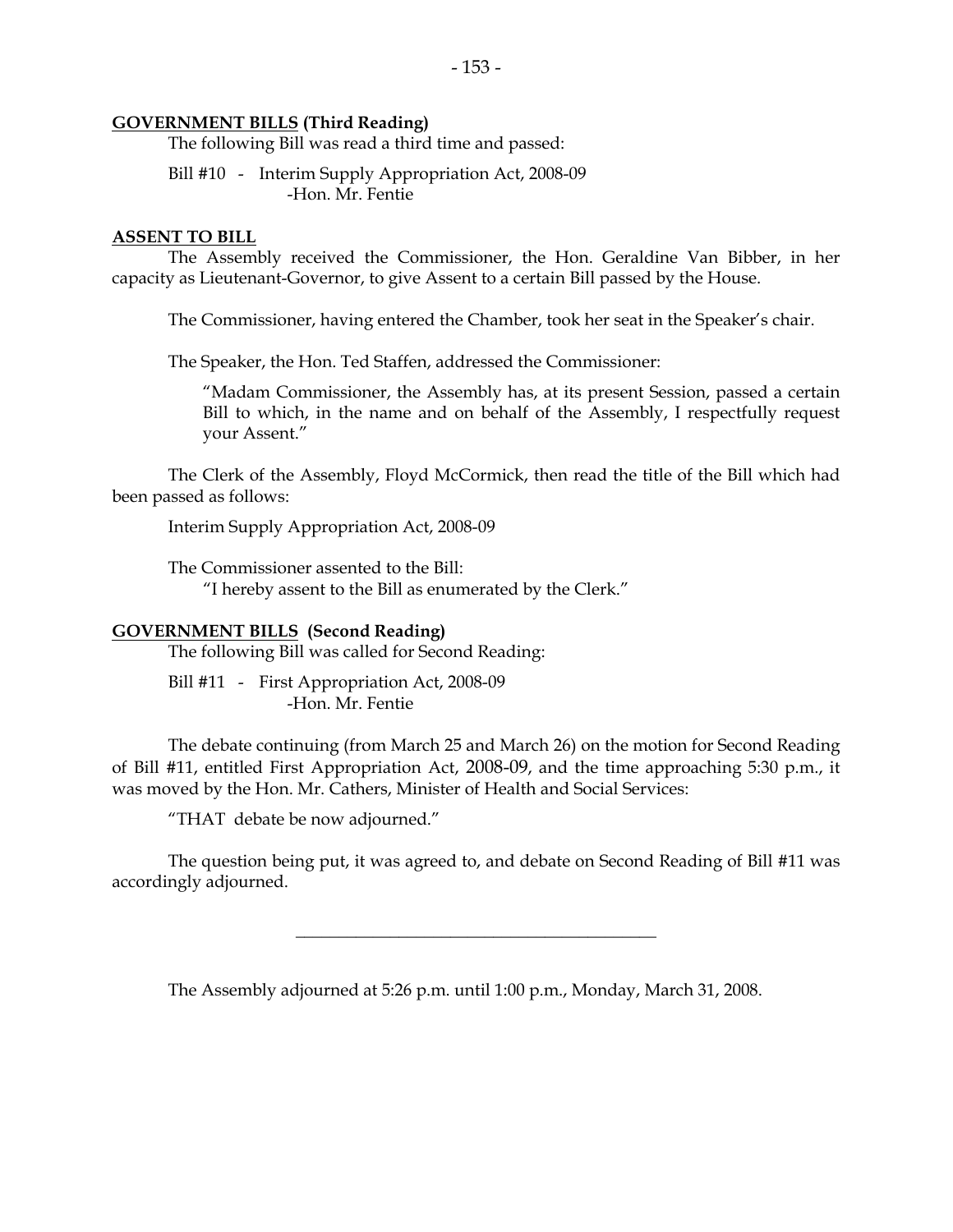**GOVERNMENT BILLS (Third Reading)**

The following Bill was read a third time and passed:

Bill #10 - Interim Supply Appropriation Act, 2008-09
-Hon. Mr. Fentie

**ASSENT TO BILL**

The Assembly received the Commissioner, the Hon. Geraldine Van Bibber, in her capacity as Lieutenant-Governor, to give Assent to a certain Bill passed by the House.

The Commissioner, having entered the Chamber, took her seat in the Speaker's chair.

The Speaker, the Hon. Ted Staffen, addressed the Commissioner:

> "Madam Commissioner, the Assembly has, at its present Session, passed a certain Bill to which, in the name and on behalf of the Assembly, I respectfully request your Assent."

The Clerk of the Assembly, Floyd McCormick, then read the title of the Bill which had been passed as follows:

Interim Supply Appropriation Act, 2008-09

The Commissioner assented to the Bill:

"I hereby assent to the Bill as enumerated by the Clerk."

**GOVERNMENT BILLS (Second Reading)**

The following Bill was called for Second Reading:

Bill #11 - First Appropriation Act, 2008-09
-Hon. Mr. Fentie

The debate continuing (from March 25 and March 26) on the motion for Second Reading of Bill #11, entitled First Appropriation Act, 2008-09, and the time approaching 5:30 p.m., it was moved by the Hon. Mr. Cathers, Minister of Health and Social Services:

"THAT debate be now adjourned."

The question being put, it was agreed to, and debate on Second Reading of Bill #11 was accordingly adjourned.

---

The Assembly adjourned at 5:26 p.m. until 1:00 p.m., Monday, March 31, 2008.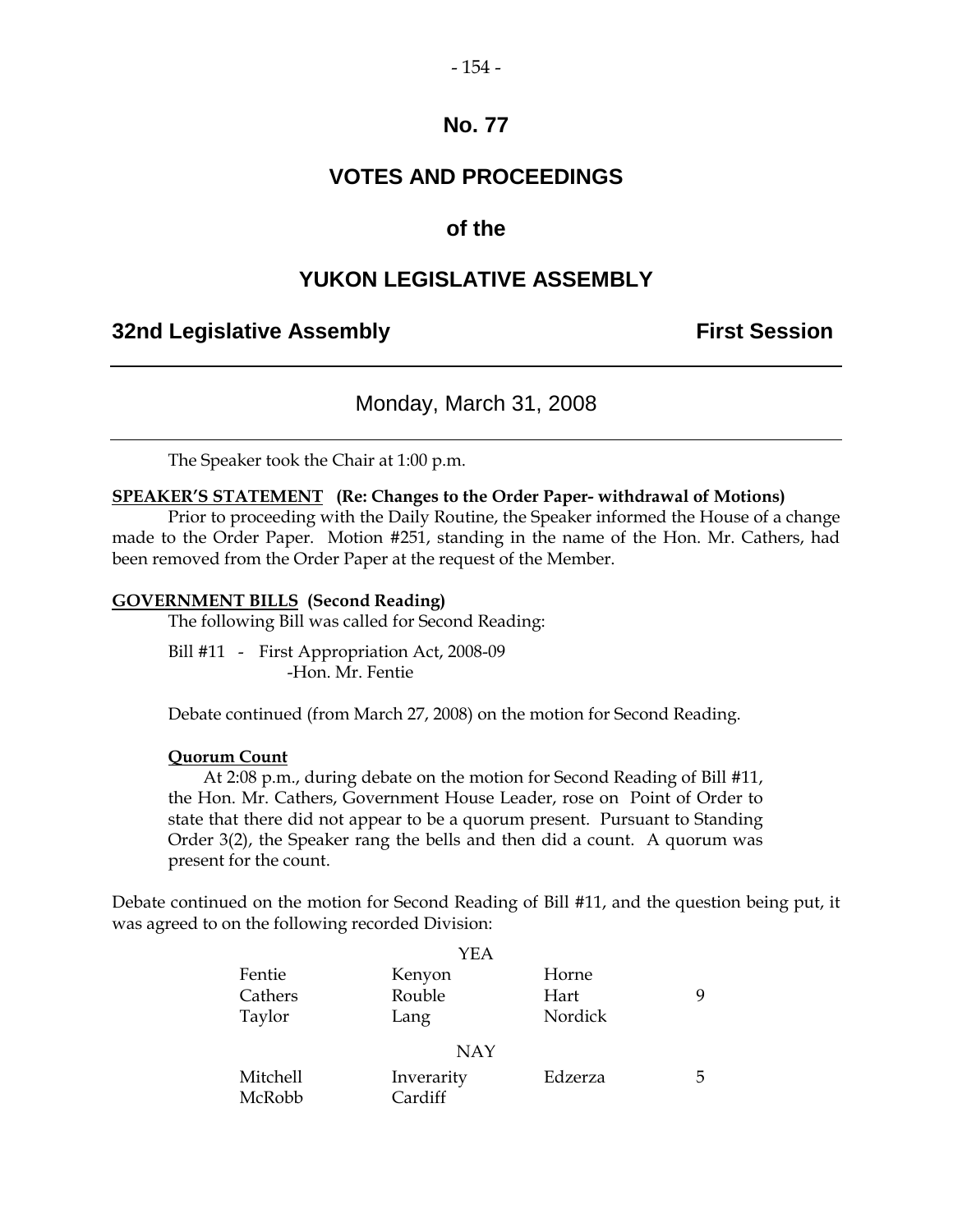# No. 77

## VOTES AND PROCEEDINGS

## of the

## YUKON LEGISLATIVE ASSEMBLY

**32nd Legislative Assembly** **First Session**

---

Monday, March 31, 2008

---

The Speaker took the Chair at 1:00 p.m.

**SPEAKER'S STATEMENT (Re: Changes to the Order Paper- withdrawal of Motions)**

Prior to proceeding with the Daily Routine, the Speaker informed the House of a change made to the Order Paper. Motion #251, standing in the name of the Hon. Mr. Cathers, had been removed from the Order Paper at the request of the Member.

**GOVERNMENT BILLS (Second Reading)**

The following Bill was called for Second Reading:

Bill #11 - First Appropriation Act, 2008-09
-Hon. Mr. Fentie

Debate continued (from March 27, 2008) on the motion for Second Reading.

**Quorum Count**

At 2:08 p.m., during debate on the motion for Second Reading of Bill #11, the Hon. Mr. Cathers, Government House Leader, rose on Point of Order to state that there did not appear to be a quorum present. Pursuant to Standing Order 3(2), the Speaker rang the bells and then did a count. A quorum was present for the count.

Debate continued on the motion for Second Reading of Bill #11, and the question being put, it was agreed to on the following recorded Division:

| | YEA | | |
|---|---|---|---|
| Fentie | Kenyon | Horne | |
| Cathers | Rouble | Hart | 9 |
| Taylor | Lang | Nordick | |
| | **NAY** | | |
| Mitchell | Inverarity | Edzerza | 5 |
| McRobb | Cardiff | | |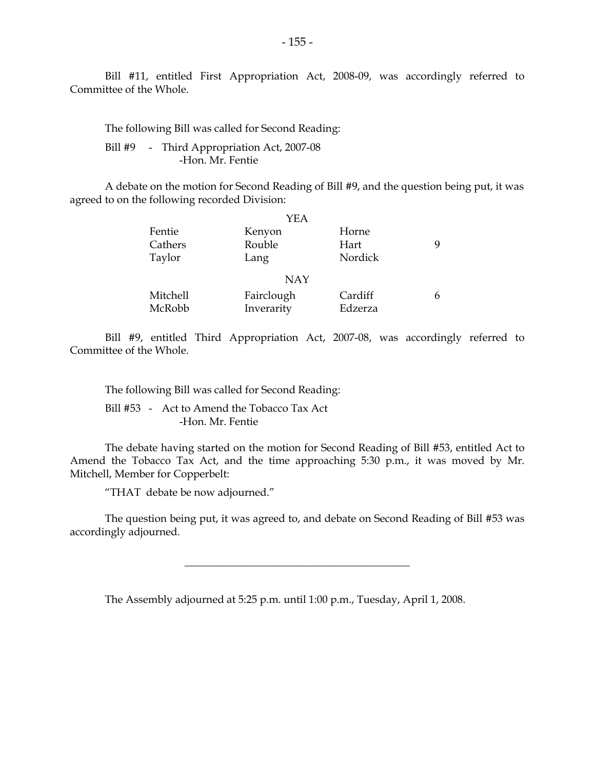Bill #11, entitled First Appropriation Act, 2008-09, was accordingly referred to Committee of the Whole.

The following Bill was called for Second Reading:

Bill #9 - Third Appropriation Act, 2007-08
-Hon. Mr. Fentie

A debate on the motion for Second Reading of Bill #9, and the question being put, it was agreed to on the following recorded Division:

| | YEA | | |
|---|---|---|---|
| Fentie | Kenyon | Horne | |
| Cathers | Rouble | Hart | 9 |
| Taylor | Lang | Nordick | |
| | **NAY** | | |
| Mitchell | Fairclough | Cardiff | 6 |
| McRobb | Inverarity | Edzerza | |

Bill #9, entitled Third Appropriation Act, 2007-08, was accordingly referred to Committee of the Whole.

The following Bill was called for Second Reading:

Bill #53 - Act to Amend the Tobacco Tax Act
-Hon. Mr. Fentie

The debate having started on the motion for Second Reading of Bill #53, entitled Act to Amend the Tobacco Tax Act, and the time approaching 5:30 p.m., it was moved by Mr. Mitchell, Member for Copperbelt:

"THAT debate be now adjourned."

The question being put, it was agreed to, and debate on Second Reading of Bill #53 was accordingly adjourned.

---

The Assembly adjourned at 5:25 p.m. until 1:00 p.m., Tuesday, April 1, 2008.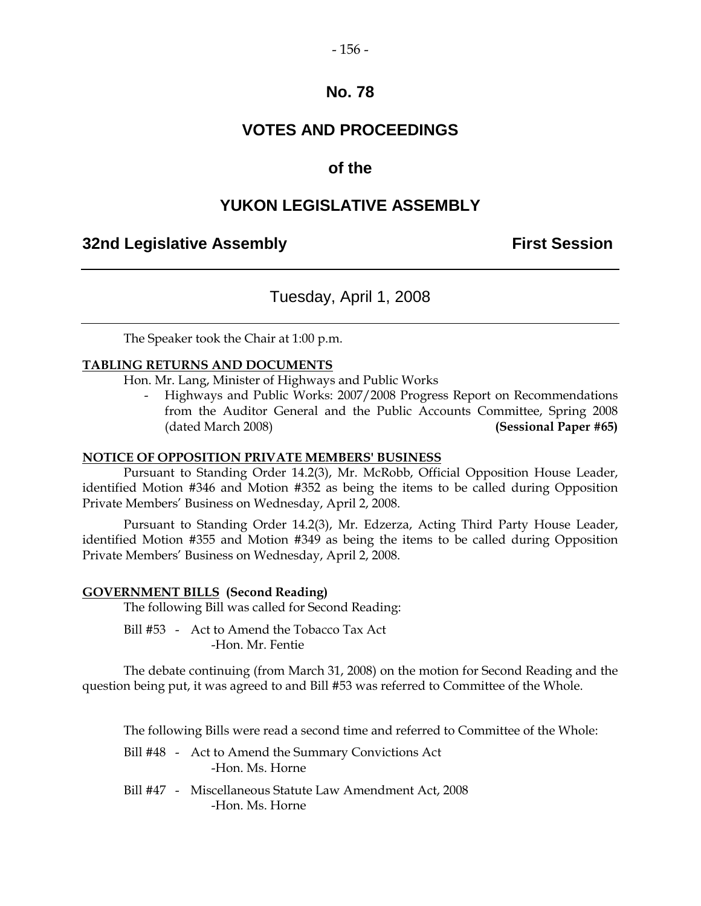# No. 78

# VOTES AND PROCEEDINGS

## of the

# YUKON LEGISLATIVE ASSEMBLY

**32nd Legislative Assembly** **First Session**

---

Tuesday, April 1, 2008

---

The Speaker took the Chair at 1:00 p.m.

**TABLING RETURNS AND DOCUMENTS**

Hon. Mr. Lang, Minister of Highways and Public Works

- Highways and Public Works: 2007/2008 Progress Report on Recommendations from the Auditor General and the Public Accounts Committee, Spring 2008 (dated March 2008) **(Sessional Paper #65)**

**NOTICE OF OPPOSITION PRIVATE MEMBERS' BUSINESS**

Pursuant to Standing Order 14.2(3), Mr. McRobb, Official Opposition House Leader, identified Motion #346 and Motion #352 as being the items to be called during Opposition Private Members' Business on Wednesday, April 2, 2008.

Pursuant to Standing Order 14.2(3), Mr. Edzerza, Acting Third Party House Leader, identified Motion #355 and Motion #349 as being the items to be called during Opposition Private Members' Business on Wednesday, April 2, 2008.

**GOVERNMENT BILLS (Second Reading)**

The following Bill was called for Second Reading:

Bill #53 - Act to Amend the Tobacco Tax Act
-Hon. Mr. Fentie

The debate continuing (from March 31, 2008) on the motion for Second Reading and the question being put, it was agreed to and Bill #53 was referred to Committee of the Whole.

The following Bills were read a second time and referred to Committee of the Whole:

Bill #48 - Act to Amend the Summary Convictions Act
-Hon. Ms. Horne

Bill #47 - Miscellaneous Statute Law Amendment Act, 2008
-Hon. Ms. Horne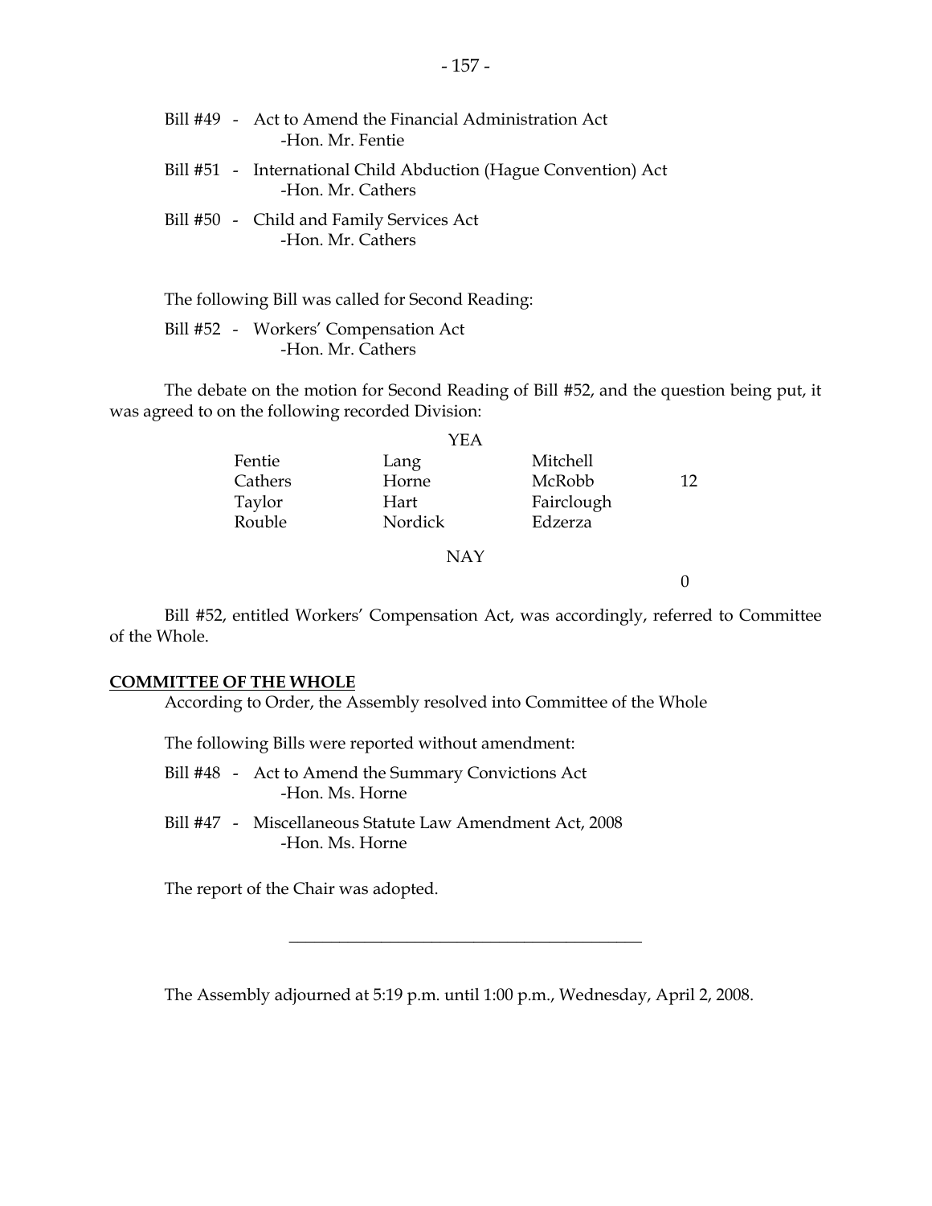Bill #49 - Act to Amend the Financial Administration Act
-Hon. Mr. Fentie

Bill #51 - International Child Abduction (Hague Convention) Act
-Hon. Mr. Cathers

Bill #50 - Child and Family Services Act
-Hon. Mr. Cathers

The following Bill was called for Second Reading:

Bill #52 - Workers' Compensation Act
-Hon. Mr. Cathers

The debate on the motion for Second Reading of Bill #52, and the question being put, it was agreed to on the following recorded Division:

YEA

| | | | |
|---|---|---|---|
| Fentie | Lang | Mitchell | |
| Cathers | Horne | McRobb | 12 |
| Taylor | Hart | Fairclough | |
| Rouble | Nordick | Edzerza | |

NAY

0

Bill #52, entitled Workers' Compensation Act, was accordingly, referred to Committee of the Whole.

## COMMITTEE OF THE WHOLE

According to Order, the Assembly resolved into Committee of the Whole

The following Bills were reported without amendment:

Bill #48 - Act to Amend the Summary Convictions Act
-Hon. Ms. Horne

Bill #47 - Miscellaneous Statute Law Amendment Act, 2008
-Hon. Ms. Horne

The report of the Chair was adopted.

---

The Assembly adjourned at 5:19 p.m. until 1:00 p.m., Wednesday, April 2, 2008.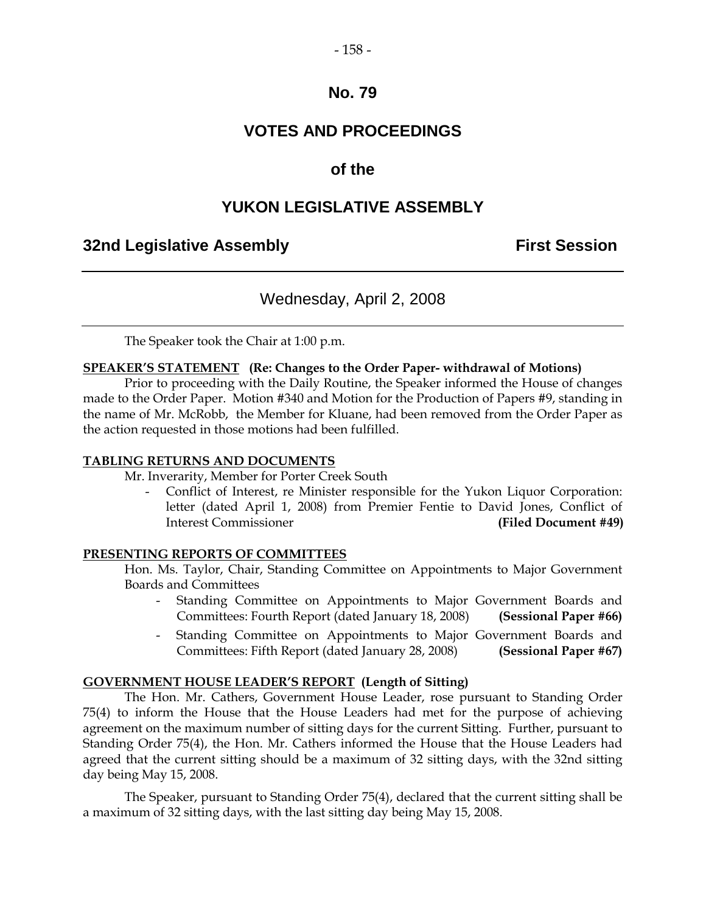# No. 79

# VOTES AND PROCEEDINGS

# of the

# YUKON LEGISLATIVE ASSEMBLY

**32nd Legislative Assembly** **First Session**

---

Wednesday, April 2, 2008

---

The Speaker took the Chair at 1:00 p.m.

**SPEAKER'S STATEMENT** **(Re: Changes to the Order Paper- withdrawal of Motions)**

Prior to proceeding with the Daily Routine, the Speaker informed the House of changes made to the Order Paper. Motion #340 and Motion for the Production of Papers #9, standing in the name of Mr. McRobb, the Member for Kluane, had been removed from the Order Paper as the action requested in those motions had been fulfilled.

**TABLING RETURNS AND DOCUMENTS**

Mr. Inverarity, Member for Porter Creek South

- Conflict of Interest, re Minister responsible for the Yukon Liquor Corporation: letter (dated April 1, 2008) from Premier Fentie to David Jones, Conflict of Interest Commissioner **(Filed Document #49)**

**PRESENTING REPORTS OF COMMITTEES**

Hon. Ms. Taylor, Chair, Standing Committee on Appointments to Major Government Boards and Committees

- Standing Committee on Appointments to Major Government Boards and Committees: Fourth Report (dated January 18, 2008) **(Sessional Paper #66)**
- Standing Committee on Appointments to Major Government Boards and Committees: Fifth Report (dated January 28, 2008) **(Sessional Paper #67)**

**GOVERNMENT HOUSE LEADER'S REPORT** **(Length of Sitting)**

The Hon. Mr. Cathers, Government House Leader, rose pursuant to Standing Order 75(4) to inform the House that the House Leaders had met for the purpose of achieving agreement on the maximum number of sitting days for the current Sitting. Further, pursuant to Standing Order 75(4), the Hon. Mr. Cathers informed the House that the House Leaders had agreed that the current sitting should be a maximum of 32 sitting days, with the 32nd sitting day being May 15, 2008.

The Speaker, pursuant to Standing Order 75(4), declared that the current sitting shall be a maximum of 32 sitting days, with the last sitting day being May 15, 2008.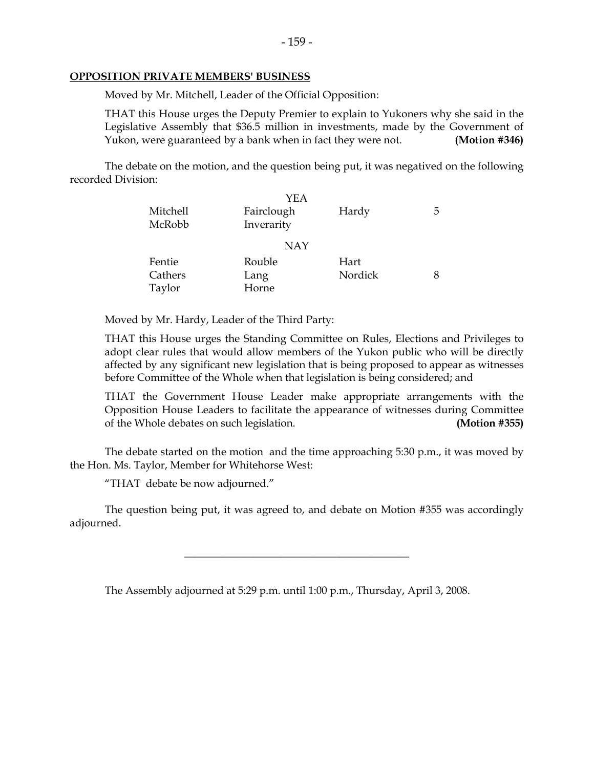**OPPOSITION PRIVATE MEMBERS' BUSINESS**

Moved by Mr. Mitchell, Leader of the Official Opposition:

THAT this House urges the Deputy Premier to explain to Yukoners why she said in the Legislative Assembly that $36.5 million in investments, made by the Government of Yukon, were guaranteed by a bank when in fact they were not. **(Motion #346)**

The debate on the motion, and the question being put, it was negatived on the following recorded Division:

| | YEA | | |
|---|---|---|---|
| Mitchell | Fairclough | Hardy | 5 |
| McRobb | Inverarity | | |
| | **NAY** | | |
| Fentie | Rouble | Hart | |
| Cathers | Lang | Nordick | 8 |
| Taylor | Horne | | |

Moved by Mr. Hardy, Leader of the Third Party:

THAT this House urges the Standing Committee on Rules, Elections and Privileges to adopt clear rules that would allow members of the Yukon public who will be directly affected by any significant new legislation that is being proposed to appear as witnesses before Committee of the Whole when that legislation is being considered; and

THAT the Government House Leader make appropriate arrangements with the Opposition House Leaders to facilitate the appearance of witnesses during Committee of the Whole debates on such legislation. **(Motion #355)**

The debate started on the motion and the time approaching 5:30 p.m., it was moved by the Hon. Ms. Taylor, Member for Whitehorse West:

"THAT debate be now adjourned."

The question being put, it was agreed to, and debate on Motion #355 was accordingly adjourned.

---

The Assembly adjourned at 5:29 p.m. until 1:00 p.m., Thursday, April 3, 2008.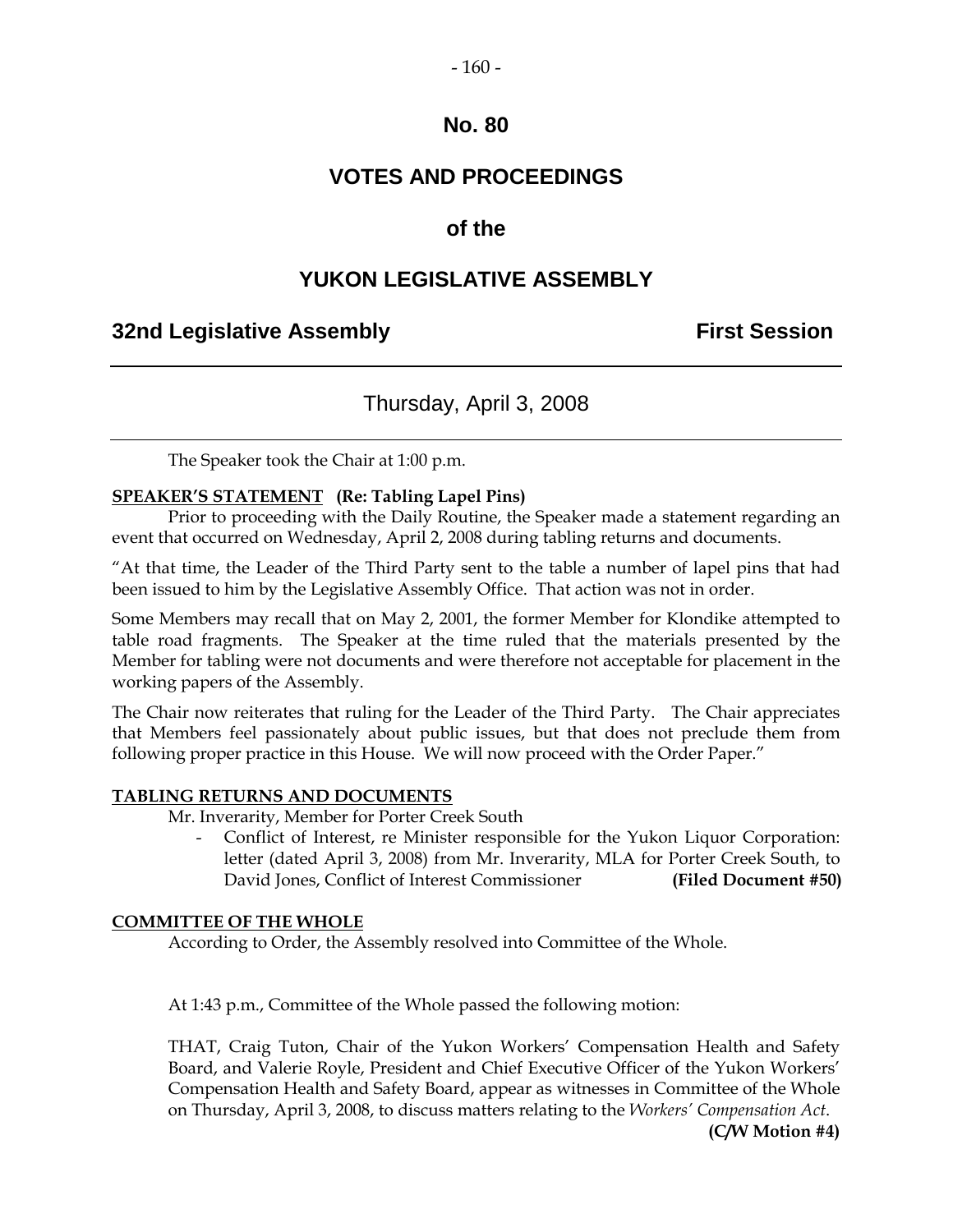# No. 80

# VOTES AND PROCEEDINGS

# of the

# YUKON LEGISLATIVE ASSEMBLY

**32nd Legislative Assembly** **First Session**

---

Thursday, April 3, 2008

---

The Speaker took the Chair at 1:00 p.m.

**SPEAKER'S STATEMENT (Re: Tabling Lapel Pins)**

Prior to proceeding with the Daily Routine, the Speaker made a statement regarding an event that occurred on Wednesday, April 2, 2008 during tabling returns and documents.

"At that time, the Leader of the Third Party sent to the table a number of lapel pins that had been issued to him by the Legislative Assembly Office. That action was not in order.

Some Members may recall that on May 2, 2001, the former Member for Klondike attempted to table road fragments. The Speaker at the time ruled that the materials presented by the Member for tabling were not documents and were therefore not acceptable for placement in the working papers of the Assembly.

The Chair now reiterates that ruling for the Leader of the Third Party. The Chair appreciates that Members feel passionately about public issues, but that does not preclude them from following proper practice in this House. We will now proceed with the Order Paper."

**TABLING RETURNS AND DOCUMENTS**

Mr. Inverarity, Member for Porter Creek South

- Conflict of Interest, re Minister responsible for the Yukon Liquor Corporation: letter (dated April 3, 2008) from Mr. Inverarity, MLA for Porter Creek South, to David Jones, Conflict of Interest Commissioner **(Filed Document #50)**

**COMMITTEE OF THE WHOLE**

According to Order, the Assembly resolved into Committee of the Whole.

At 1:43 p.m., Committee of the Whole passed the following motion:

THAT, Craig Tuton, Chair of the Yukon Workers' Compensation Health and Safety Board, and Valerie Royle, President and Chief Executive Officer of the Yukon Workers' Compensation Health and Safety Board, appear as witnesses in Committee of the Whole on Thursday, April 3, 2008, to discuss matters relating to the *Workers' Compensation Act*. **(C/W Motion #4)**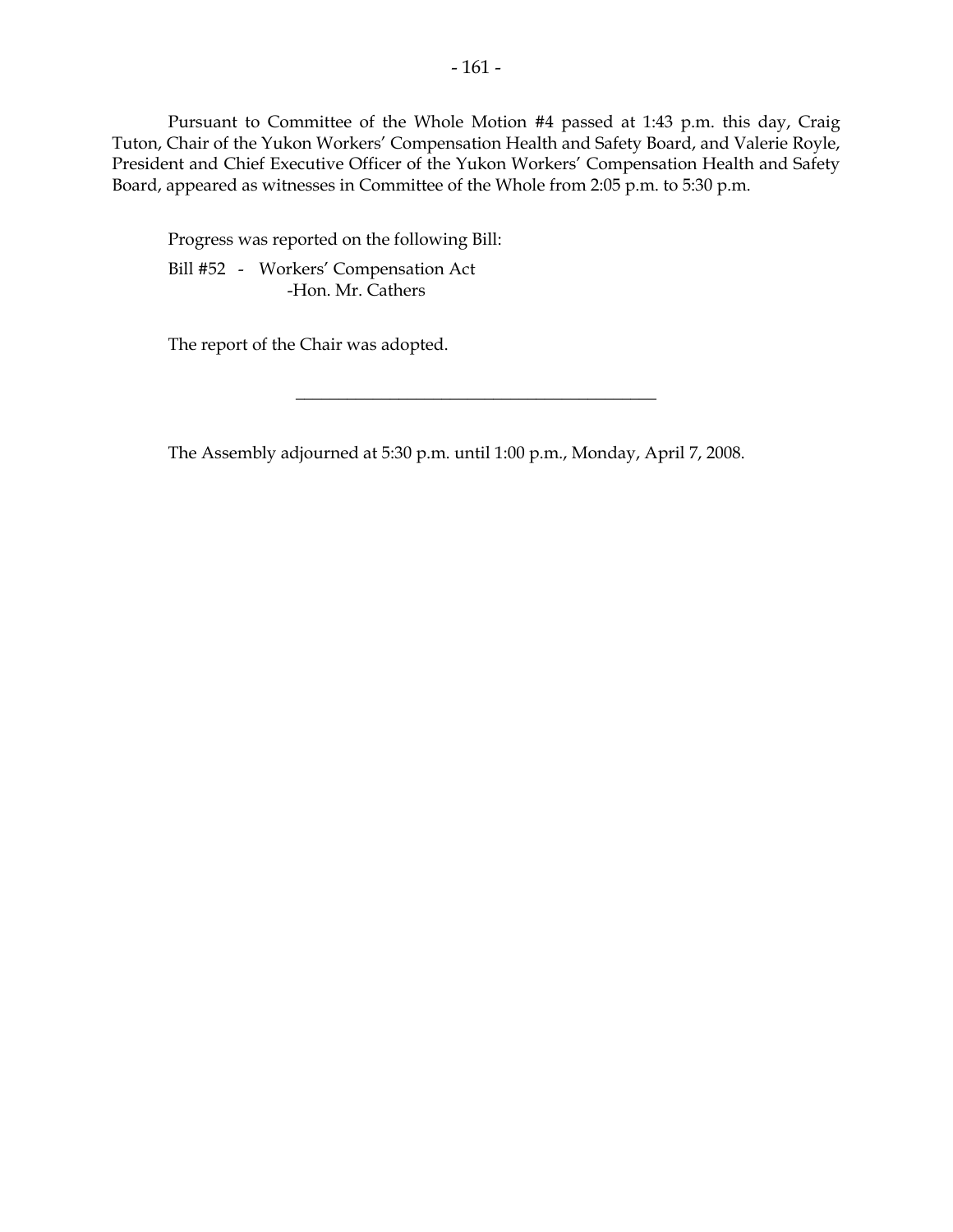Pursuant to Committee of the Whole Motion #4 passed at 1:43 p.m. this day, Craig Tuton, Chair of the Yukon Workers' Compensation Health and Safety Board, and Valerie Royle, President and Chief Executive Officer of the Yukon Workers' Compensation Health and Safety Board, appeared as witnesses in Committee of the Whole from 2:05 p.m. to 5:30 p.m.

Progress was reported on the following Bill:

Bill #52 - Workers' Compensation Act
-Hon. Mr. Cathers

The report of the Chair was adopted.

---

The Assembly adjourned at 5:30 p.m. until 1:00 p.m., Monday, April 7, 2008.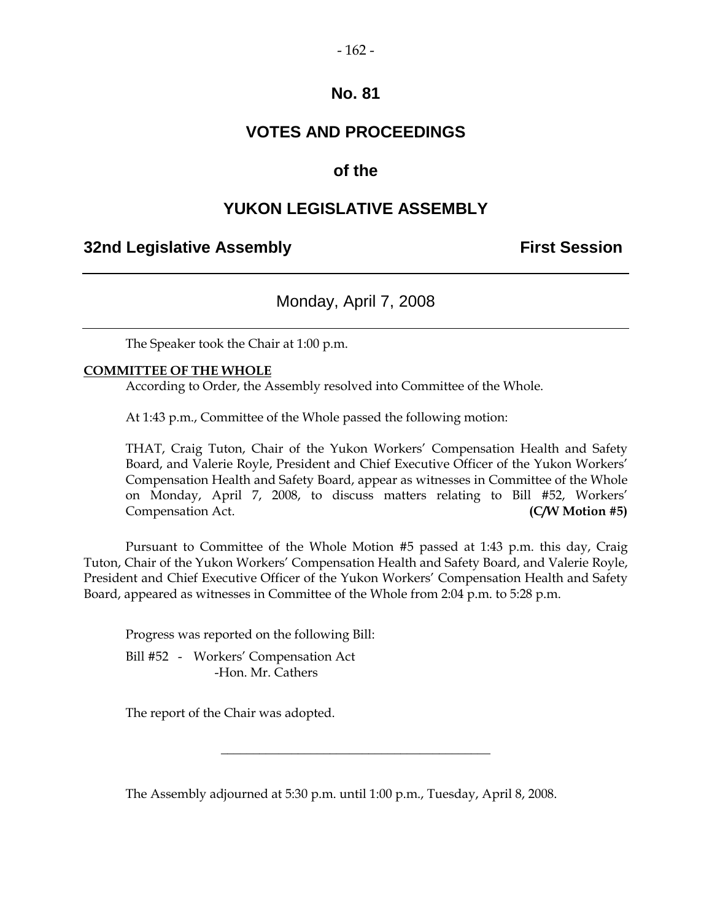# No. 81

# VOTES AND PROCEEDINGS

# of the

# YUKON LEGISLATIVE ASSEMBLY

**32nd Legislative Assembly** **First Session**

---

Monday, April 7, 2008

---

The Speaker took the Chair at 1:00 p.m.

**COMMITTEE OF THE WHOLE**

According to Order, the Assembly resolved into Committee of the Whole.

At 1:43 p.m., Committee of the Whole passed the following motion:

THAT, Craig Tuton, Chair of the Yukon Workers' Compensation Health and Safety Board, and Valerie Royle, President and Chief Executive Officer of the Yukon Workers' Compensation Health and Safety Board, appear as witnesses in Committee of the Whole on Monday, April 7, 2008, to discuss matters relating to Bill #52, Workers' Compensation Act. **(C/W Motion #5)**

Pursuant to Committee of the Whole Motion #5 passed at 1:43 p.m. this day, Craig Tuton, Chair of the Yukon Workers' Compensation Health and Safety Board, and Valerie Royle, President and Chief Executive Officer of the Yukon Workers' Compensation Health and Safety Board, appeared as witnesses in Committee of the Whole from 2:04 p.m. to 5:28 p.m.

Progress was reported on the following Bill:

Bill #52 - Workers' Compensation Act
-Hon. Mr. Cathers

The report of the Chair was adopted.

---

The Assembly adjourned at 5:30 p.m. until 1:00 p.m., Tuesday, April 8, 2008.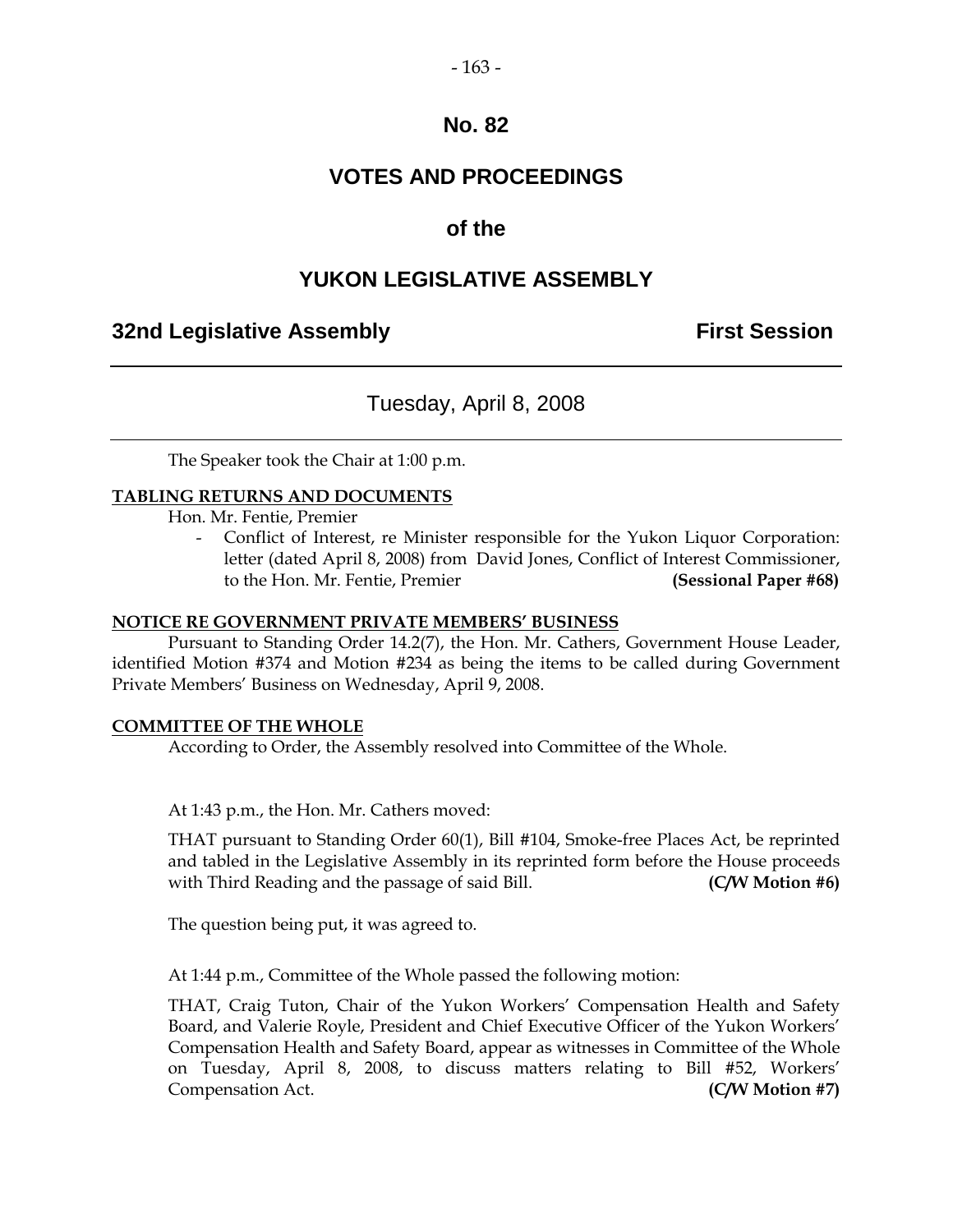# No. 82

# VOTES AND PROCEEDINGS

# of the

# YUKON LEGISLATIVE ASSEMBLY

**32nd Legislative Assembly** **First Session**

## Tuesday, April 8, 2008

The Speaker took the Chair at 1:00 p.m.

**TABLING RETURNS AND DOCUMENTS**

Hon. Mr. Fentie, Premier

- Conflict of Interest, re Minister responsible for the Yukon Liquor Corporation: letter (dated April 8, 2008) from David Jones, Conflict of Interest Commissioner, to the Hon. Mr. Fentie, Premier **(Sessional Paper #68)**

**NOTICE RE GOVERNMENT PRIVATE MEMBERS' BUSINESS**

Pursuant to Standing Order 14.2(7), the Hon. Mr. Cathers, Government House Leader, identified Motion #374 and Motion #234 as being the items to be called during Government Private Members' Business on Wednesday, April 9, 2008.

**COMMITTEE OF THE WHOLE**

According to Order, the Assembly resolved into Committee of the Whole.

At 1:43 p.m., the Hon. Mr. Cathers moved:

THAT pursuant to Standing Order 60(1), Bill #104, Smoke-free Places Act, be reprinted and tabled in the Legislative Assembly in its reprinted form before the House proceeds with Third Reading and the passage of said Bill. **(C/W Motion #6)**

The question being put, it was agreed to.

At 1:44 p.m., Committee of the Whole passed the following motion:

THAT, Craig Tuton, Chair of the Yukon Workers' Compensation Health and Safety Board, and Valerie Royle, President and Chief Executive Officer of the Yukon Workers' Compensation Health and Safety Board, appear as witnesses in Committee of the Whole on Tuesday, April 8, 2008, to discuss matters relating to Bill #52, Workers' Compensation Act. **(C/W Motion #7)**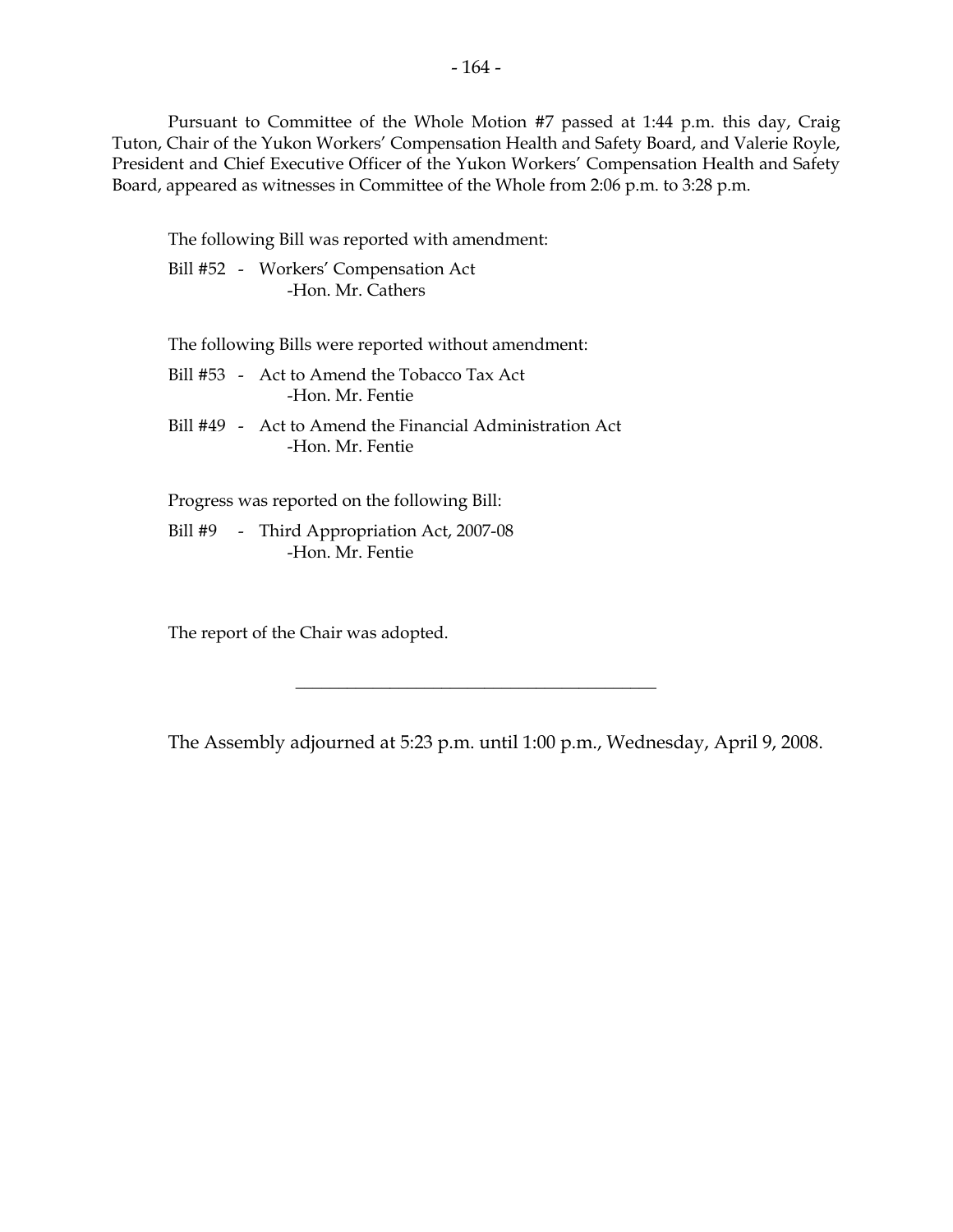Pursuant to Committee of the Whole Motion #7 passed at 1:44 p.m. this day, Craig Tuton, Chair of the Yukon Workers' Compensation Health and Safety Board, and Valerie Royle, President and Chief Executive Officer of the Yukon Workers' Compensation Health and Safety Board, appeared as witnesses in Committee of the Whole from 2:06 p.m. to 3:28 p.m.

The following Bill was reported with amendment:

Bill #52 - Workers' Compensation Act
-Hon. Mr. Cathers

The following Bills were reported without amendment:

Bill #53 - Act to Amend the Tobacco Tax Act
-Hon. Mr. Fentie

Bill #49 - Act to Amend the Financial Administration Act
-Hon. Mr. Fentie

Progress was reported on the following Bill:

Bill #9 - Third Appropriation Act, 2007-08
-Hon. Mr. Fentie

The report of the Chair was adopted.

---

The Assembly adjourned at 5:23 p.m. until 1:00 p.m., Wednesday, April 9, 2008.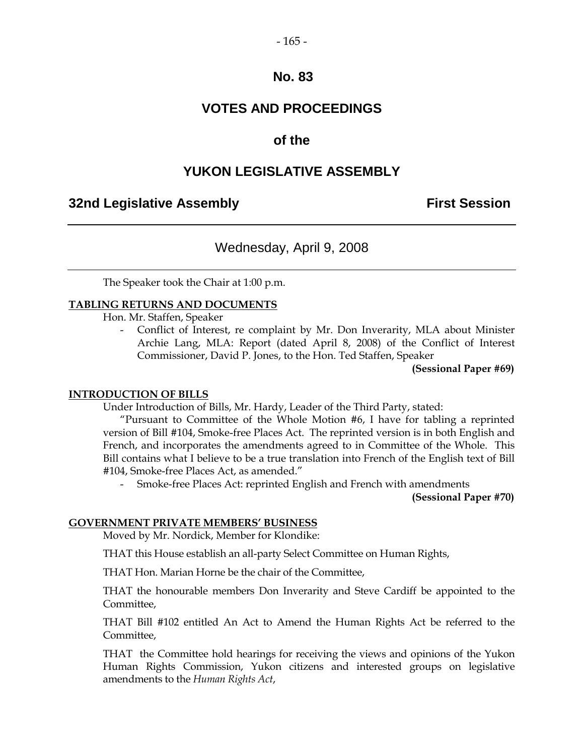# No. 83

## VOTES AND PROCEEDINGS

## of the

## YUKON LEGISLATIVE ASSEMBLY

**32nd Legislative Assembly** **First Session**

---

Wednesday, April 9, 2008

---

The Speaker took the Chair at 1:00 p.m.

**TABLING RETURNS AND DOCUMENTS**

Hon. Mr. Staffen, Speaker

- Conflict of Interest, re complaint by Mr. Don Inverarity, MLA about Minister Archie Lang, MLA: Report (dated April 8, 2008) of the Conflict of Interest Commissioner, David P. Jones, to the Hon. Ted Staffen, Speaker

**(Sessional Paper #69)**

**INTRODUCTION OF BILLS**

Under Introduction of Bills, Mr. Hardy, Leader of the Third Party, stated:

"Pursuant to Committee of the Whole Motion #6, I have for tabling a reprinted version of Bill #104, Smoke-free Places Act. The reprinted version is in both English and French, and incorporates the amendments agreed to in Committee of the Whole. This Bill contains what I believe to be a true translation into French of the English text of Bill #104, Smoke-free Places Act, as amended."

- Smoke-free Places Act: reprinted English and French with amendments

**(Sessional Paper #70)**

**GOVERNMENT PRIVATE MEMBERS' BUSINESS**

Moved by Mr. Nordick, Member for Klondike:

THAT this House establish an all-party Select Committee on Human Rights,

THAT Hon. Marian Horne be the chair of the Committee,

THAT the honourable members Don Inverarity and Steve Cardiff be appointed to the Committee,

THAT Bill #102 entitled An Act to Amend the Human Rights Act be referred to the Committee,

THAT the Committee hold hearings for receiving the views and opinions of the Yukon Human Rights Commission, Yukon citizens and interested groups on legislative amendments to the *Human Rights Act*,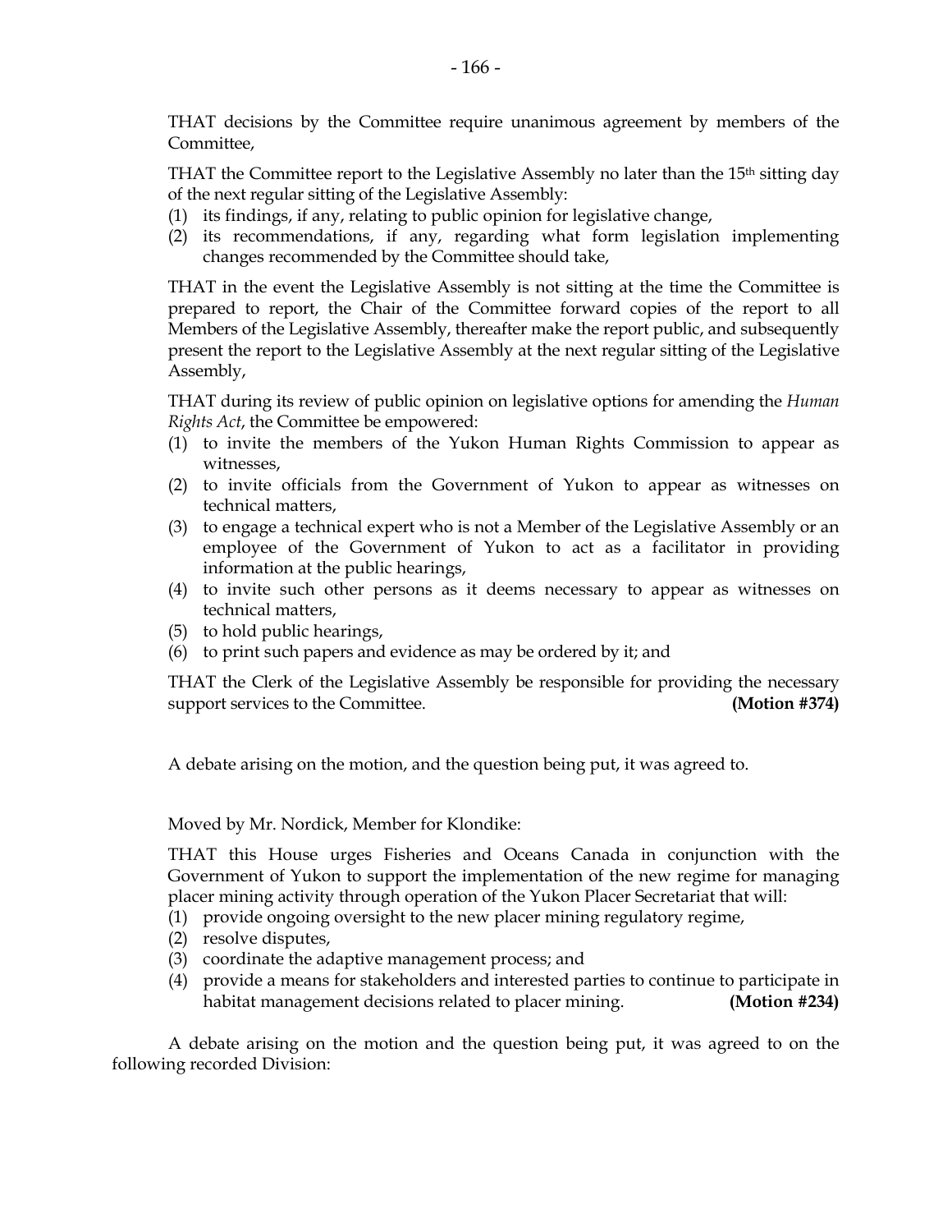THAT decisions by the Committee require unanimous agreement by members of the Committee,

THAT the Committee report to the Legislative Assembly no later than the 15th sitting day of the next regular sitting of the Legislative Assembly:

(1) its findings, if any, relating to public opinion for legislative change,
(2) its recommendations, if any, regarding what form legislation implementing changes recommended by the Committee should take,

THAT in the event the Legislative Assembly is not sitting at the time the Committee is prepared to report, the Chair of the Committee forward copies of the report to all Members of the Legislative Assembly, thereafter make the report public, and subsequently present the report to the Legislative Assembly at the next regular sitting of the Legislative Assembly,

THAT during its review of public opinion on legislative options for amending the *Human Rights Act*, the Committee be empowered:

(1) to invite the members of the Yukon Human Rights Commission to appear as witnesses,
(2) to invite officials from the Government of Yukon to appear as witnesses on technical matters,
(3) to engage a technical expert who is not a Member of the Legislative Assembly or an employee of the Government of Yukon to act as a facilitator in providing information at the public hearings,
(4) to invite such other persons as it deems necessary to appear as witnesses on technical matters,
(5) to hold public hearings,
(6) to print such papers and evidence as may be ordered by it; and

THAT the Clerk of the Legislative Assembly be responsible for providing the necessary support services to the Committee. **(Motion #374)**

A debate arising on the motion, and the question being put, it was agreed to.

Moved by Mr. Nordick, Member for Klondike:

THAT this House urges Fisheries and Oceans Canada in conjunction with the Government of Yukon to support the implementation of the new regime for managing placer mining activity through operation of the Yukon Placer Secretariat that will:

(1) provide ongoing oversight to the new placer mining regulatory regime,
(2) resolve disputes,
(3) coordinate the adaptive management process; and
(4) provide a means for stakeholders and interested parties to continue to participate in habitat management decisions related to placer mining. **(Motion #234)**

A debate arising on the motion and the question being put, it was agreed to on the following recorded Division: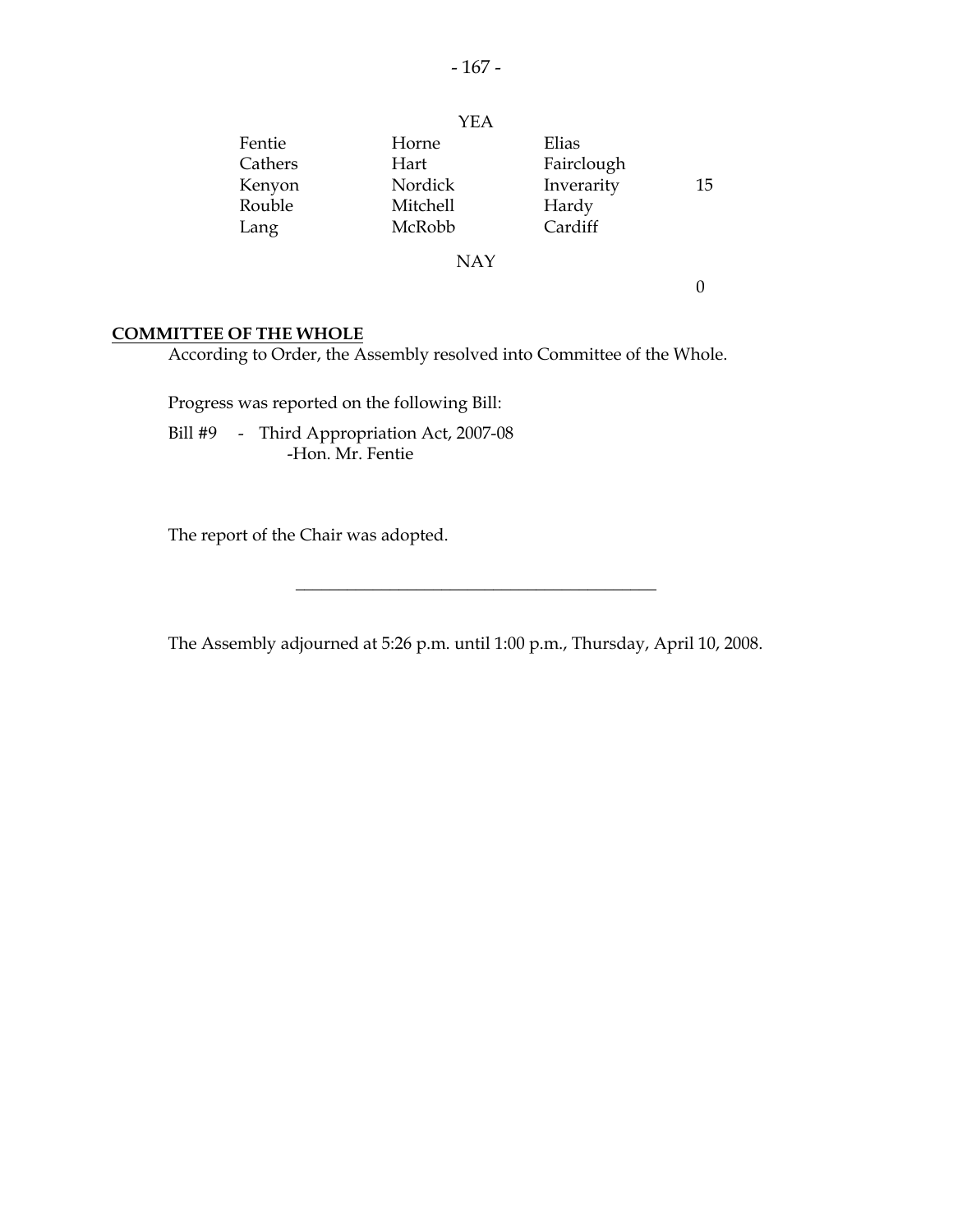YEA

| | | | |
|---|---|---|---|
| Fentie | Horne | Elias | |
| Cathers | Hart | Fairclough | |
| Kenyon | Nordick | Inverarity | 15 |
| Rouble | Mitchell | Hardy | |
| Lang | McRobb | Cardiff | |

NAY

0

**COMMITTEE OF THE WHOLE**

According to Order, the Assembly resolved into Committee of the Whole.

Progress was reported on the following Bill:

Bill #9 - Third Appropriation Act, 2007-08
-Hon. Mr. Fentie

The report of the Chair was adopted.

---

The Assembly adjourned at 5:26 p.m. until 1:00 p.m., Thursday, April 10, 2008.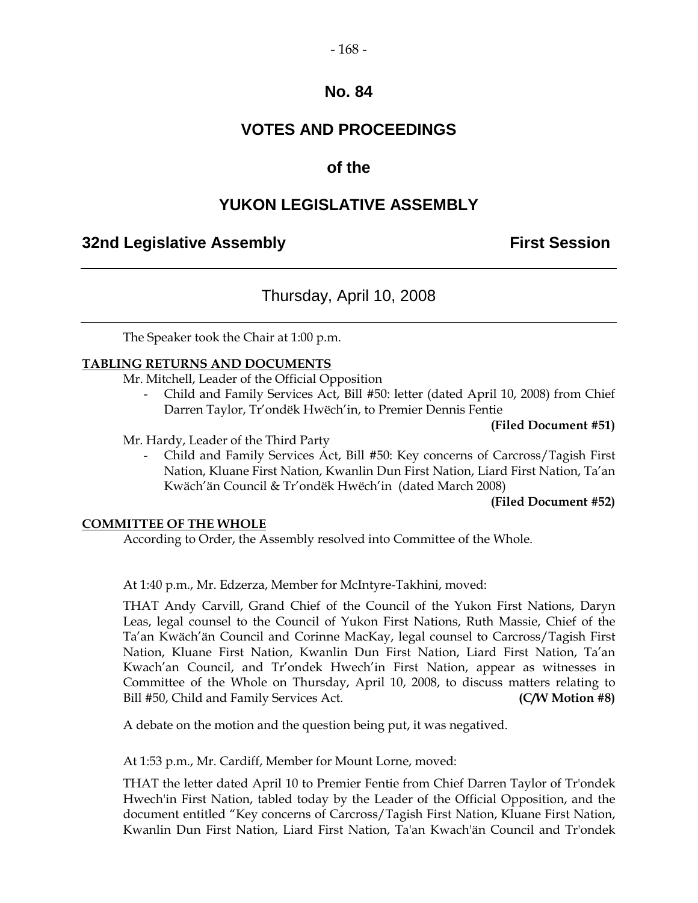# No. 84

# VOTES AND PROCEEDINGS

# of the

# YUKON LEGISLATIVE ASSEMBLY

**32nd Legislative Assembly** **First Session**

---

## Thursday, April 10, 2008

---

The Speaker took the Chair at 1:00 p.m.

**TABLING RETURNS AND DOCUMENTS**

Mr. Mitchell, Leader of the Official Opposition

- Child and Family Services Act, Bill #50: letter (dated April 10, 2008) from Chief Darren Taylor, Tr'ondëk Hwëch'in, to Premier Dennis Fentie

**(Filed Document #51)**

Mr. Hardy, Leader of the Third Party

- Child and Family Services Act, Bill #50: Key concerns of Carcross/Tagish First Nation, Kluane First Nation, Kwanlin Dun First Nation, Liard First Nation, Ta'an Kwäch'än Council & Tr'ondëk Hwëch'in (dated March 2008)

**(Filed Document #52)**

**COMMITTEE OF THE WHOLE**

According to Order, the Assembly resolved into Committee of the Whole.

At 1:40 p.m., Mr. Edzerza, Member for McIntyre-Takhini, moved:

THAT Andy Carvill, Grand Chief of the Council of the Yukon First Nations, Daryn Leas, legal counsel to the Council of Yukon First Nations, Ruth Massie, Chief of the Ta'an Kwäch'än Council and Corinne MacKay, legal counsel to Carcross/Tagish First Nation, Kluane First Nation, Kwanlin Dun First Nation, Liard First Nation, Ta'an Kwach'an Council, and Tr'ondek Hwech'in First Nation, appear as witnesses in Committee of the Whole on Thursday, April 10, 2008, to discuss matters relating to Bill #50, Child and Family Services Act. **(C/W Motion #8)**

A debate on the motion and the question being put, it was negatived.

At 1:53 p.m., Mr. Cardiff, Member for Mount Lorne, moved:

THAT the letter dated April 10 to Premier Fentie from Chief Darren Taylor of Tr'ondek Hwech'in First Nation, tabled today by the Leader of the Official Opposition, and the document entitled "Key concerns of Carcross/Tagish First Nation, Kluane First Nation, Kwanlin Dun First Nation, Liard First Nation, Ta'an Kwach'än Council and Tr'ondek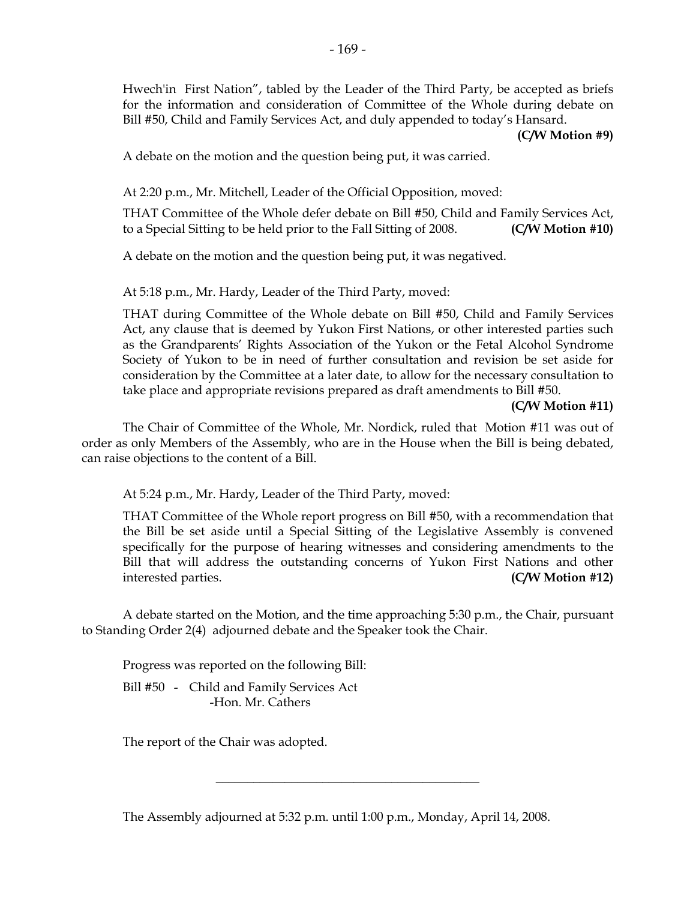Hwech'in First Nation", tabled by the Leader of the Third Party, be accepted as briefs for the information and consideration of Committee of the Whole during debate on Bill #50, Child and Family Services Act, and duly appended to today's Hansard.

**(C/W Motion #9)**

A debate on the motion and the question being put, it was carried.

At 2:20 p.m., Mr. Mitchell, Leader of the Official Opposition, moved:

THAT Committee of the Whole defer debate on Bill #50, Child and Family Services Act, to a Special Sitting to be held prior to the Fall Sitting of 2008. **(C/W Motion #10)**

A debate on the motion and the question being put, it was negatived.

At 5:18 p.m., Mr. Hardy, Leader of the Third Party, moved:

THAT during Committee of the Whole debate on Bill #50, Child and Family Services Act, any clause that is deemed by Yukon First Nations, or other interested parties such as the Grandparents' Rights Association of the Yukon or the Fetal Alcohol Syndrome Society of Yukon to be in need of further consultation and revision be set aside for consideration by the Committee at a later date, to allow for the necessary consultation to take place and appropriate revisions prepared as draft amendments to Bill #50.

**(C/W Motion #11)**

The Chair of Committee of the Whole, Mr. Nordick, ruled that Motion #11 was out of order as only Members of the Assembly, who are in the House when the Bill is being debated, can raise objections to the content of a Bill.

At 5:24 p.m., Mr. Hardy, Leader of the Third Party, moved:

THAT Committee of the Whole report progress on Bill #50, with a recommendation that the Bill be set aside until a Special Sitting of the Legislative Assembly is convened specifically for the purpose of hearing witnesses and considering amendments to the Bill that will address the outstanding concerns of Yukon First Nations and other interested parties. **(C/W Motion #12)**

A debate started on the Motion, and the time approaching 5:30 p.m., the Chair, pursuant to Standing Order 2(4) adjourned debate and the Speaker took the Chair.

Progress was reported on the following Bill:

Bill #50 - Child and Family Services Act
-Hon. Mr. Cathers

The report of the Chair was adopted.

---

The Assembly adjourned at 5:32 p.m. until 1:00 p.m., Monday, April 14, 2008.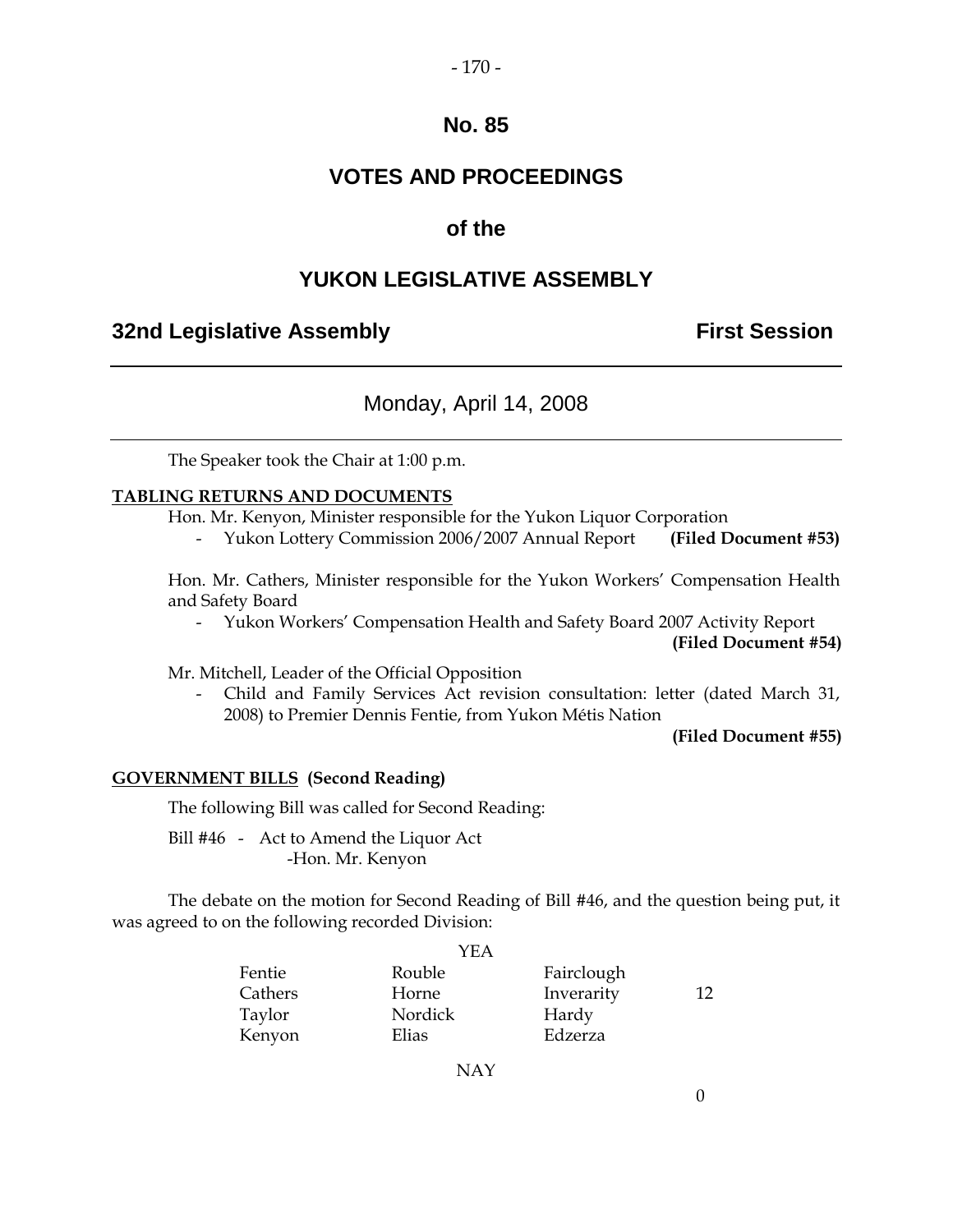# No. 85

# VOTES AND PROCEEDINGS

# of the

# YUKON LEGISLATIVE ASSEMBLY

**32nd Legislative Assembly** **First Session**

---

Monday, April 14, 2008

---

The Speaker took the Chair at 1:00 p.m.

**TABLING RETURNS AND DOCUMENTS**

Hon. Mr. Kenyon, Minister responsible for the Yukon Liquor Corporation

- Yukon Lottery Commission 2006/2007 Annual Report **(Filed Document #53)**

Hon. Mr. Cathers, Minister responsible for the Yukon Workers' Compensation Health and Safety Board

- Yukon Workers' Compensation Health and Safety Board 2007 Activity Report **(Filed Document #54)**

Mr. Mitchell, Leader of the Official Opposition

- Child and Family Services Act revision consultation: letter (dated March 31, 2008) to Premier Dennis Fentie, from Yukon Métis Nation **(Filed Document #55)**

**GOVERNMENT BILLS (Second Reading)**

The following Bill was called for Second Reading:

Bill #46 - Act to Amend the Liquor Act
-Hon. Mr. Kenyon

The debate on the motion for Second Reading of Bill #46, and the question being put, it was agreed to on the following recorded Division:

YEA

| | | | |
|---|---|---|---|
| Fentie | Rouble | Fairclough | |
| Cathers | Horne | Inverarity | 12 |
| Taylor | Nordick | Hardy | |
| Kenyon | Elias | Edzerza | |

NAY

0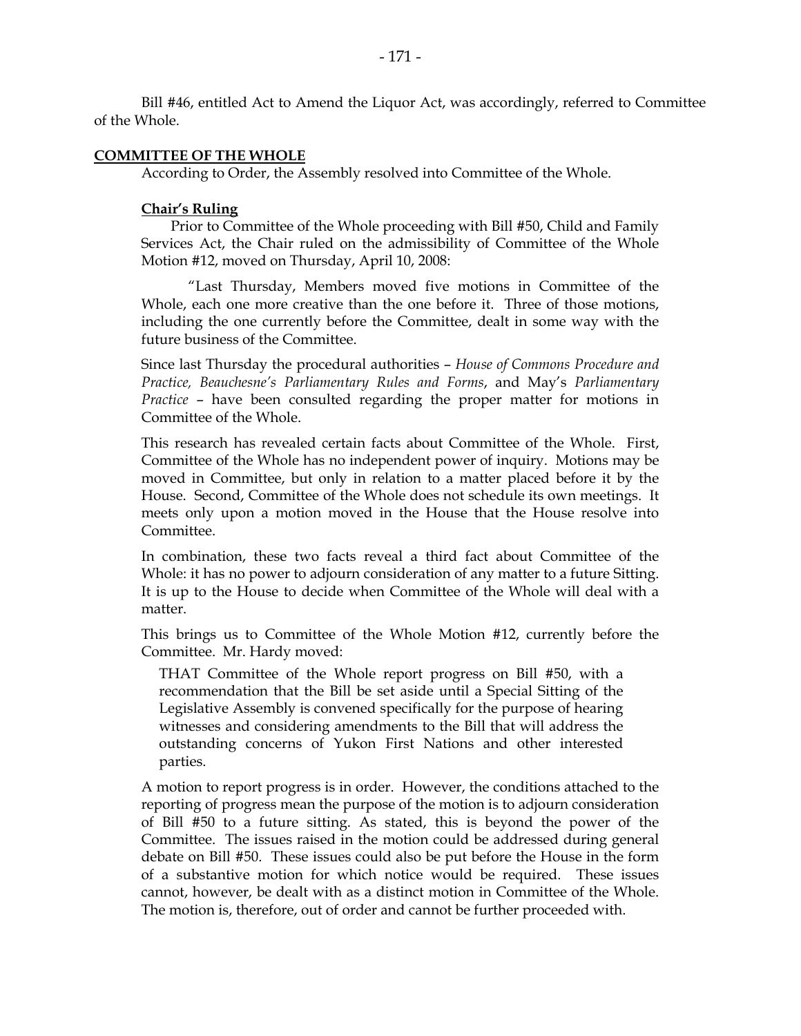Bill #46, entitled Act to Amend the Liquor Act, was accordingly, referred to Committee of the Whole.

## COMMITTEE OF THE WHOLE

According to Order, the Assembly resolved into Committee of the Whole.

### Chair's Ruling

Prior to Committee of the Whole proceeding with Bill #50, Child and Family Services Act, the Chair ruled on the admissibility of Committee of the Whole Motion #12, moved on Thursday, April 10, 2008:

> "Last Thursday, Members moved five motions in Committee of the Whole, each one more creative than the one before it. Three of those motions, including the one currently before the Committee, dealt in some way with the future business of the Committee.
>
> Since last Thursday the procedural authorities – *House of Commons Procedure and Practice, Beauchesne's Parliamentary Rules and Forms*, and May's *Parliamentary Practice* – have been consulted regarding the proper matter for motions in Committee of the Whole.
>
> This research has revealed certain facts about Committee of the Whole. First, Committee of the Whole has no independent power of inquiry. Motions may be moved in Committee, but only in relation to a matter placed before it by the House. Second, Committee of the Whole does not schedule its own meetings. It meets only upon a motion moved in the House that the House resolve into Committee.
>
> In combination, these two facts reveal a third fact about Committee of the Whole: it has no power to adjourn consideration of any matter to a future Sitting. It is up to the House to decide when Committee of the Whole will deal with a matter.
>
> This brings us to Committee of the Whole Motion #12, currently before the Committee. Mr. Hardy moved:
>
> > THAT Committee of the Whole report progress on Bill #50, with a recommendation that the Bill be set aside until a Special Sitting of the Legislative Assembly is convened specifically for the purpose of hearing witnesses and considering amendments to the Bill that will address the outstanding concerns of Yukon First Nations and other interested parties.
>
> A motion to report progress is in order. However, the conditions attached to the reporting of progress mean the purpose of the motion is to adjourn consideration of Bill #50 to a future sitting. As stated, this is beyond the power of the Committee. The issues raised in the motion could be addressed during general debate on Bill #50. These issues could also be put before the House in the form of a substantive motion for which notice would be required. These issues cannot, however, be dealt with as a distinct motion in Committee of the Whole. The motion is, therefore, out of order and cannot be further proceeded with.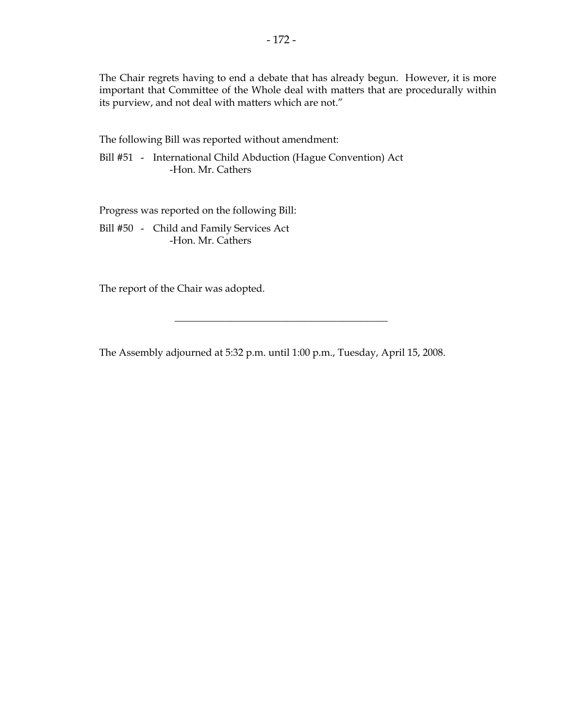The Chair regrets having to end a debate that has already begun. However, it is more important that Committee of the Whole deal with matters that are procedurally within its purview, and not deal with matters which are not."

The following Bill was reported without amendment:

Bill #51 - International Child Abduction (Hague Convention) Act
-Hon. Mr. Cathers

Progress was reported on the following Bill:

Bill #50 - Child and Family Services Act
-Hon. Mr. Cathers

The report of the Chair was adopted.

---

The Assembly adjourned at 5:32 p.m. until 1:00 p.m., Tuesday, April 15, 2008.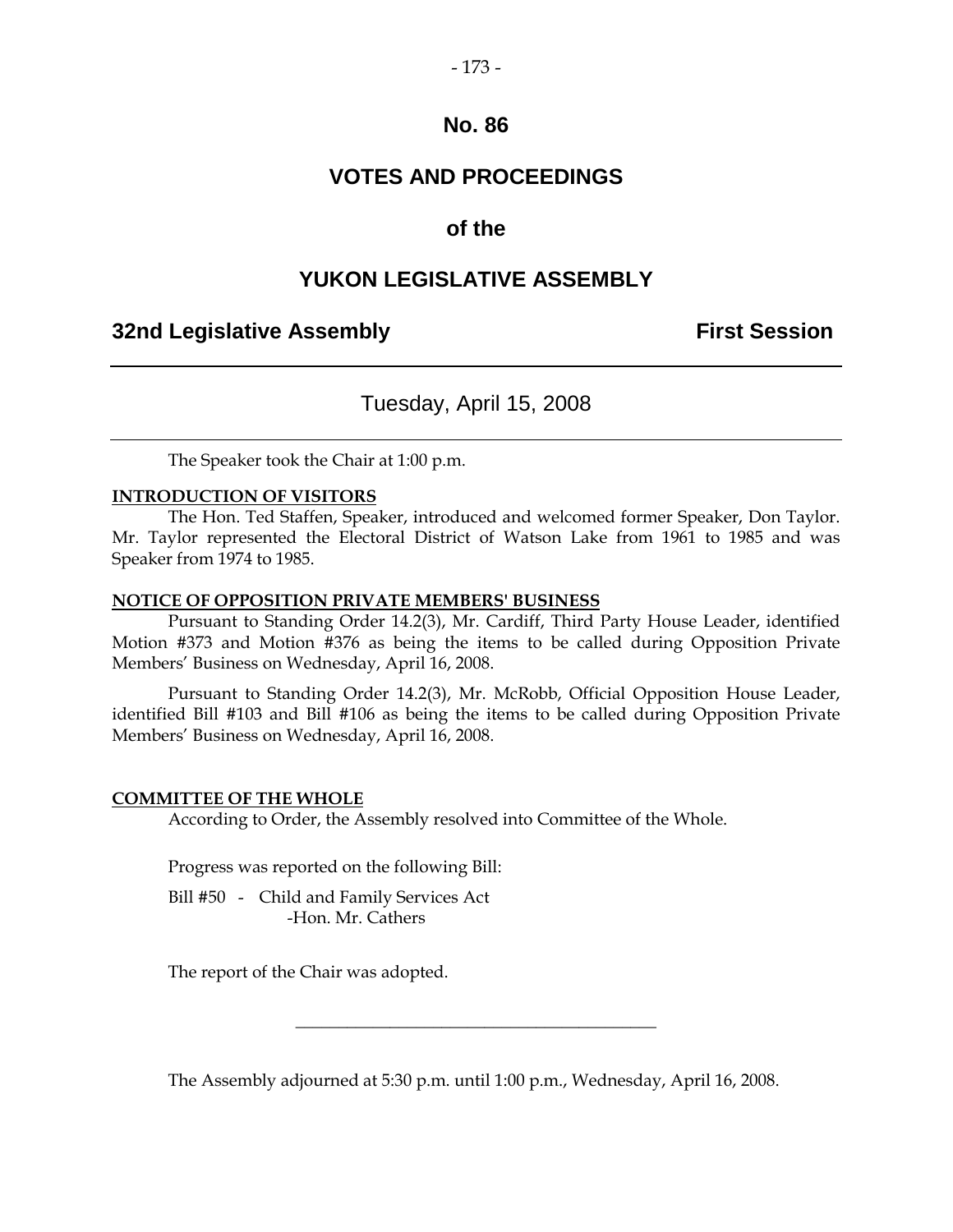# No. 86

# VOTES AND PROCEEDINGS

## of the

# YUKON LEGISLATIVE ASSEMBLY

**32nd Legislative Assembly** **First Session**

---

Tuesday, April 15, 2008

---

The Speaker took the Chair at 1:00 p.m.

**INTRODUCTION OF VISITORS**

The Hon. Ted Staffen, Speaker, introduced and welcomed former Speaker, Don Taylor. Mr. Taylor represented the Electoral District of Watson Lake from 1961 to 1985 and was Speaker from 1974 to 1985.

**NOTICE OF OPPOSITION PRIVATE MEMBERS' BUSINESS**

Pursuant to Standing Order 14.2(3), Mr. Cardiff, Third Party House Leader, identified Motion #373 and Motion #376 as being the items to be called during Opposition Private Members' Business on Wednesday, April 16, 2008.

Pursuant to Standing Order 14.2(3), Mr. McRobb, Official Opposition House Leader, identified Bill #103 and Bill #106 as being the items to be called during Opposition Private Members' Business on Wednesday, April 16, 2008.

**COMMITTEE OF THE WHOLE**

According to Order, the Assembly resolved into Committee of the Whole.

Progress was reported on the following Bill:

Bill #50 - Child and Family Services Act
-Hon. Mr. Cathers

The report of the Chair was adopted.

---

The Assembly adjourned at 5:30 p.m. until 1:00 p.m., Wednesday, April 16, 2008.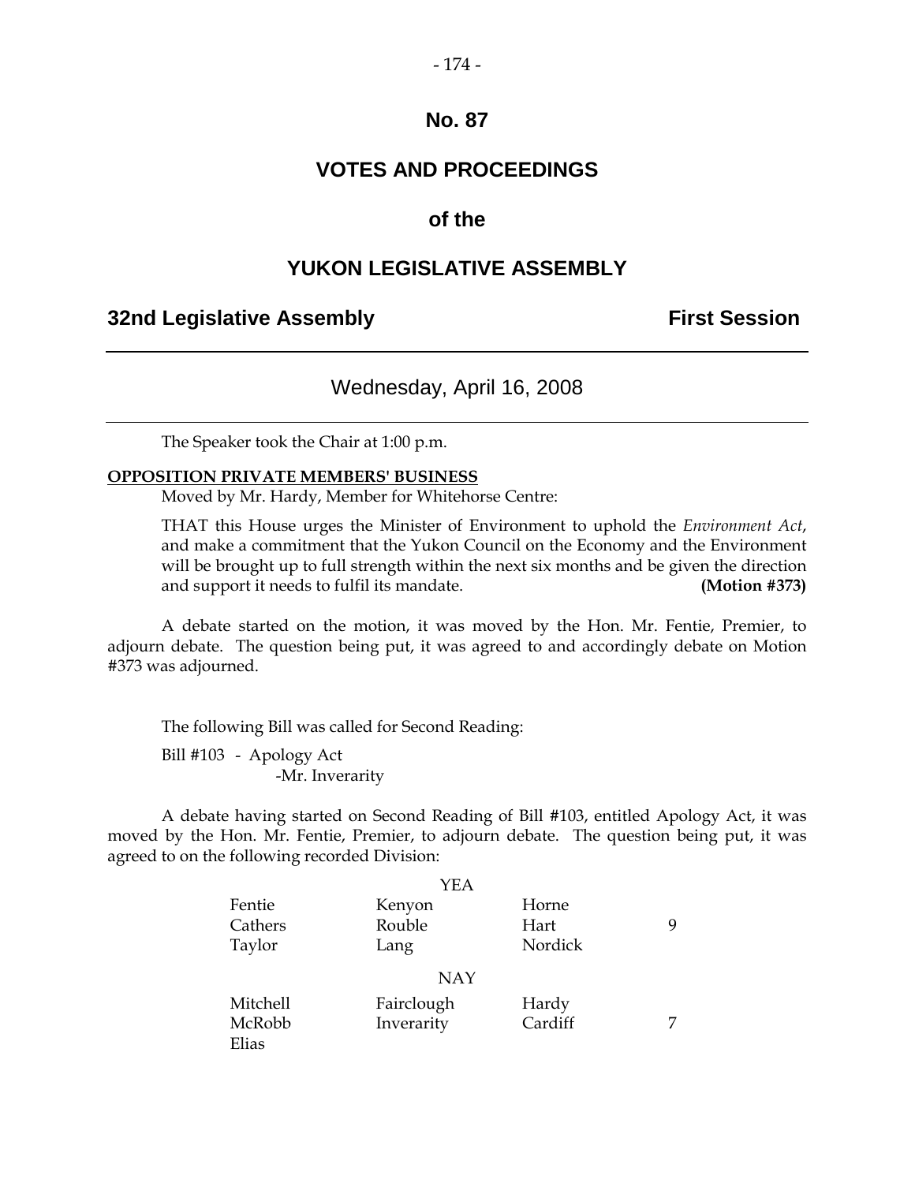# No. 87

# VOTES AND PROCEEDINGS

## of the

# YUKON LEGISLATIVE ASSEMBLY

**32nd Legislative Assembly** **First Session**

---

Wednesday, April 16, 2008

---

The Speaker took the Chair at 1:00 p.m.

**OPPOSITION PRIVATE MEMBERS' BUSINESS**

Moved by Mr. Hardy, Member for Whitehorse Centre:

THAT this House urges the Minister of Environment to uphold the *Environment Act*, and make a commitment that the Yukon Council on the Economy and the Environment will be brought up to full strength within the next six months and be given the direction and support it needs to fulfil its mandate. **(Motion #373)**

A debate started on the motion, it was moved by the Hon. Mr. Fentie, Premier, to adjourn debate. The question being put, it was agreed to and accordingly debate on Motion #373 was adjourned.

The following Bill was called for Second Reading:

Bill #103 - Apology Act
-Mr. Inverarity

A debate having started on Second Reading of Bill #103, entitled Apology Act, it was moved by the Hon. Mr. Fentie, Premier, to adjourn debate. The question being put, it was agreed to on the following recorded Division:

YEA

| | | | |
|---|---|---|---|
| Fentie | Kenyon | Horne | |
| Cathers | Rouble | Hart | 9 |
| Taylor | Lang | Nordick | |

NAY

| | | | |
|---|---|---|---|
| Mitchell | Fairclough | Hardy | |
| McRobb | Inverarity | Cardiff | 7 |
| Elias | | | |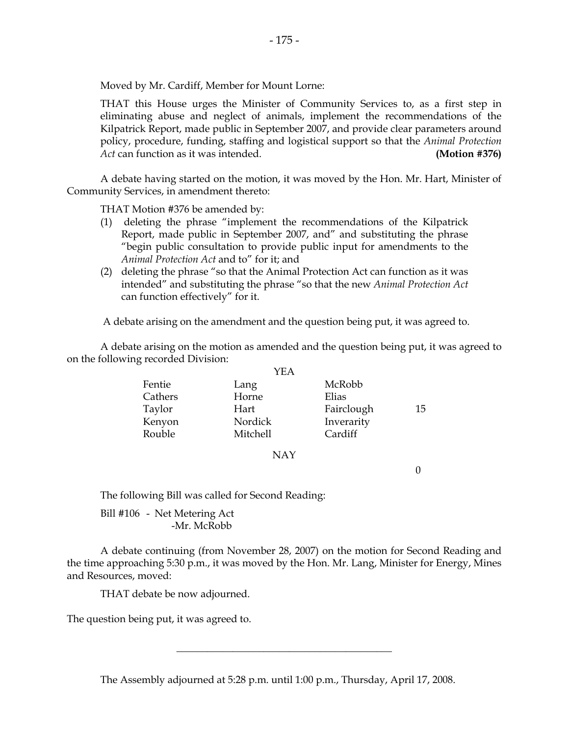Moved by Mr. Cardiff, Member for Mount Lorne:

THAT this House urges the Minister of Community Services to, as a first step in eliminating abuse and neglect of animals, implement the recommendations of the Kilpatrick Report, made public in September 2007, and provide clear parameters around policy, procedure, funding, staffing and logistical support so that the *Animal Protection Act* can function as it was intended. **(Motion #376)**

A debate having started on the motion, it was moved by the Hon. Mr. Hart, Minister of Community Services, in amendment thereto:

THAT Motion #376 be amended by:

(1) deleting the phrase "implement the recommendations of the Kilpatrick Report, made public in September 2007, and" and substituting the phrase "begin public consultation to provide public input for amendments to the *Animal Protection Act* and to" for it; and
(2) deleting the phrase "so that the Animal Protection Act can function as it was intended" and substituting the phrase "so that the new *Animal Protection Act* can function effectively" for it.

A debate arising on the amendment and the question being put, it was agreed to.

A debate arising on the motion as amended and the question being put, it was agreed to on the following recorded Division:

YEA

| | | | |
|---|---|---|---|
| Fentie | Lang | McRobb | |
| Cathers | Horne | Elias | |
| Taylor | Hart | Fairclough | 15 |
| Kenyon | Nordick | Inverarity | |
| Rouble | Mitchell | Cardiff | |

NAY

0

The following Bill was called for Second Reading:

Bill #106 - Net Metering Act
-Mr. McRobb

A debate continuing (from November 28, 2007) on the motion for Second Reading and the time approaching 5:30 p.m., it was moved by the Hon. Mr. Lang, Minister for Energy, Mines and Resources, moved:

THAT debate be now adjourned.

The question being put, it was agreed to.

---

The Assembly adjourned at 5:28 p.m. until 1:00 p.m., Thursday, April 17, 2008.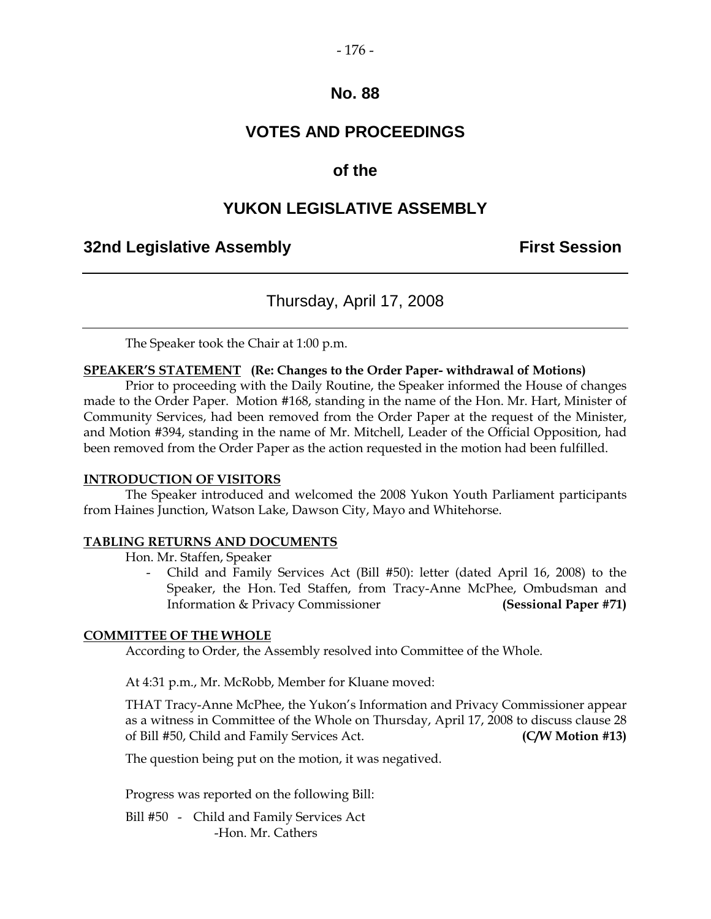# No. 88

## VOTES AND PROCEEDINGS

## of the

## YUKON LEGISLATIVE ASSEMBLY

**32nd Legislative Assembly** **First Session**

---

Thursday, April 17, 2008

---

The Speaker took the Chair at 1:00 p.m.

**SPEAKER'S STATEMENT (Re: Changes to the Order Paper- withdrawal of Motions)**

Prior to proceeding with the Daily Routine, the Speaker informed the House of changes made to the Order Paper. Motion #168, standing in the name of the Hon. Mr. Hart, Minister of Community Services, had been removed from the Order Paper at the request of the Minister, and Motion #394, standing in the name of Mr. Mitchell, Leader of the Official Opposition, had been removed from the Order Paper as the action requested in the motion had been fulfilled.

**INTRODUCTION OF VISITORS**

The Speaker introduced and welcomed the 2008 Yukon Youth Parliament participants from Haines Junction, Watson Lake, Dawson City, Mayo and Whitehorse.

**TABLING RETURNS AND DOCUMENTS**

Hon. Mr. Staffen, Speaker

- Child and Family Services Act (Bill #50): letter (dated April 16, 2008) to the Speaker, the Hon. Ted Staffen, from Tracy-Anne McPhee, Ombudsman and Information & Privacy Commissioner **(Sessional Paper #71)**

**COMMITTEE OF THE WHOLE**

According to Order, the Assembly resolved into Committee of the Whole.

At 4:31 p.m., Mr. McRobb, Member for Kluane moved:

THAT Tracy-Anne McPhee, the Yukon's Information and Privacy Commissioner appear as a witness in Committee of the Whole on Thursday, April 17, 2008 to discuss clause 28 of Bill #50, Child and Family Services Act. **(C/W Motion #13)**

The question being put on the motion, it was negatived.

Progress was reported on the following Bill:

Bill #50 - Child and Family Services Act
-Hon. Mr. Cathers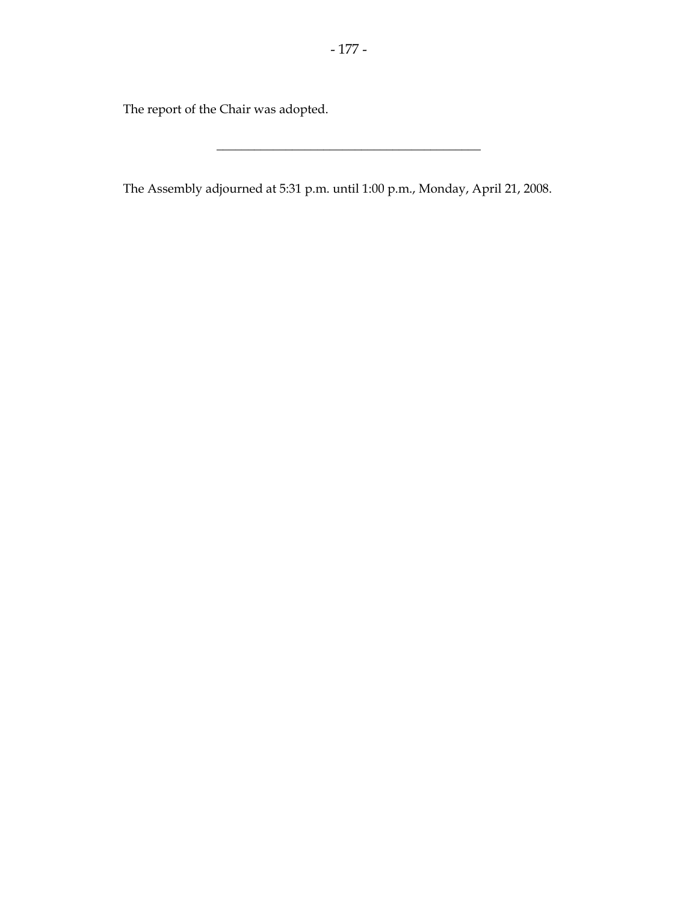The report of the Chair was adopted.

---

The Assembly adjourned at 5:31 p.m. until 1:00 p.m., Monday, April 21, 2008.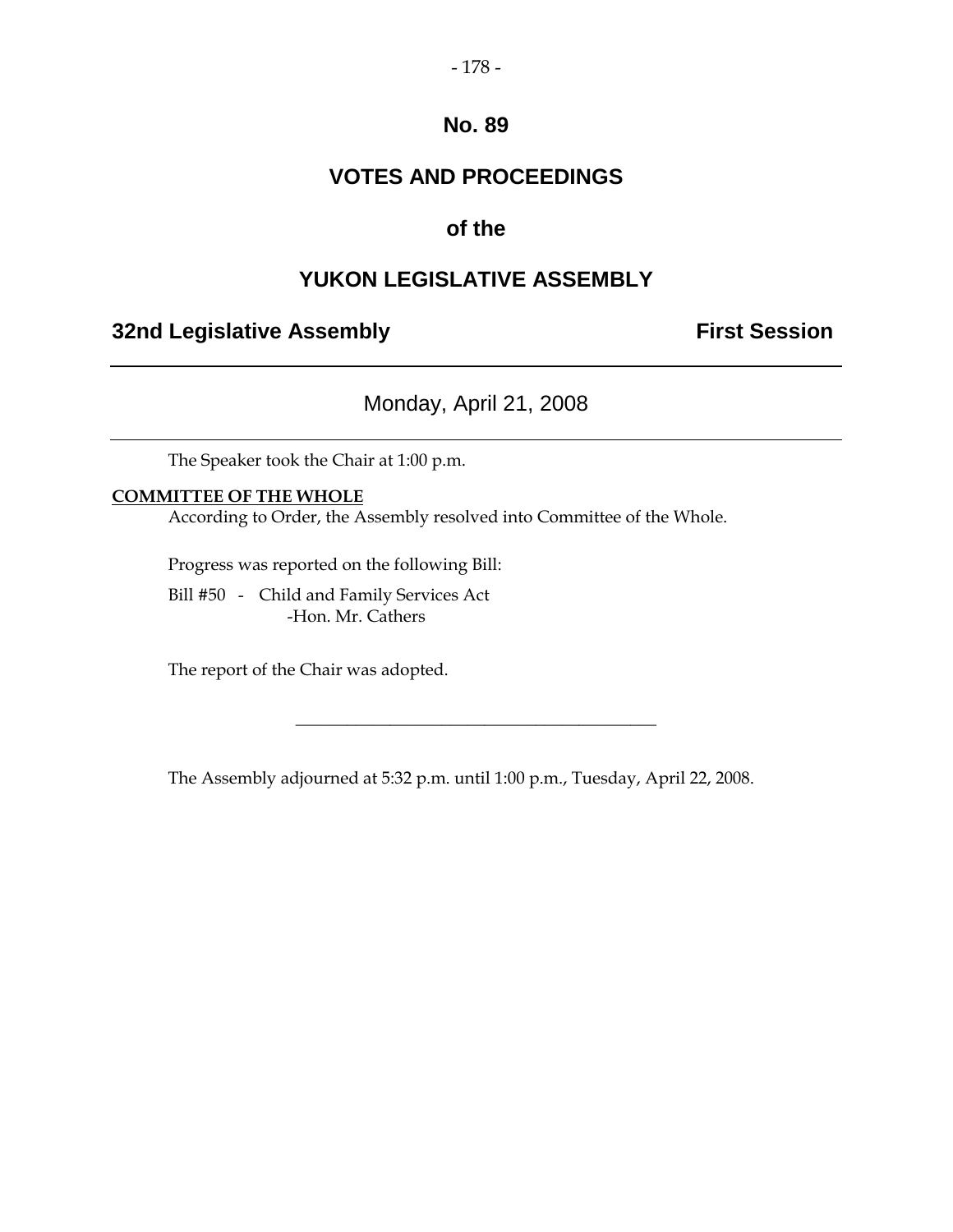# No. 89

# VOTES AND PROCEEDINGS

## of the

# YUKON LEGISLATIVE ASSEMBLY

**32nd Legislative Assembly** **First Session**

---

Monday, April 21, 2008

---

The Speaker took the Chair at 1:00 p.m.

**COMMITTEE OF THE WHOLE**

According to Order, the Assembly resolved into Committee of the Whole.

Progress was reported on the following Bill:

Bill #50 - Child and Family Services Act
-Hon. Mr. Cathers

The report of the Chair was adopted.

---

The Assembly adjourned at 5:32 p.m. until 1:00 p.m., Tuesday, April 22, 2008.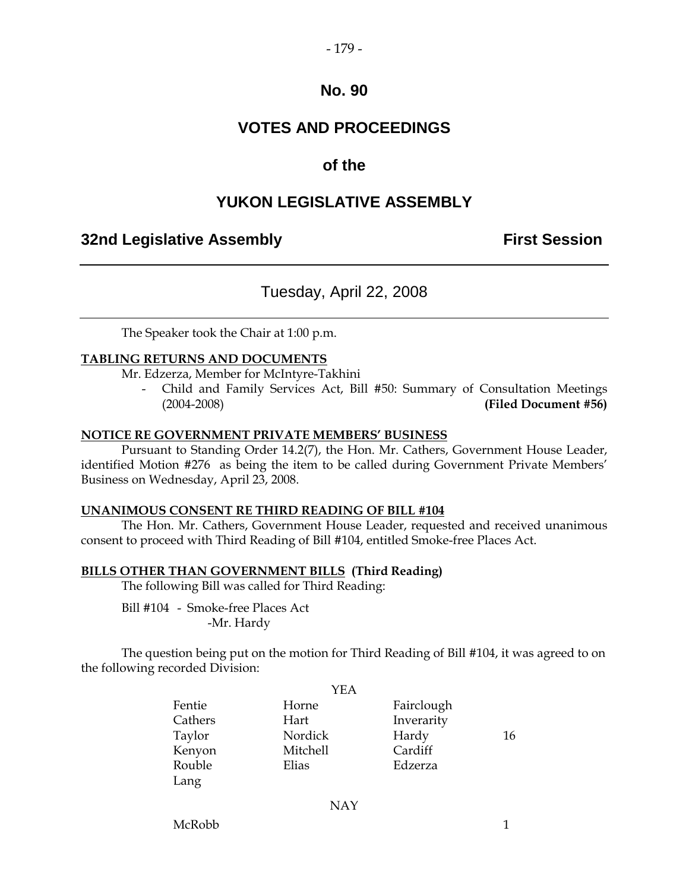# No. 90

# VOTES AND PROCEEDINGS

## of the

# YUKON LEGISLATIVE ASSEMBLY

**32nd Legislative Assembly** **First Session**

---

Tuesday, April 22, 2008

---

The Speaker took the Chair at 1:00 p.m.

**TABLING RETURNS AND DOCUMENTS**

Mr. Edzerza, Member for McIntyre-Takhini

- Child and Family Services Act, Bill #50: Summary of Consultation Meetings (2004-2008) **(Filed Document #56)**

**NOTICE RE GOVERNMENT PRIVATE MEMBERS' BUSINESS**

Pursuant to Standing Order 14.2(7), the Hon. Mr. Cathers, Government House Leader, identified Motion #276 as being the item to be called during Government Private Members' Business on Wednesday, April 23, 2008.

**UNANIMOUS CONSENT RE THIRD READING OF BILL #104**

The Hon. Mr. Cathers, Government House Leader, requested and received unanimous consent to proceed with Third Reading of Bill #104, entitled Smoke-free Places Act.

**BILLS OTHER THAN GOVERNMENT BILLS (Third Reading)**

The following Bill was called for Third Reading:

Bill #104 - Smoke-free Places Act
-Mr. Hardy

The question being put on the motion for Third Reading of Bill #104, it was agreed to on the following recorded Division:

YEA

| | | | |
|---|---|---|---|
| Fentie | Horne | Fairclough | |
| Cathers | Hart | Inverarity | |
| Taylor | Nordick | Hardy | 16 |
| Kenyon | Mitchell | Cardiff | |
| Rouble | Elias | Edzerza | |
| Lang | | | |

NAY

McRobb 1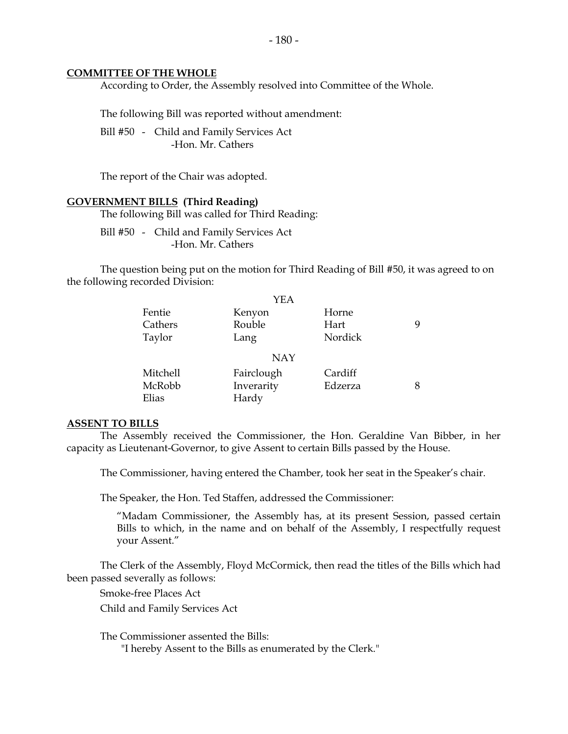**COMMITTEE OF THE WHOLE**

According to Order, the Assembly resolved into Committee of the Whole.

The following Bill was reported without amendment:

Bill #50 - Child and Family Services Act
-Hon. Mr. Cathers

The report of the Chair was adopted.

**GOVERNMENT BILLS (Third Reading)**

The following Bill was called for Third Reading:

Bill #50 - Child and Family Services Act
-Hon. Mr. Cathers

The question being put on the motion for Third Reading of Bill #50, it was agreed to on the following recorded Division:

| | YEA | | |
|---|---|---|---|
| Fentie | Kenyon | Horne | |
| Cathers | Rouble | Hart | 9 |
| Taylor | Lang | Nordick | |
| | **NAY** | | |
| Mitchell | Fairclough | Cardiff | |
| McRobb | Inverarity | Edzerza | 8 |
| Elias | Hardy | | |

**ASSENT TO BILLS**

The Assembly received the Commissioner, the Hon. Geraldine Van Bibber, in her capacity as Lieutenant-Governor, to give Assent to certain Bills passed by the House.

The Commissioner, having entered the Chamber, took her seat in the Speaker's chair.

The Speaker, the Hon. Ted Staffen, addressed the Commissioner:

> "Madam Commissioner, the Assembly has, at its present Session, passed certain Bills to which, in the name and on behalf of the Assembly, I respectfully request your Assent."

The Clerk of the Assembly, Floyd McCormick, then read the titles of the Bills which had been passed severally as follows:

Smoke-free Places Act

Child and Family Services Act

The Commissioner assented the Bills:

"I hereby Assent to the Bills as enumerated by the Clerk."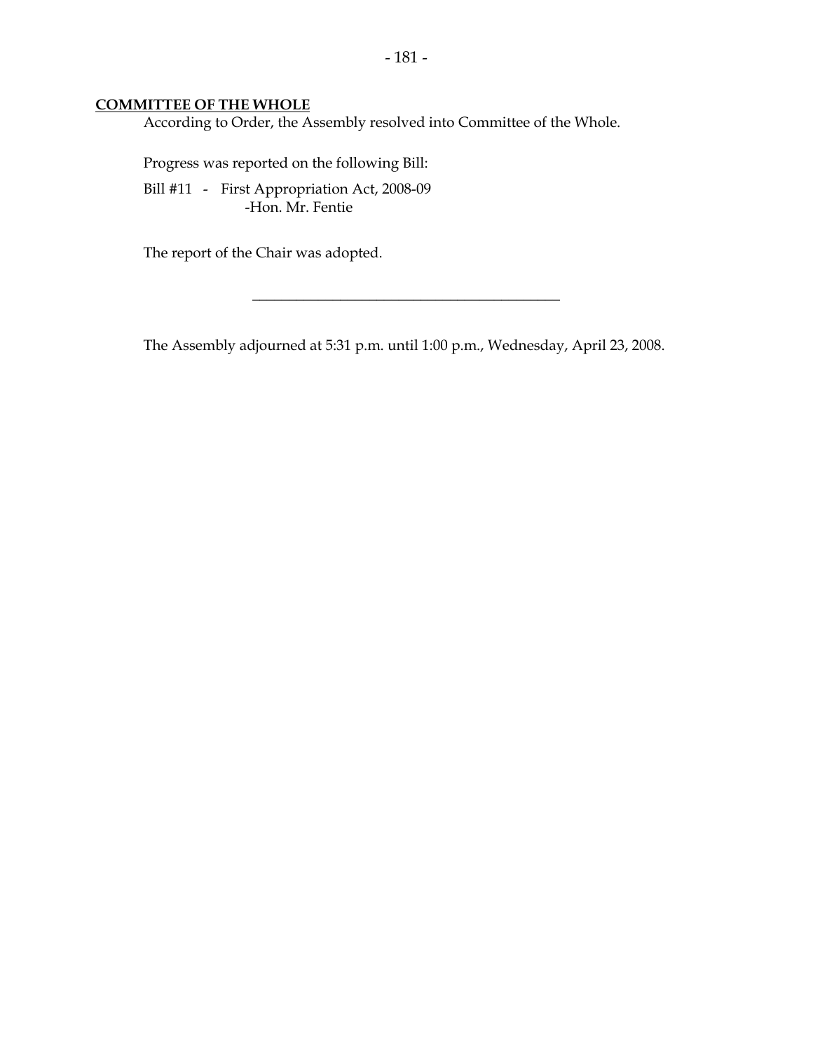**COMMITTEE OF THE WHOLE**

According to Order, the Assembly resolved into Committee of the Whole.

Progress was reported on the following Bill:

Bill #11 - First Appropriation Act, 2008-09
-Hon. Mr. Fentie

The report of the Chair was adopted.

---

The Assembly adjourned at 5:31 p.m. until 1:00 p.m., Wednesday, April 23, 2008.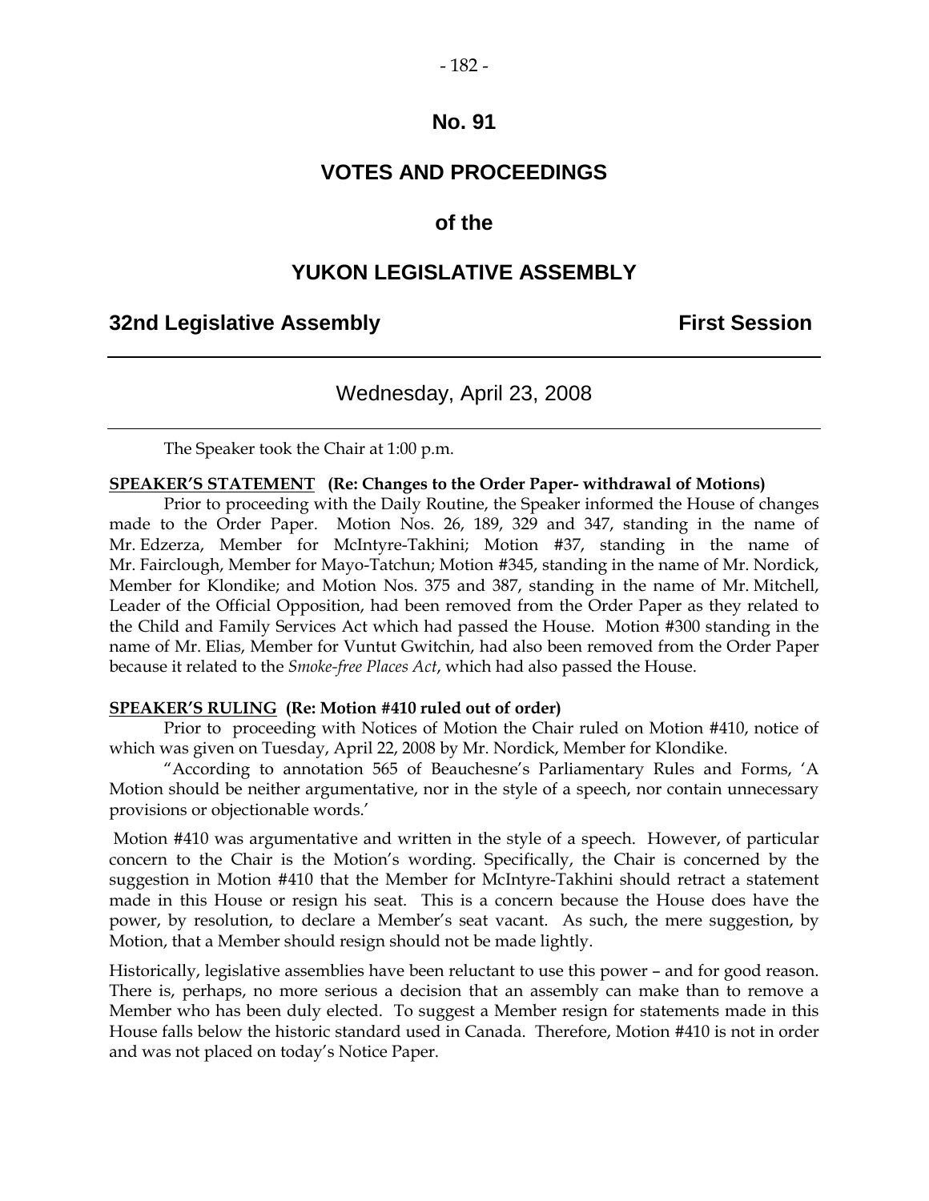# No. 91

# VOTES AND PROCEEDINGS

# of the

# YUKON LEGISLATIVE ASSEMBLY

**32nd Legislative Assembly** **First Session**

---

Wednesday, April 23, 2008

---

The Speaker took the Chair at 1:00 p.m.

**SPEAKER'S STATEMENT (Re: Changes to the Order Paper- withdrawal of Motions)**

Prior to proceeding with the Daily Routine, the Speaker informed the House of changes made to the Order Paper. Motion Nos. 26, 189, 329 and 347, standing in the name of Mr. Edzerza, Member for McIntyre-Takhini; Motion #37, standing in the name of Mr. Fairclough, Member for Mayo-Tatchun; Motion #345, standing in the name of Mr. Nordick, Member for Klondike; and Motion Nos. 375 and 387, standing in the name of Mr. Mitchell, Leader of the Official Opposition, had been removed from the Order Paper as they related to the Child and Family Services Act which had passed the House. Motion #300 standing in the name of Mr. Elias, Member for Vuntut Gwitchin, had also been removed from the Order Paper because it related to the *Smoke-free Places Act*, which had also passed the House.

**SPEAKER'S RULING (Re: Motion #410 ruled out of order)**

Prior to proceeding with Notices of Motion the Chair ruled on Motion #410, notice of which was given on Tuesday, April 22, 2008 by Mr. Nordick, Member for Klondike.

"According to annotation 565 of Beauchesne's Parliamentary Rules and Forms, 'A Motion should be neither argumentative, nor in the style of a speech, nor contain unnecessary provisions or objectionable words.'

Motion #410 was argumentative and written in the style of a speech. However, of particular concern to the Chair is the Motion's wording. Specifically, the Chair is concerned by the suggestion in Motion #410 that the Member for McIntyre-Takhini should retract a statement made in this House or resign his seat. This is a concern because the House does have the power, by resolution, to declare a Member's seat vacant. As such, the mere suggestion, by Motion, that a Member should resign should not be made lightly.

Historically, legislative assemblies have been reluctant to use this power – and for good reason. There is, perhaps, no more serious a decision that an assembly can make than to remove a Member who has been duly elected. To suggest a Member resign for statements made in this House falls below the historic standard used in Canada. Therefore, Motion #410 is not in order and was not placed on today's Notice Paper.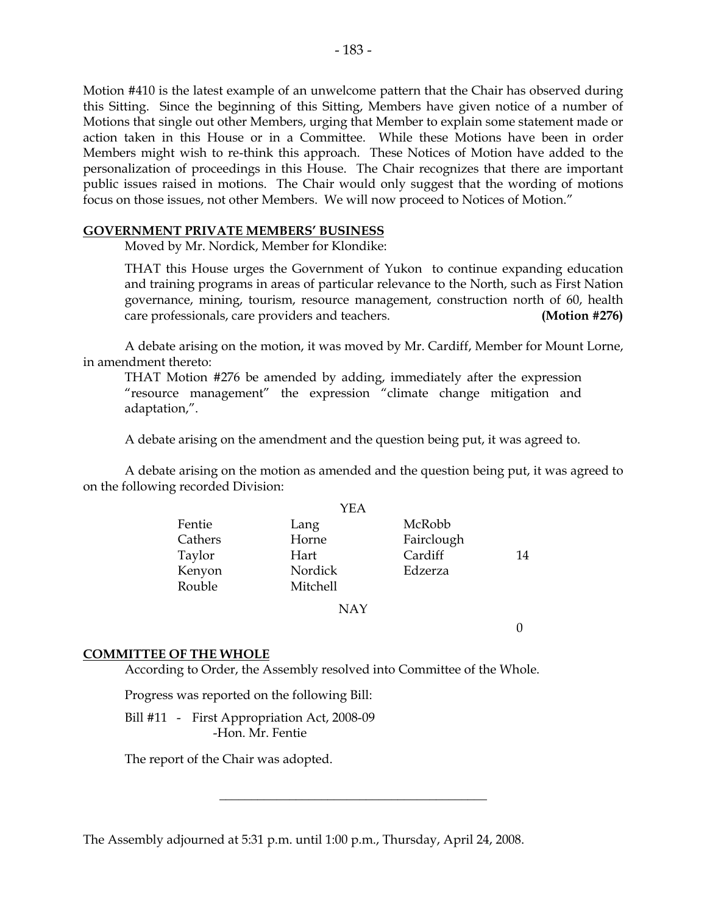Motion #410 is the latest example of an unwelcome pattern that the Chair has observed during this Sitting. Since the beginning of this Sitting, Members have given notice of a number of Motions that single out other Members, urging that Member to explain some statement made or action taken in this House or in a Committee. While these Motions have been in order Members might wish to re-think this approach. These Notices of Motion have added to the personalization of proceedings in this House. The Chair recognizes that there are important public issues raised in motions. The Chair would only suggest that the wording of motions focus on those issues, not other Members. We will now proceed to Notices of Motion."

## GOVERNMENT PRIVATE MEMBERS' BUSINESS

Moved by Mr. Nordick, Member for Klondike:

> THAT this House urges the Government of Yukon to continue expanding education and training programs in areas of particular relevance to the North, such as First Nation governance, mining, tourism, resource management, construction north of 60, health care professionals, care providers and teachers. **(Motion #276)**

A debate arising on the motion, it was moved by Mr. Cardiff, Member for Mount Lorne, in amendment thereto:

> THAT Motion #276 be amended by adding, immediately after the expression "resource management" the expression "climate change mitigation and adaptation,".

A debate arising on the amendment and the question being put, it was agreed to.

A debate arising on the motion as amended and the question being put, it was agreed to on the following recorded Division:

YEA

| | | | |
|---|---|---|---|
| Fentie | Lang | McRobb | |
| Cathers | Horne | Fairclough | |
| Taylor | Hart | Cardiff | 14 |
| Kenyon | Nordick | Edzerza | |
| Rouble | Mitchell | | |

NAY

0

## COMMITTEE OF THE WHOLE

According to Order, the Assembly resolved into Committee of the Whole.

Progress was reported on the following Bill:

Bill #11 - First Appropriation Act, 2008-09
-Hon. Mr. Fentie

The report of the Chair was adopted.

---

The Assembly adjourned at 5:31 p.m. until 1:00 p.m., Thursday, April 24, 2008.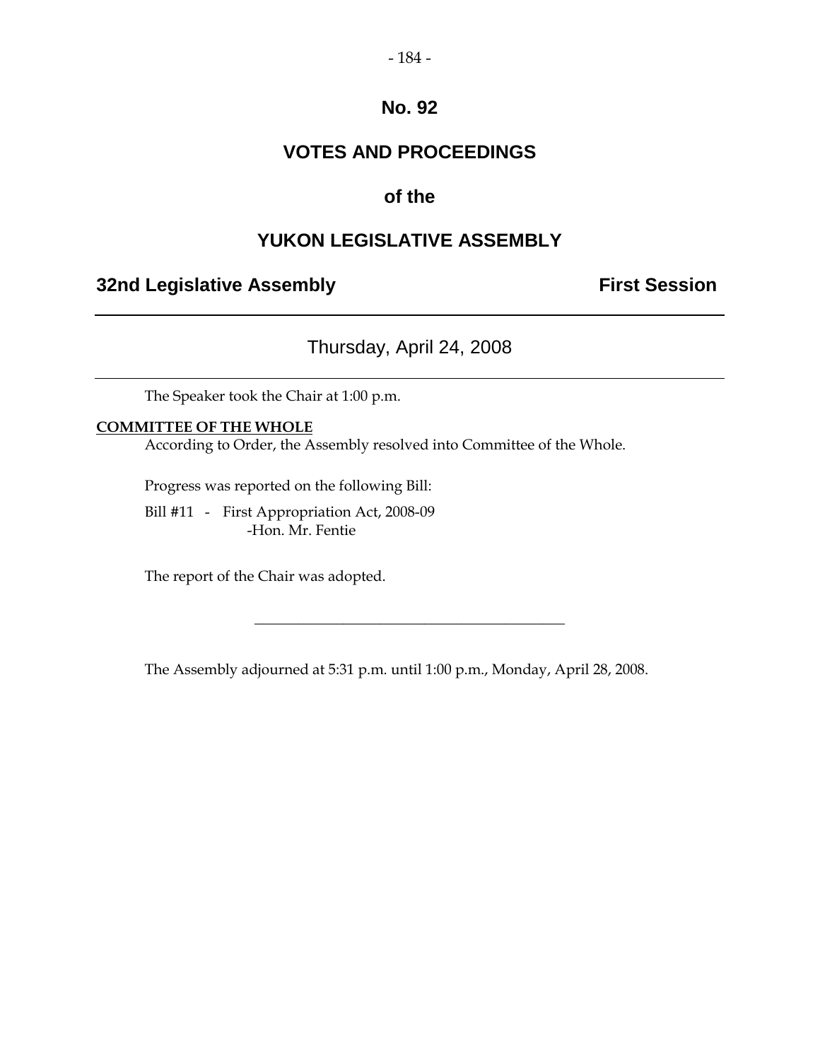# No. 92

# VOTES AND PROCEEDINGS

## of the

# YUKON LEGISLATIVE ASSEMBLY

**32nd Legislative Assembly** **First Session**

---

Thursday, April 24, 2008

---

The Speaker took the Chair at 1:00 p.m.

**COMMITTEE OF THE WHOLE**

According to Order, the Assembly resolved into Committee of the Whole.

Progress was reported on the following Bill:

Bill #11 - First Appropriation Act, 2008-09
-Hon. Mr. Fentie

The report of the Chair was adopted.

---

The Assembly adjourned at 5:31 p.m. until 1:00 p.m., Monday, April 28, 2008.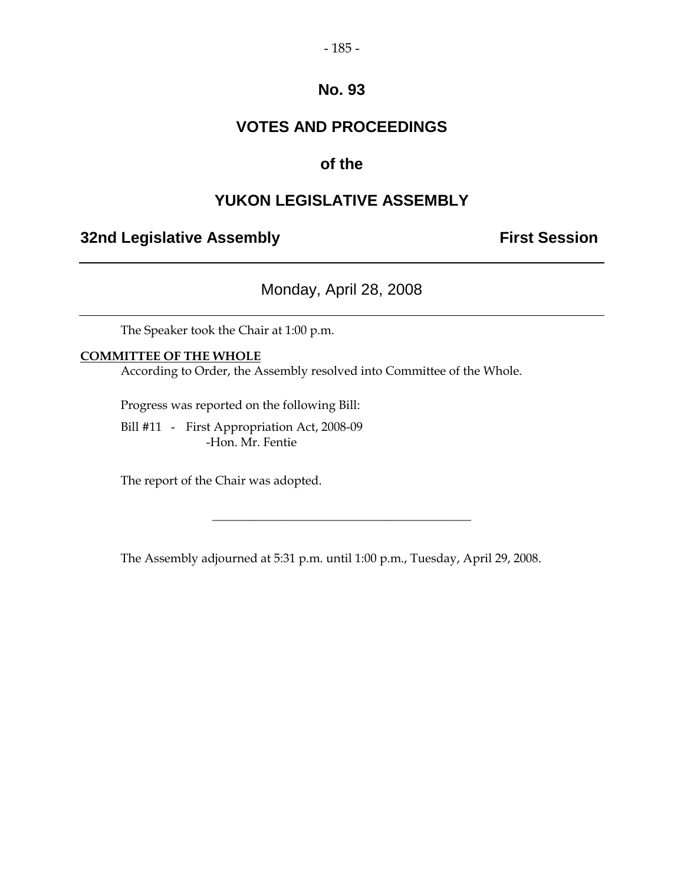# No. 93

# VOTES AND PROCEEDINGS

## of the

# YUKON LEGISLATIVE ASSEMBLY

**32nd Legislative Assembly** **First Session**

---

Monday, April 28, 2008

---

The Speaker took the Chair at 1:00 p.m.

**COMMITTEE OF THE WHOLE**

According to Order, the Assembly resolved into Committee of the Whole.

Progress was reported on the following Bill:

Bill #11 - First Appropriation Act, 2008-09
-Hon. Mr. Fentie

The report of the Chair was adopted.

---

The Assembly adjourned at 5:31 p.m. until 1:00 p.m., Tuesday, April 29, 2008.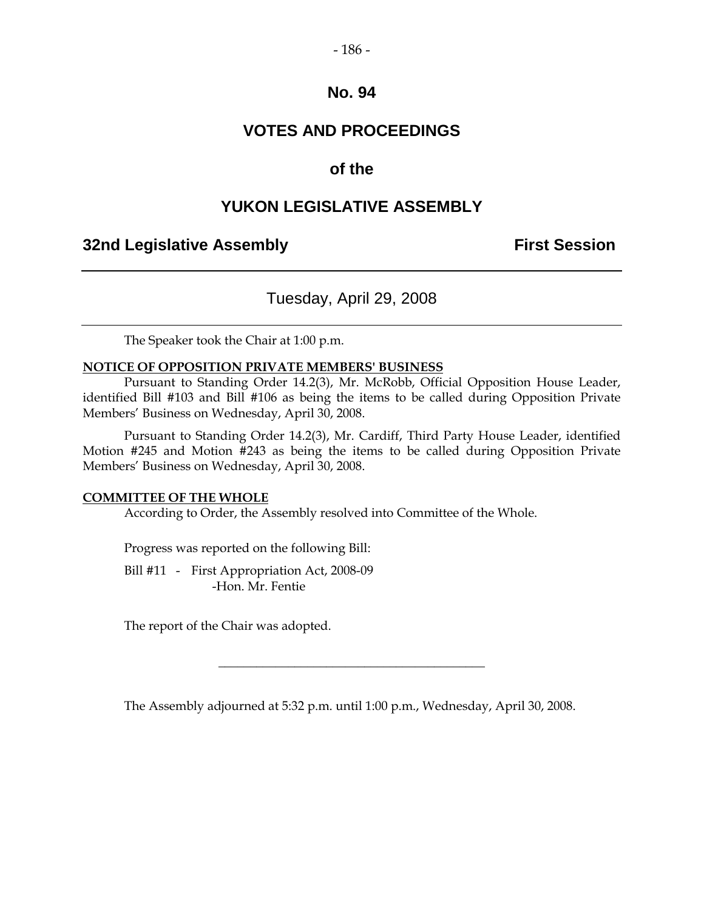# No. 94

## VOTES AND PROCEEDINGS

## of the

## YUKON LEGISLATIVE ASSEMBLY

**32nd Legislative Assembly** **First Session**

---

Tuesday, April 29, 2008

---

The Speaker took the Chair at 1:00 p.m.

**NOTICE OF OPPOSITION PRIVATE MEMBERS' BUSINESS**

Pursuant to Standing Order 14.2(3), Mr. McRobb, Official Opposition House Leader, identified Bill #103 and Bill #106 as being the items to be called during Opposition Private Members' Business on Wednesday, April 30, 2008.

Pursuant to Standing Order 14.2(3), Mr. Cardiff, Third Party House Leader, identified Motion #245 and Motion #243 as being the items to be called during Opposition Private Members' Business on Wednesday, April 30, 2008.

**COMMITTEE OF THE WHOLE**

According to Order, the Assembly resolved into Committee of the Whole.

Progress was reported on the following Bill:

Bill #11 - First Appropriation Act, 2008-09
-Hon. Mr. Fentie

The report of the Chair was adopted.

---

The Assembly adjourned at 5:32 p.m. until 1:00 p.m., Wednesday, April 30, 2008.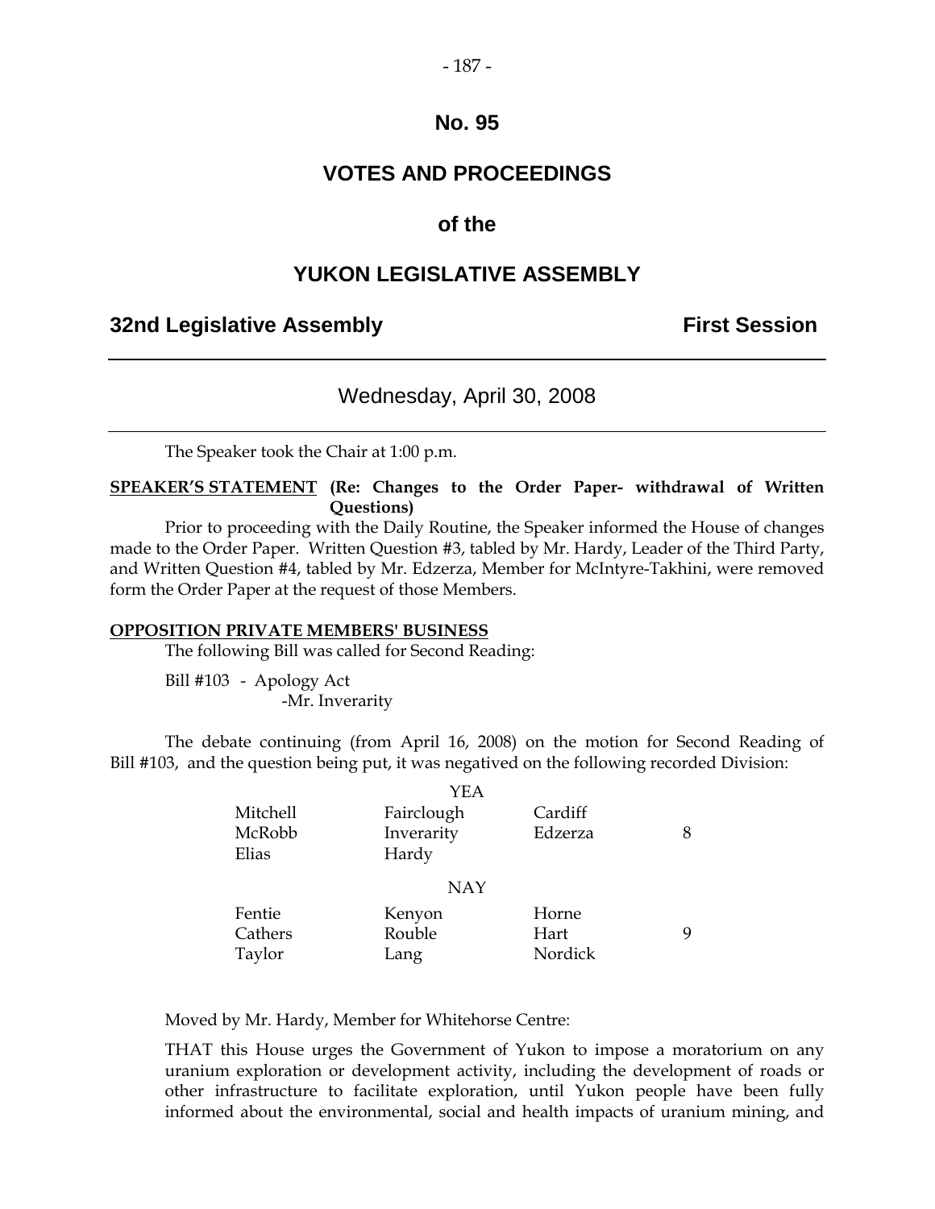# No. 95

# VOTES AND PROCEEDINGS

# of the

# YUKON LEGISLATIVE ASSEMBLY

**32nd Legislative Assembly** **First Session**

---

Wednesday, April 30, 2008

---

The Speaker took the Chair at 1:00 p.m.

**SPEAKER'S STATEMENT** **(Re: Changes to the Order Paper- withdrawal of Written Questions)**

Prior to proceeding with the Daily Routine, the Speaker informed the House of changes made to the Order Paper. Written Question #3, tabled by Mr. Hardy, Leader of the Third Party, and Written Question #4, tabled by Mr. Edzerza, Member for McIntyre-Takhini, were removed form the Order Paper at the request of those Members.

**OPPOSITION PRIVATE MEMBERS' BUSINESS**

The following Bill was called for Second Reading:

Bill #103 - Apology Act
-Mr. Inverarity

The debate continuing (from April 16, 2008) on the motion for Second Reading of Bill #103, and the question being put, it was negatived on the following recorded Division:

| | YEA | | |
|---|---|---|---|
| Mitchell | Fairclough | Cardiff | |
| McRobb | Inverarity | Edzerza | 8 |
| Elias | Hardy | | |
| | **NAY** | | |
| Fentie | Kenyon | Horne | |
| Cathers | Rouble | Hart | 9 |
| Taylor | Lang | Nordick | |

Moved by Mr. Hardy, Member for Whitehorse Centre:

THAT this House urges the Government of Yukon to impose a moratorium on any uranium exploration or development activity, including the development of roads or other infrastructure to facilitate exploration, until Yukon people have been fully informed about the environmental, social and health impacts of uranium mining, and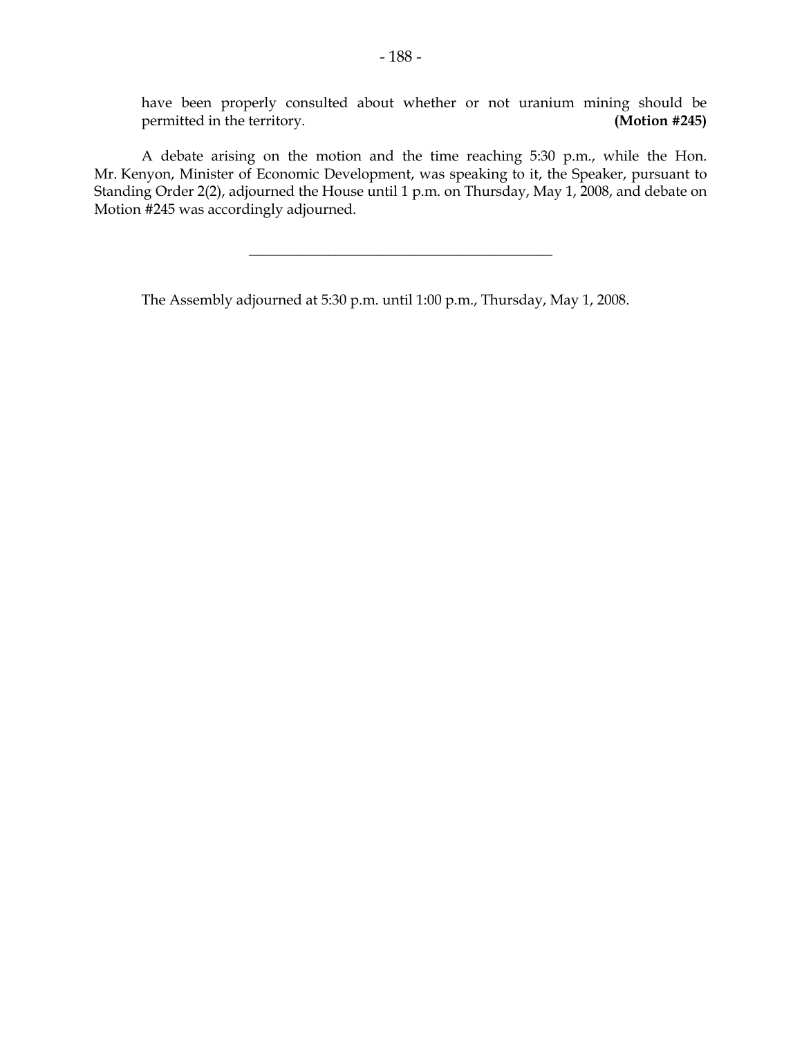have been properly consulted about whether or not uranium mining should be permitted in the territory. **(Motion #245)**

A debate arising on the motion and the time reaching 5:30 p.m., while the Hon. Mr. Kenyon, Minister of Economic Development, was speaking to it, the Speaker, pursuant to Standing Order 2(2), adjourned the House until 1 p.m. on Thursday, May 1, 2008, and debate on Motion #245 was accordingly adjourned.

---

The Assembly adjourned at 5:30 p.m. until 1:00 p.m., Thursday, May 1, 2008.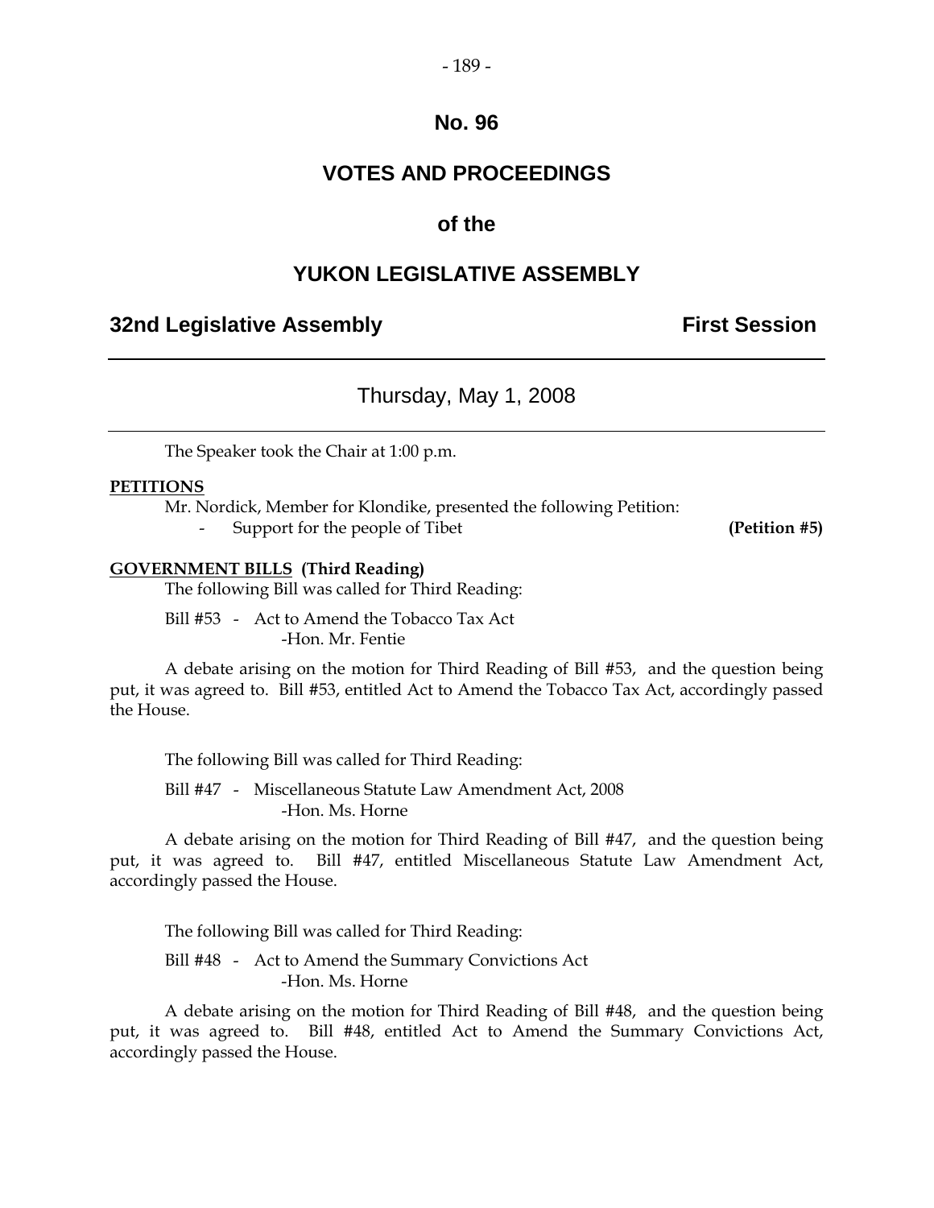# No. 96

## VOTES AND PROCEEDINGS

## of the

## YUKON LEGISLATIVE ASSEMBLY

**32nd Legislative Assembly** **First Session**

---

Thursday, May 1, 2008

---

The Speaker took the Chair at 1:00 p.m.

**PETITIONS**

Mr. Nordick, Member for Klondike, presented the following Petition:

- Support for the people of Tibet **(Petition #5)**

**GOVERNMENT BILLS (Third Reading)**

The following Bill was called for Third Reading:

Bill #53 - Act to Amend the Tobacco Tax Act
-Hon. Mr. Fentie

A debate arising on the motion for Third Reading of Bill #53, and the question being put, it was agreed to. Bill #53, entitled Act to Amend the Tobacco Tax Act, accordingly passed the House.

The following Bill was called for Third Reading:

Bill #47 - Miscellaneous Statute Law Amendment Act, 2008
-Hon. Ms. Horne

A debate arising on the motion for Third Reading of Bill #47, and the question being put, it was agreed to. Bill #47, entitled Miscellaneous Statute Law Amendment Act, accordingly passed the House.

The following Bill was called for Third Reading:

Bill #48 - Act to Amend the Summary Convictions Act
-Hon. Ms. Horne

A debate arising on the motion for Third Reading of Bill #48, and the question being put, it was agreed to. Bill #48, entitled Act to Amend the Summary Convictions Act, accordingly passed the House.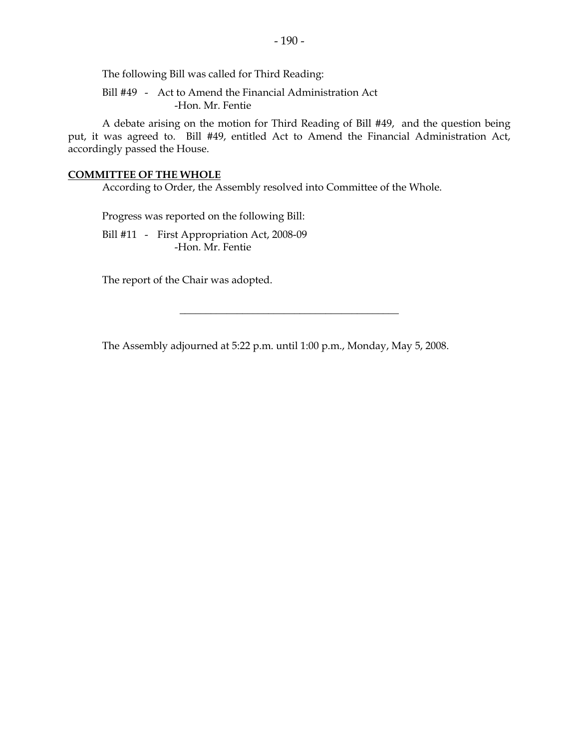The following Bill was called for Third Reading:

Bill #49 - Act to Amend the Financial Administration Act
-Hon. Mr. Fentie

A debate arising on the motion for Third Reading of Bill #49, and the question being put, it was agreed to. Bill #49, entitled Act to Amend the Financial Administration Act, accordingly passed the House.

**COMMITTEE OF THE WHOLE**

According to Order, the Assembly resolved into Committee of the Whole.

Progress was reported on the following Bill:

Bill #11 - First Appropriation Act, 2008-09
-Hon. Mr. Fentie

The report of the Chair was adopted.

---

The Assembly adjourned at 5:22 p.m. until 1:00 p.m., Monday, May 5, 2008.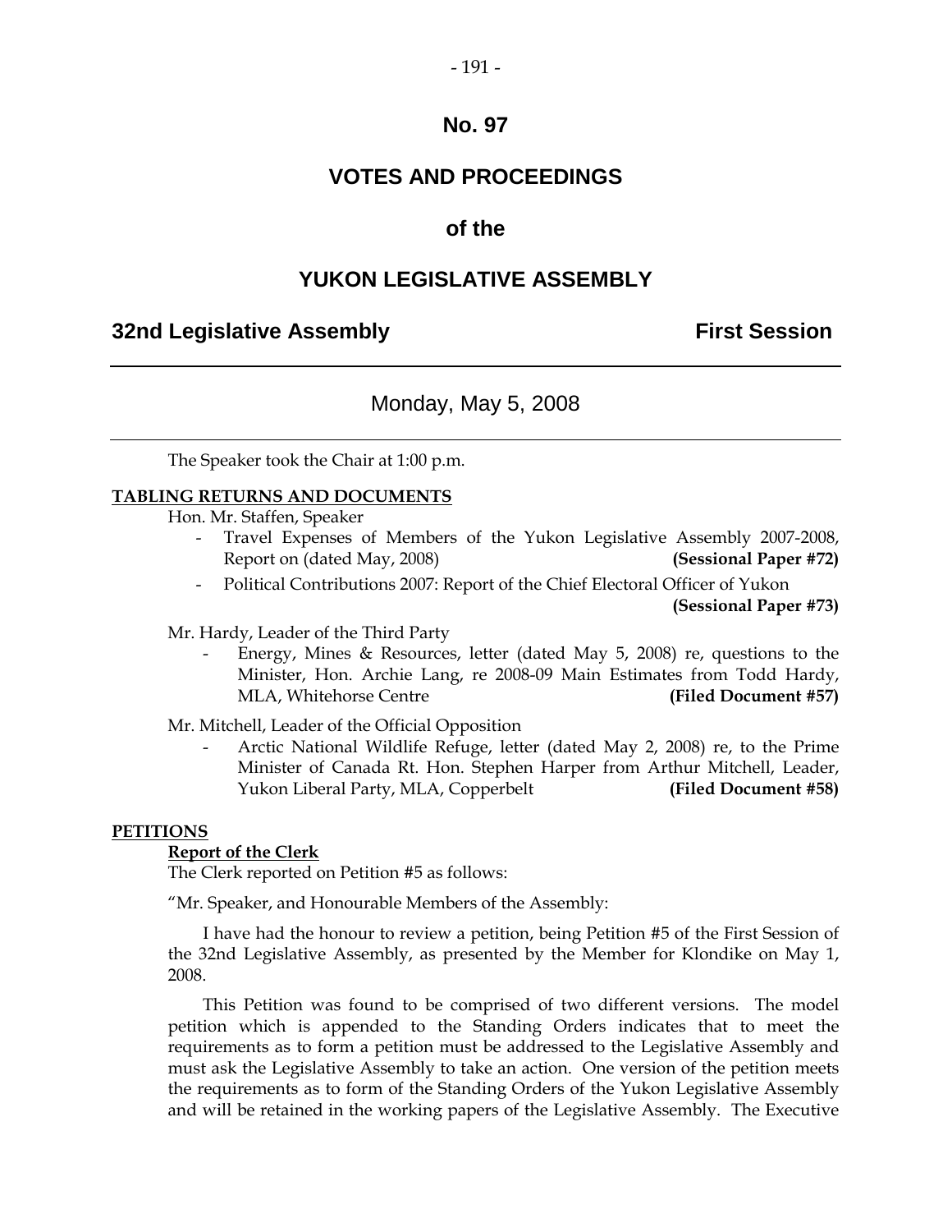# No. 97

## VOTES AND PROCEEDINGS

## of the

## YUKON LEGISLATIVE ASSEMBLY

**32nd Legislative Assembly** **First Session**

---

Monday, May 5, 2008

---

The Speaker took the Chair at 1:00 p.m.

**TABLING RETURNS AND DOCUMENTS**

Hon. Mr. Staffen, Speaker

- Travel Expenses of Members of the Yukon Legislative Assembly 2007-2008, Report on (dated May, 2008) **(Sessional Paper #72)**
- Political Contributions 2007: Report of the Chief Electoral Officer of Yukon **(Sessional Paper #73)**

Mr. Hardy, Leader of the Third Party

- Energy, Mines & Resources, letter (dated May 5, 2008) re, questions to the Minister, Hon. Archie Lang, re 2008-09 Main Estimates from Todd Hardy, MLA, Whitehorse Centre **(Filed Document #57)**

Mr. Mitchell, Leader of the Official Opposition

- Arctic National Wildlife Refuge, letter (dated May 2, 2008) re, to the Prime Minister of Canada Rt. Hon. Stephen Harper from Arthur Mitchell, Leader, Yukon Liberal Party, MLA, Copperbelt **(Filed Document #58)**

**PETITIONS**

**Report of the Clerk**

The Clerk reported on Petition #5 as follows:

"Mr. Speaker, and Honourable Members of the Assembly:

I have had the honour to review a petition, being Petition #5 of the First Session of the 32nd Legislative Assembly, as presented by the Member for Klondike on May 1, 2008.

This Petition was found to be comprised of two different versions. The model petition which is appended to the Standing Orders indicates that to meet the requirements as to form a petition must be addressed to the Legislative Assembly and must ask the Legislative Assembly to take an action. One version of the petition meets the requirements as to form of the Standing Orders of the Yukon Legislative Assembly and will be retained in the working papers of the Legislative Assembly. The Executive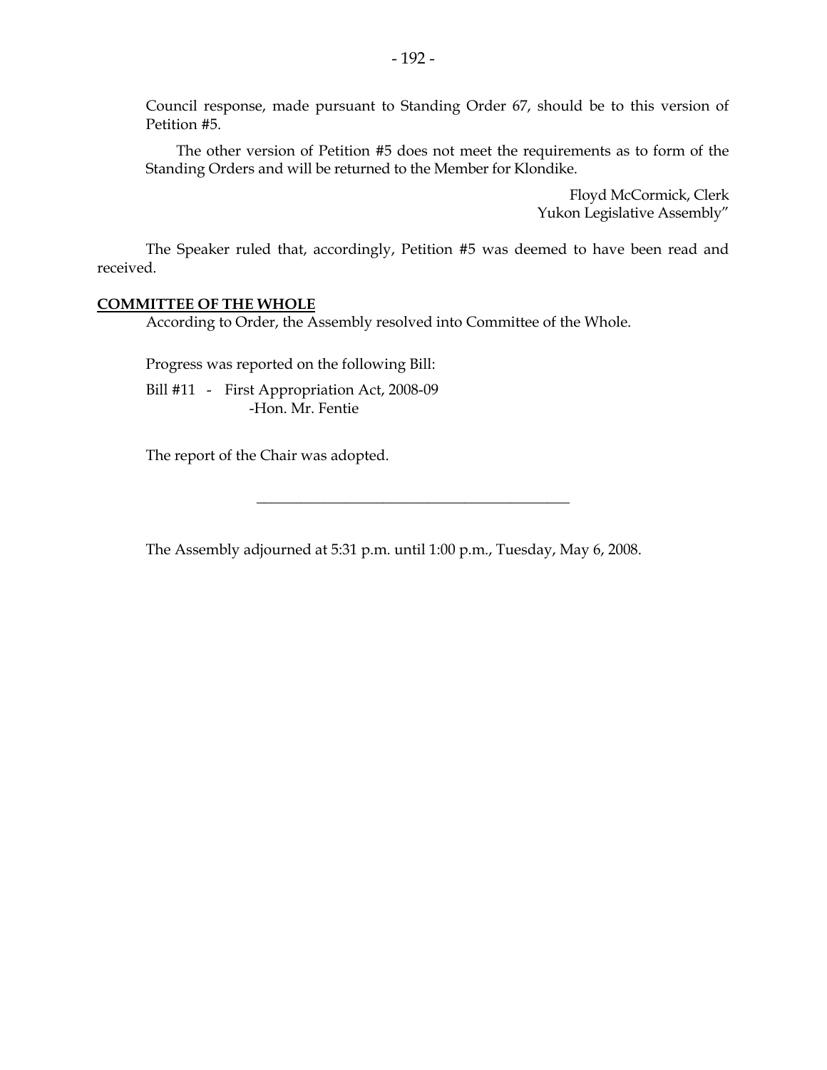Council response, made pursuant to Standing Order 67, should be to this version of Petition #5.

The other version of Petition #5 does not meet the requirements as to form of the Standing Orders and will be returned to the Member for Klondike.

Floyd McCormick, Clerk
Yukon Legislative Assembly"

The Speaker ruled that, accordingly, Petition #5 was deemed to have been read and received.

**COMMITTEE OF THE WHOLE**

According to Order, the Assembly resolved into Committee of the Whole.

Progress was reported on the following Bill:

Bill #11 - First Appropriation Act, 2008-09
-Hon. Mr. Fentie

The report of the Chair was adopted.

---

The Assembly adjourned at 5:31 p.m. until 1:00 p.m., Tuesday, May 6, 2008.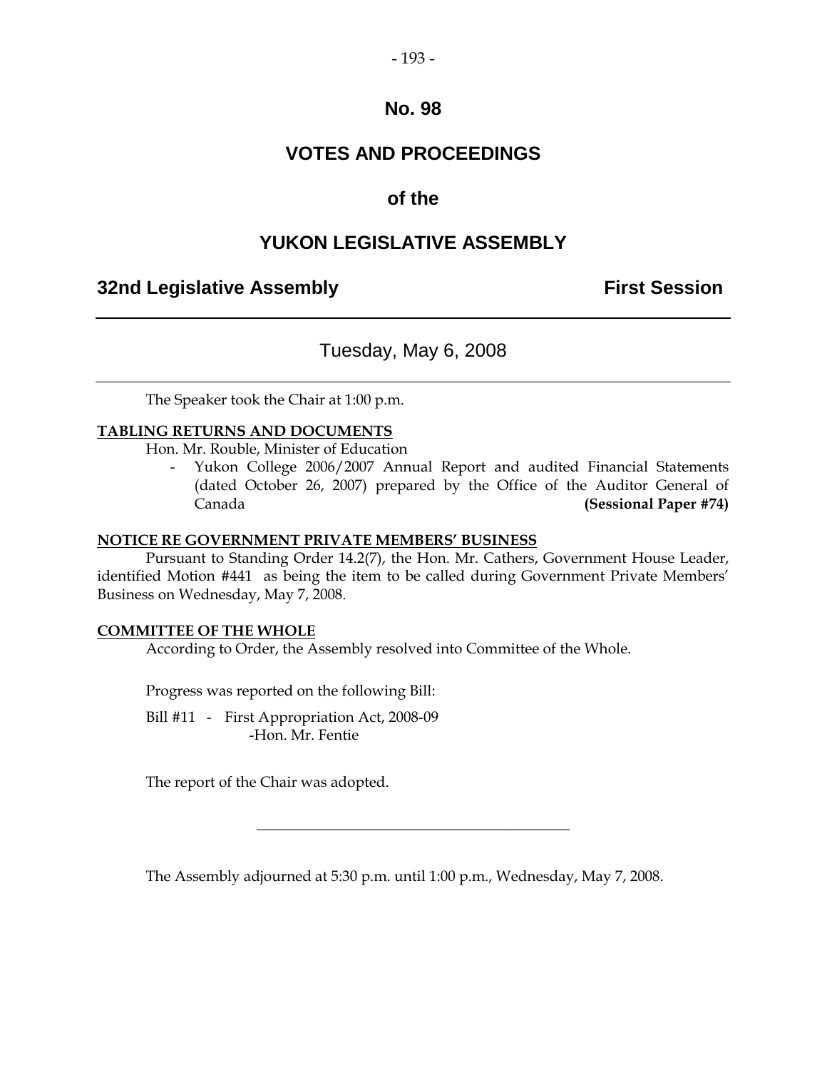# No. 98

# VOTES AND PROCEEDINGS

## of the

# YUKON LEGISLATIVE ASSEMBLY

**32nd Legislative Assembly** **First Session**

---

Tuesday, May 6, 2008

---

The Speaker took the Chair at 1:00 p.m.

**TABLING RETURNS AND DOCUMENTS**

Hon. Mr. Rouble, Minister of Education

- Yukon College 2006/2007 Annual Report and audited Financial Statements (dated October 26, 2007) prepared by the Office of the Auditor General of Canada **(Sessional Paper #74)**

**NOTICE RE GOVERNMENT PRIVATE MEMBERS' BUSINESS**

Pursuant to Standing Order 14.2(7), the Hon. Mr. Cathers, Government House Leader, identified Motion #441 as being the item to be called during Government Private Members' Business on Wednesday, May 7, 2008.

**COMMITTEE OF THE WHOLE**

According to Order, the Assembly resolved into Committee of the Whole.

Progress was reported on the following Bill:

Bill #11 - First Appropriation Act, 2008-09
-Hon. Mr. Fentie

The report of the Chair was adopted.

---

The Assembly adjourned at 5:30 p.m. until 1:00 p.m., Wednesday, May 7, 2008.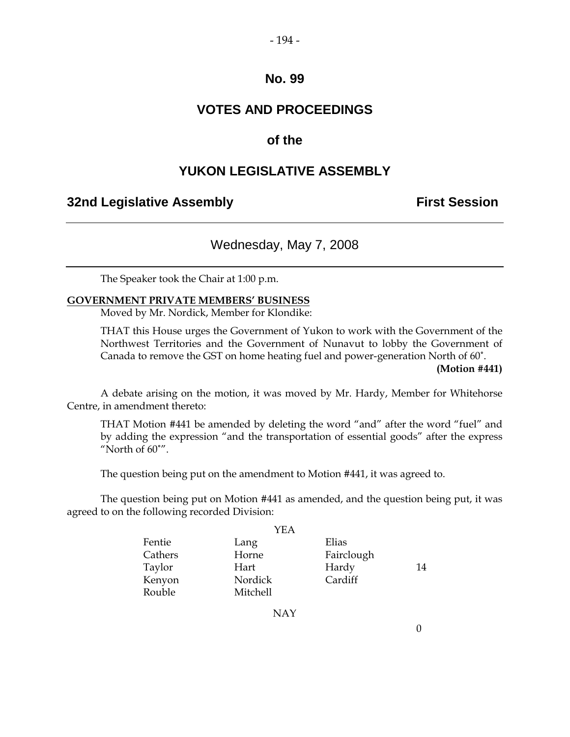# No. 99

## VOTES AND PROCEEDINGS

## of the

## YUKON LEGISLATIVE ASSEMBLY

**32nd Legislative Assembly** **First Session**

---

Wednesday, May 7, 2008

---

The Speaker took the Chair at 1:00 p.m.

**GOVERNMENT PRIVATE MEMBERS' BUSINESS**

Moved by Mr. Nordick, Member for Klondike:

THAT this House urges the Government of Yukon to work with the Government of the Northwest Territories and the Government of Nunavut to lobby the Government of Canada to remove the GST on home heating fuel and power-generation North of 60˚.

**(Motion #441)**

A debate arising on the motion, it was moved by Mr. Hardy, Member for Whitehorse Centre, in amendment thereto:

THAT Motion #441 be amended by deleting the word "and" after the word "fuel" and by adding the expression "and the transportation of essential goods" after the express "North of 60˚".

The question being put on the amendment to Motion #441, it was agreed to.

The question being put on Motion #441 as amended, and the question being put, it was agreed to on the following recorded Division:

YEA

| | | | |
|---|---|---|---|
| Fentie | Lang | Elias | |
| Cathers | Horne | Fairclough | |
| Taylor | Hart | Hardy | 14 |
| Kenyon | Nordick | Cardiff | |
| Rouble | Mitchell | | |

NAY

0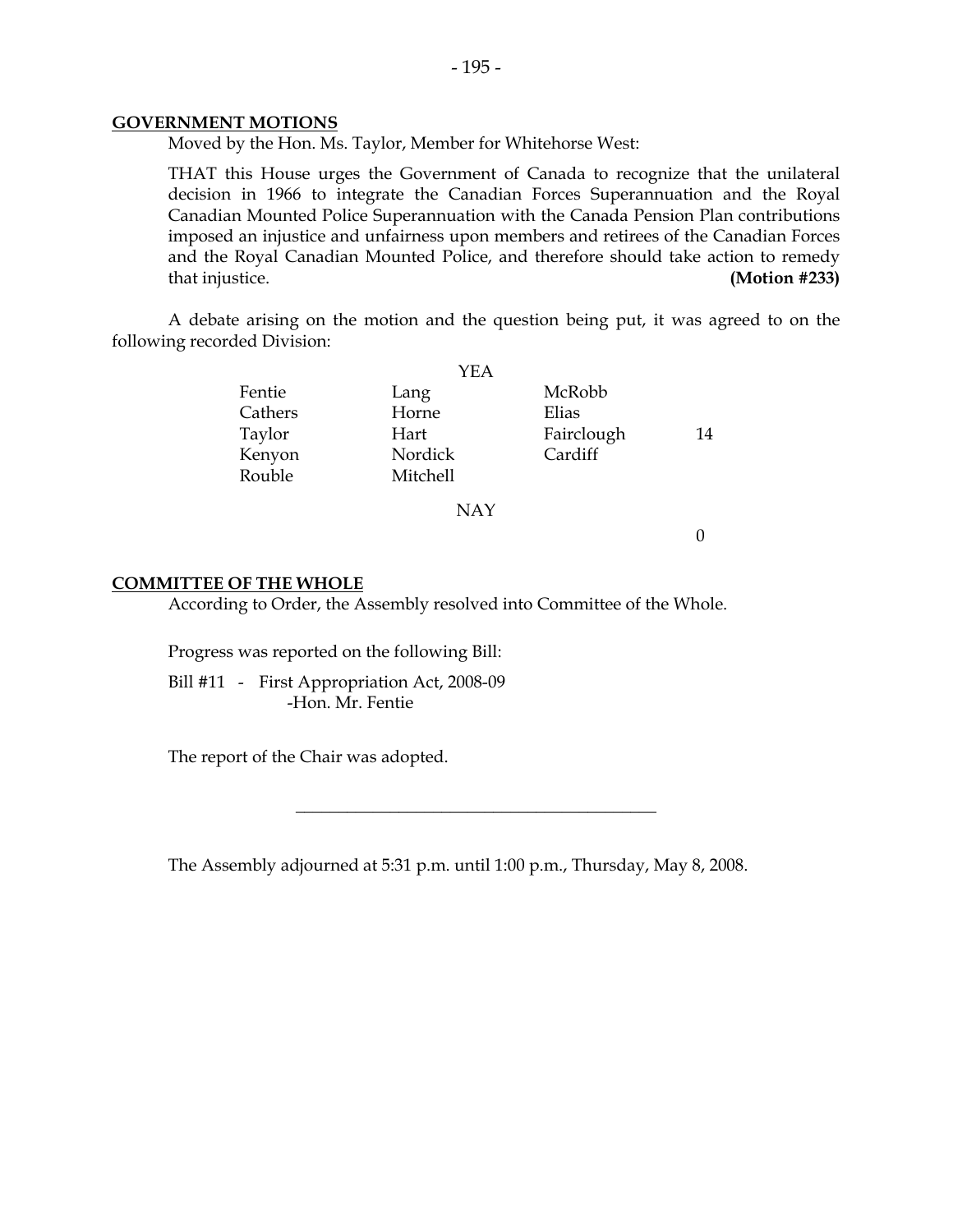## GOVERNMENT MOTIONS

Moved by the Hon. Ms. Taylor, Member for Whitehorse West:

THAT this House urges the Government of Canada to recognize that the unilateral decision in 1966 to integrate the Canadian Forces Superannuation and the Royal Canadian Mounted Police Superannuation with the Canada Pension Plan contributions imposed an injustice and unfairness upon members and retirees of the Canadian Forces and the Royal Canadian Mounted Police, and therefore should take action to remedy that injustice. **(Motion #233)**

A debate arising on the motion and the question being put, it was agreed to on the following recorded Division:

| | YEA | | |
|---|---|---|---|
| Fentie | Lang | McRobb | |
| Cathers | Horne | Elias | |
| Taylor | Hart | Fairclough | 14 |
| Kenyon | Nordick | Cardiff | |
| Rouble | Mitchell | | |
| | **NAY** | | |
| | | | 0 |

## COMMITTEE OF THE WHOLE

According to Order, the Assembly resolved into Committee of the Whole.

Progress was reported on the following Bill:

Bill #11 - First Appropriation Act, 2008-09
-Hon. Mr. Fentie

The report of the Chair was adopted.

---

The Assembly adjourned at 5:31 p.m. until 1:00 p.m., Thursday, May 8, 2008.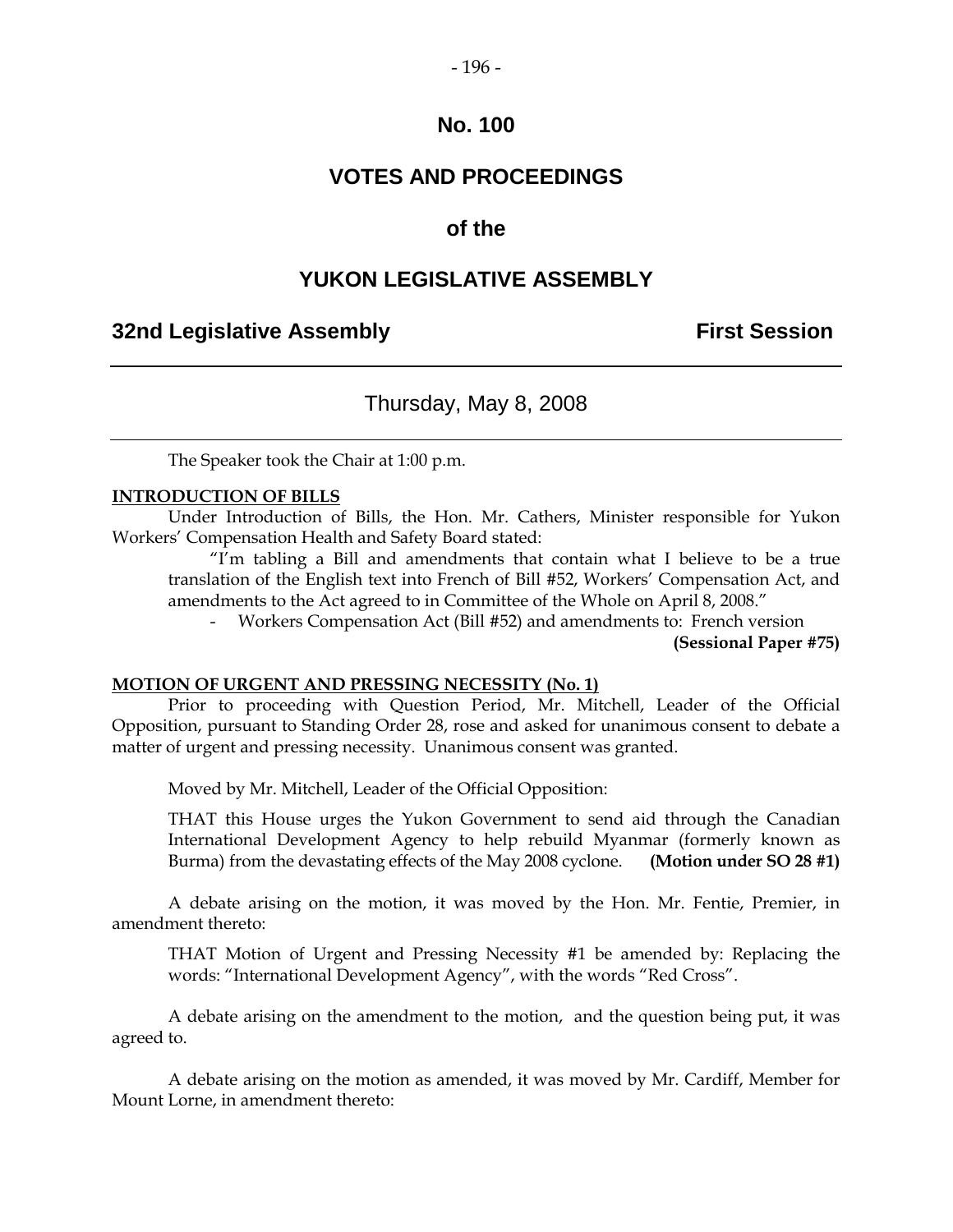# No. 100

## VOTES AND PROCEEDINGS

## of the

## YUKON LEGISLATIVE ASSEMBLY

**32nd Legislative Assembly** **First Session**

---

Thursday, May 8, 2008

---

The Speaker took the Chair at 1:00 p.m.

**INTRODUCTION OF BILLS**

Under Introduction of Bills, the Hon. Mr. Cathers, Minister responsible for Yukon Workers' Compensation Health and Safety Board stated:

> "I'm tabling a Bill and amendments that contain what I believe to be a true translation of the English text into French of Bill #52, Workers' Compensation Act, and amendments to the Act agreed to in Committee of the Whole on April 8, 2008."
>
> - Workers Compensation Act (Bill #52) and amendments to: French version
>
> **(Sessional Paper #75)**

**MOTION OF URGENT AND PRESSING NECESSITY (No. 1)**

Prior to proceeding with Question Period, Mr. Mitchell, Leader of the Official Opposition, pursuant to Standing Order 28, rose and asked for unanimous consent to debate a matter of urgent and pressing necessity. Unanimous consent was granted.

Moved by Mr. Mitchell, Leader of the Official Opposition:

> THAT this House urges the Yukon Government to send aid through the Canadian International Development Agency to help rebuild Myanmar (formerly known as Burma) from the devastating effects of the May 2008 cyclone. **(Motion under SO 28 #1)**

A debate arising on the motion, it was moved by the Hon. Mr. Fentie, Premier, in amendment thereto:

> THAT Motion of Urgent and Pressing Necessity #1 be amended by: Replacing the words: "International Development Agency", with the words "Red Cross".

A debate arising on the amendment to the motion, and the question being put, it was agreed to.

A debate arising on the motion as amended, it was moved by Mr. Cardiff, Member for Mount Lorne, in amendment thereto: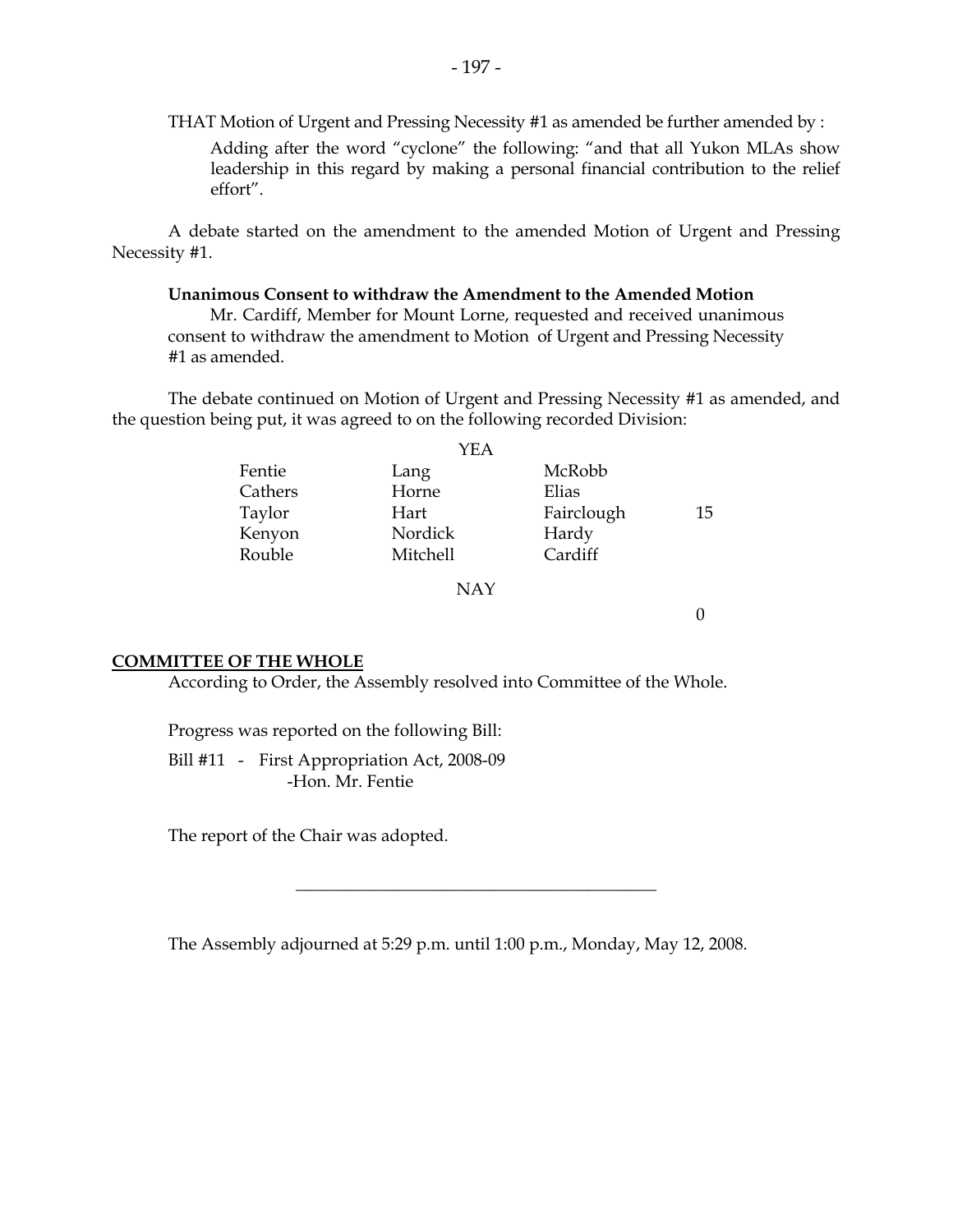THAT Motion of Urgent and Pressing Necessity #1 as amended be further amended by :

> Adding after the word "cyclone" the following: "and that all Yukon MLAs show leadership in this regard by making a personal financial contribution to the relief effort".

A debate started on the amendment to the amended Motion of Urgent and Pressing Necessity #1.

**Unanimous Consent to withdraw the Amendment to the Amended Motion**

Mr. Cardiff, Member for Mount Lorne, requested and received unanimous consent to withdraw the amendment to Motion of Urgent and Pressing Necessity #1 as amended.

The debate continued on Motion of Urgent and Pressing Necessity #1 as amended, and the question being put, it was agreed to on the following recorded Division:

| | YEA | | |
|---|---|---|---|
| Fentie | Lang | McRobb | |
| Cathers | Horne | Elias | |
| Taylor | Hart | Fairclough | 15 |
| Kenyon | Nordick | Hardy | |
| Rouble | Mitchell | Cardiff | |
| | NAY | | |
| | | | 0 |

**COMMITTEE OF THE WHOLE**

According to Order, the Assembly resolved into Committee of the Whole.

Progress was reported on the following Bill:

Bill #11 - First Appropriation Act, 2008-09
-Hon. Mr. Fentie

The report of the Chair was adopted.

---

The Assembly adjourned at 5:29 p.m. until 1:00 p.m., Monday, May 12, 2008.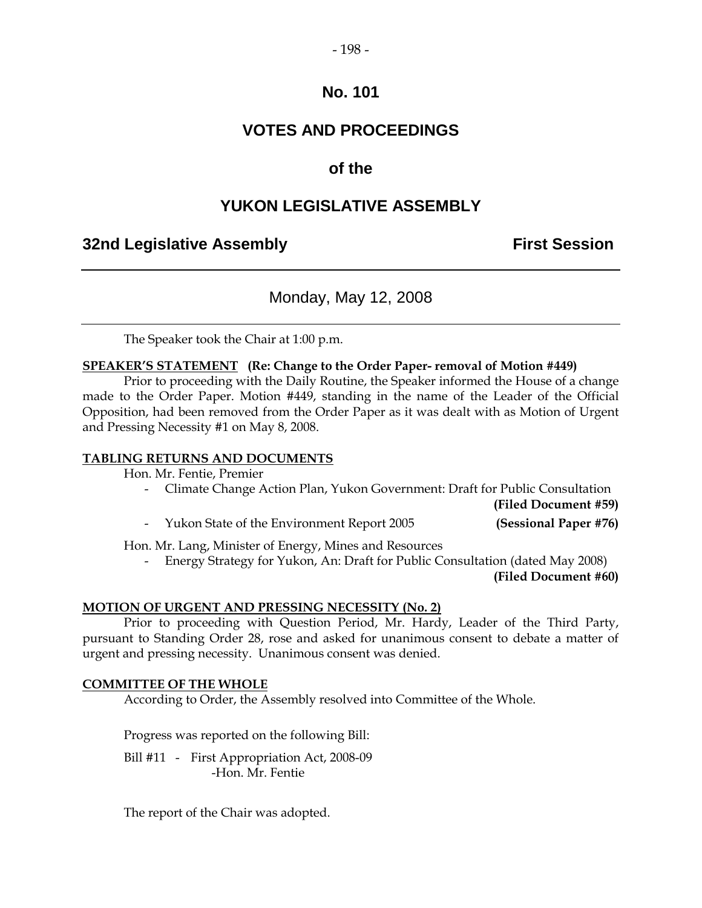# No. 101

## VOTES AND PROCEEDINGS

## of the

## YUKON LEGISLATIVE ASSEMBLY

**32nd Legislative Assembly** **First Session**

---

Monday, May 12, 2008

---

The Speaker took the Chair at 1:00 p.m.

**SPEAKER'S STATEMENT (Re: Change to the Order Paper- removal of Motion #449)**

Prior to proceeding with the Daily Routine, the Speaker informed the House of a change made to the Order Paper. Motion #449, standing in the name of the Leader of the Official Opposition, had been removed from the Order Paper as it was dealt with as Motion of Urgent and Pressing Necessity #1 on May 8, 2008.

**TABLING RETURNS AND DOCUMENTS**

Hon. Mr. Fentie, Premier

- Climate Change Action Plan, Yukon Government: Draft for Public Consultation **(Filed Document #59)**
- Yukon State of the Environment Report 2005 **(Sessional Paper #76)**

Hon. Mr. Lang, Minister of Energy, Mines and Resources

- Energy Strategy for Yukon, An: Draft for Public Consultation (dated May 2008) **(Filed Document #60)**

**MOTION OF URGENT AND PRESSING NECESSITY (No. 2)**

Prior to proceeding with Question Period, Mr. Hardy, Leader of the Third Party, pursuant to Standing Order 28, rose and asked for unanimous consent to debate a matter of urgent and pressing necessity. Unanimous consent was denied.

**COMMITTEE OF THE WHOLE**

According to Order, the Assembly resolved into Committee of the Whole.

Progress was reported on the following Bill:

Bill #11 - First Appropriation Act, 2008-09
-Hon. Mr. Fentie

The report of the Chair was adopted.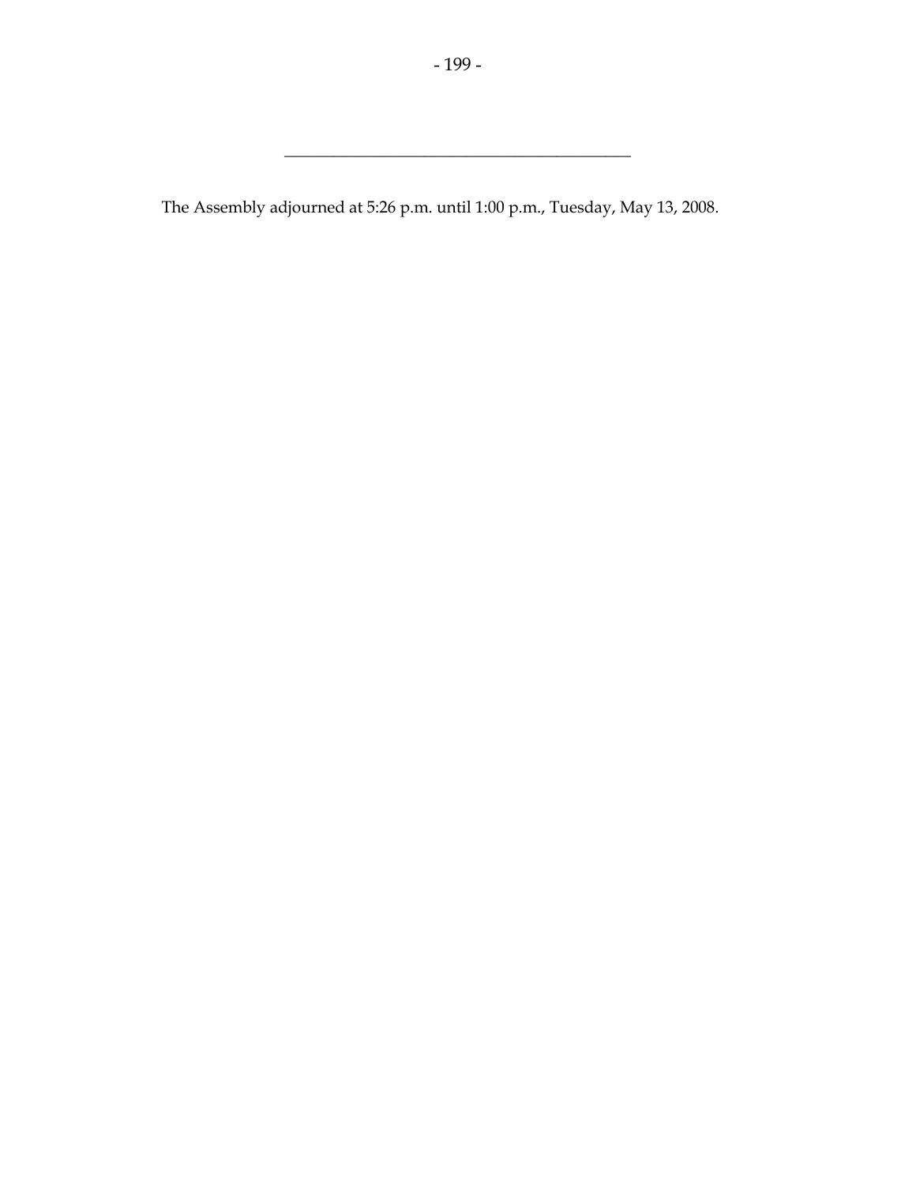---

The Assembly adjourned at 5:26 p.m. until 1:00 p.m., Tuesday, May 13, 2008.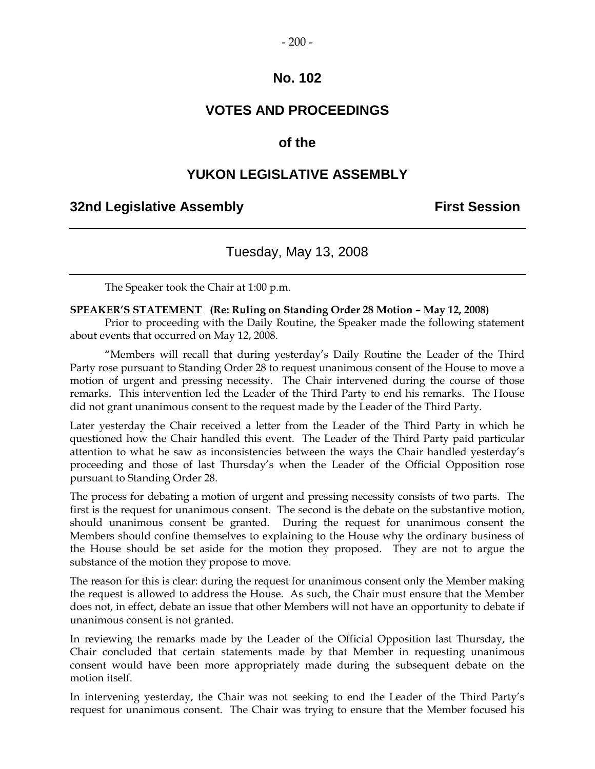# No. 102

# VOTES AND PROCEEDINGS

# of the

# YUKON LEGISLATIVE ASSEMBLY

**32nd Legislative Assembly** **First Session**

---

Tuesday, May 13, 2008

---

The Speaker took the Chair at 1:00 p.m.

**SPEAKER'S STATEMENT (Re: Ruling on Standing Order 28 Motion – May 12, 2008)**

Prior to proceeding with the Daily Routine, the Speaker made the following statement about events that occurred on May 12, 2008.

"Members will recall that during yesterday's Daily Routine the Leader of the Third Party rose pursuant to Standing Order 28 to request unanimous consent of the House to move a motion of urgent and pressing necessity. The Chair intervened during the course of those remarks. This intervention led the Leader of the Third Party to end his remarks. The House did not grant unanimous consent to the request made by the Leader of the Third Party.

Later yesterday the Chair received a letter from the Leader of the Third Party in which he questioned how the Chair handled this event. The Leader of the Third Party paid particular attention to what he saw as inconsistencies between the ways the Chair handled yesterday's proceeding and those of last Thursday's when the Leader of the Official Opposition rose pursuant to Standing Order 28.

The process for debating a motion of urgent and pressing necessity consists of two parts. The first is the request for unanimous consent. The second is the debate on the substantive motion, should unanimous consent be granted. During the request for unanimous consent the Members should confine themselves to explaining to the House why the ordinary business of the House should be set aside for the motion they proposed. They are not to argue the substance of the motion they propose to move.

The reason for this is clear: during the request for unanimous consent only the Member making the request is allowed to address the House. As such, the Chair must ensure that the Member does not, in effect, debate an issue that other Members will not have an opportunity to debate if unanimous consent is not granted.

In reviewing the remarks made by the Leader of the Official Opposition last Thursday, the Chair concluded that certain statements made by that Member in requesting unanimous consent would have been more appropriately made during the subsequent debate on the motion itself.

In intervening yesterday, the Chair was not seeking to end the Leader of the Third Party's request for unanimous consent. The Chair was trying to ensure that the Member focused his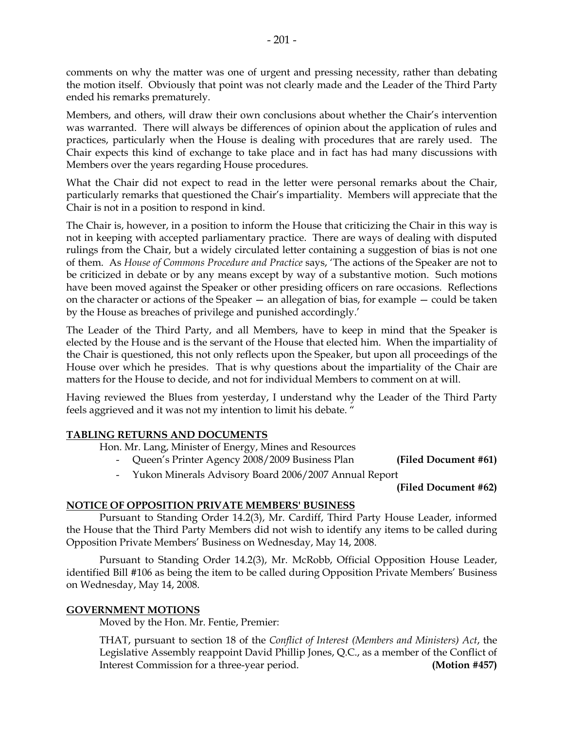comments on why the matter was one of urgent and pressing necessity, rather than debating the motion itself. Obviously that point was not clearly made and the Leader of the Third Party ended his remarks prematurely.

Members, and others, will draw their own conclusions about whether the Chair's intervention was warranted. There will always be differences of opinion about the application of rules and practices, particularly when the House is dealing with procedures that are rarely used. The Chair expects this kind of exchange to take place and in fact has had many discussions with Members over the years regarding House procedures.

What the Chair did not expect to read in the letter were personal remarks about the Chair, particularly remarks that questioned the Chair's impartiality. Members will appreciate that the Chair is not in a position to respond in kind.

The Chair is, however, in a position to inform the House that criticizing the Chair in this way is not in keeping with accepted parliamentary practice. There are ways of dealing with disputed rulings from the Chair, but a widely circulated letter containing a suggestion of bias is not one of them. As *House of Commons Procedure and Practice* says, 'The actions of the Speaker are not to be criticized in debate or by any means except by way of a substantive motion. Such motions have been moved against the Speaker or other presiding officers on rare occasions. Reflections on the character or actions of the Speaker — an allegation of bias, for example — could be taken by the House as breaches of privilege and punished accordingly.'

The Leader of the Third Party, and all Members, have to keep in mind that the Speaker is elected by the House and is the servant of the House that elected him. When the impartiality of the Chair is questioned, this not only reflects upon the Speaker, but upon all proceedings of the House over which he presides. That is why questions about the impartiality of the Chair are matters for the House to decide, and not for individual Members to comment on at will.

Having reviewed the Blues from yesterday, I understand why the Leader of the Third Party feels aggrieved and it was not my intention to limit his debate. "

## TABLING RETURNS AND DOCUMENTS

Hon. Mr. Lang, Minister of Energy, Mines and Resources

- Queen's Printer Agency 2008/2009 Business Plan **(Filed Document #61)**
- Yukon Minerals Advisory Board 2006/2007 Annual Report **(Filed Document #62)**

## NOTICE OF OPPOSITION PRIVATE MEMBERS' BUSINESS

Pursuant to Standing Order 14.2(3), Mr. Cardiff, Third Party House Leader, informed the House that the Third Party Members did not wish to identify any items to be called during Opposition Private Members' Business on Wednesday, May 14, 2008.

Pursuant to Standing Order 14.2(3), Mr. McRobb, Official Opposition House Leader, identified Bill #106 as being the item to be called during Opposition Private Members' Business on Wednesday, May 14, 2008.

## GOVERNMENT MOTIONS

Moved by the Hon. Mr. Fentie, Premier:

THAT, pursuant to section 18 of the *Conflict of Interest (Members and Ministers) Act*, the Legislative Assembly reappoint David Phillip Jones, Q.C., as a member of the Conflict of Interest Commission for a three-year period. **(Motion #457)**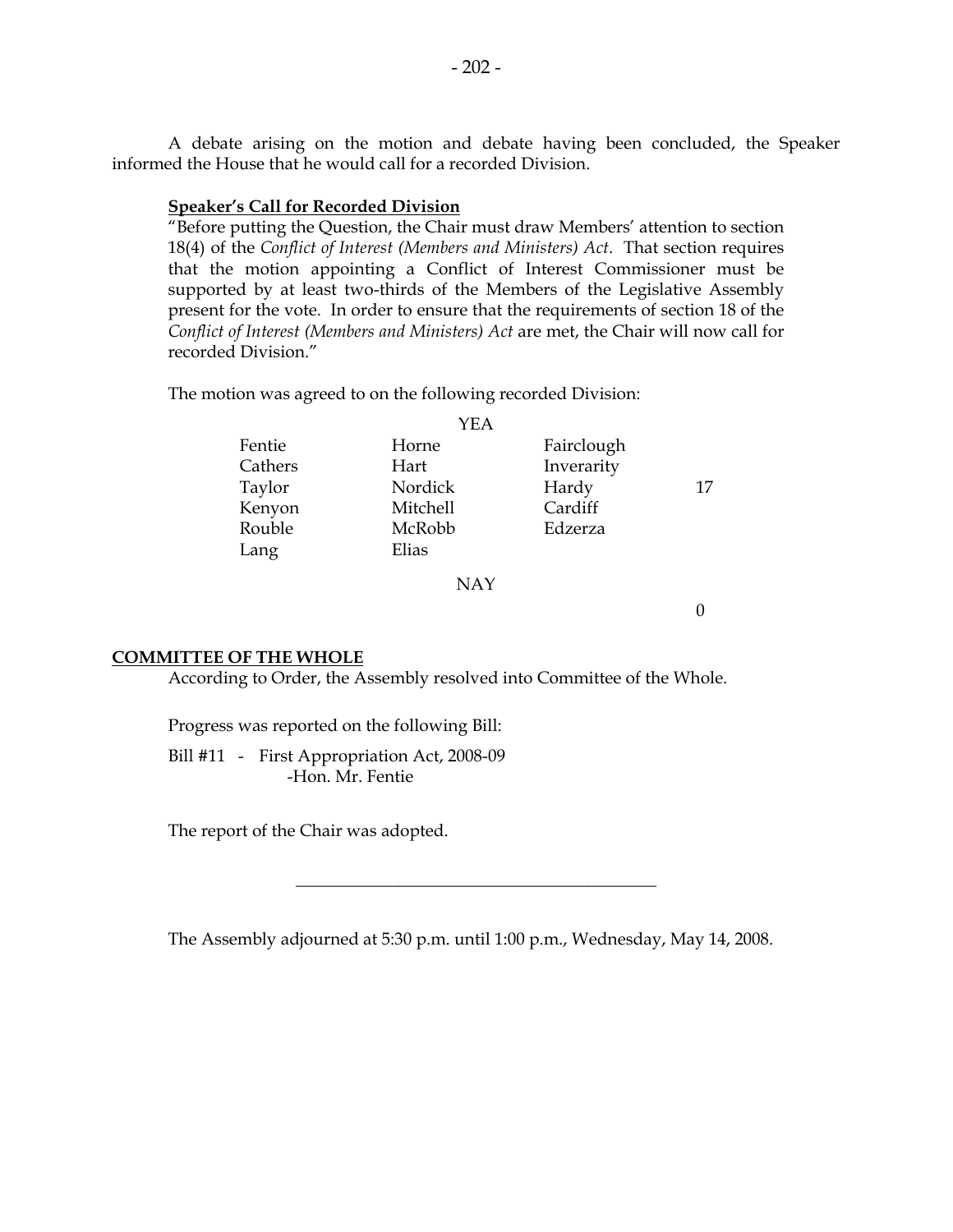A debate arising on the motion and debate having been concluded, the Speaker informed the House that he would call for a recorded Division.

**Speaker's Call for Recorded Division**

"Before putting the Question, the Chair must draw Members' attention to section 18(4) of the *Conflict of Interest (Members and Ministers) Act*. That section requires that the motion appointing a Conflict of Interest Commissioner must be supported by at least two-thirds of the Members of the Legislative Assembly present for the vote. In order to ensure that the requirements of section 18 of the *Conflict of Interest (Members and Ministers) Act* are met, the Chair will now call for recorded Division."

The motion was agreed to on the following recorded Division:

| | YEA | | |
|---|---|---|---|
| Fentie | Horne | Fairclough | |
| Cathers | Hart | Inverarity | |
| Taylor | Nordick | Hardy | 17 |
| Kenyon | Mitchell | Cardiff | |
| Rouble | McRobb | Edzerza | |
| Lang | Elias | | |
| | NAY | | |
| | | | 0 |

## COMMITTEE OF THE WHOLE

According to Order, the Assembly resolved into Committee of the Whole.

Progress was reported on the following Bill:

Bill #11 - First Appropriation Act, 2008-09
-Hon. Mr. Fentie

The report of the Chair was adopted.

---

The Assembly adjourned at 5:30 p.m. until 1:00 p.m., Wednesday, May 14, 2008.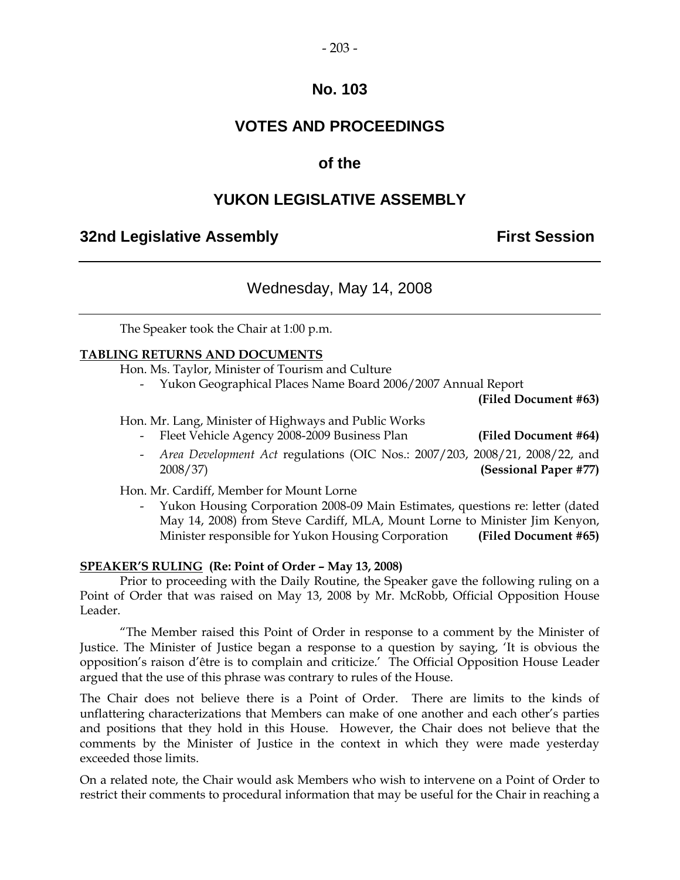# No. 103

# VOTES AND PROCEEDINGS

# of the

# YUKON LEGISLATIVE ASSEMBLY

**32nd Legislative Assembly** **First Session**

---

Wednesday, May 14, 2008

---

The Speaker took the Chair at 1:00 p.m.

**TABLING RETURNS AND DOCUMENTS**

Hon. Ms. Taylor, Minister of Tourism and Culture

- Yukon Geographical Places Name Board 2006/2007 Annual Report **(Filed Document #63)**

Hon. Mr. Lang, Minister of Highways and Public Works

- Fleet Vehicle Agency 2008-2009 Business Plan **(Filed Document #64)**
- *Area Development Act* regulations (OIC Nos.: 2007/203, 2008/21, 2008/22, and 2008/37) **(Sessional Paper #77)**

Hon. Mr. Cardiff, Member for Mount Lorne

- Yukon Housing Corporation 2008-09 Main Estimates, questions re: letter (dated May 14, 2008) from Steve Cardiff, MLA, Mount Lorne to Minister Jim Kenyon, Minister responsible for Yukon Housing Corporation **(Filed Document #65)**

**SPEAKER'S RULING (Re: Point of Order – May 13, 2008)**

Prior to proceeding with the Daily Routine, the Speaker gave the following ruling on a Point of Order that was raised on May 13, 2008 by Mr. McRobb, Official Opposition House Leader.

"The Member raised this Point of Order in response to a comment by the Minister of Justice. The Minister of Justice began a response to a question by saying, 'It is obvious the opposition's raison d'être is to complain and criticize.' The Official Opposition House Leader argued that the use of this phrase was contrary to rules of the House.

The Chair does not believe there is a Point of Order. There are limits to the kinds of unflattering characterizations that Members can make of one another and each other's parties and positions that they hold in this House. However, the Chair does not believe that the comments by the Minister of Justice in the context in which they were made yesterday exceeded those limits.

On a related note, the Chair would ask Members who wish to intervene on a Point of Order to restrict their comments to procedural information that may be useful for the Chair in reaching a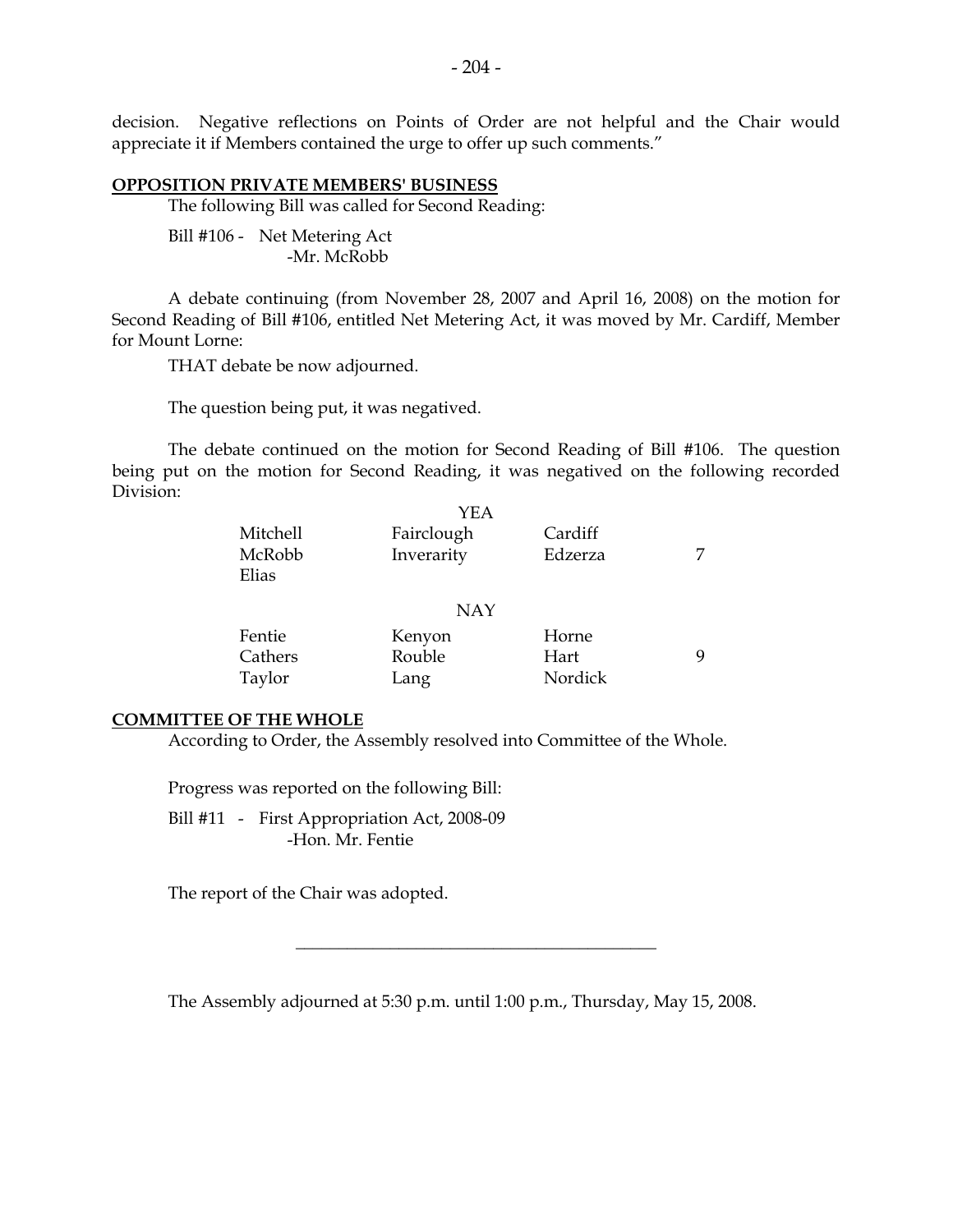decision. Negative reflections on Points of Order are not helpful and the Chair would appreciate it if Members contained the urge to offer up such comments."

**OPPOSITION PRIVATE MEMBERS' BUSINESS**

The following Bill was called for Second Reading:

Bill #106 - Net Metering Act
-Mr. McRobb

A debate continuing (from November 28, 2007 and April 16, 2008) on the motion for Second Reading of Bill #106, entitled Net Metering Act, it was moved by Mr. Cardiff, Member for Mount Lorne:

THAT debate be now adjourned.

The question being put, it was negatived.

The debate continued on the motion for Second Reading of Bill #106. The question being put on the motion for Second Reading, it was negatived on the following recorded Division:

YEA

| | | | |
|---|---|---|---|
| Mitchell | Fairclough | Cardiff | |
| McRobb | Inverarity | Edzerza | 7 |
| Elias | | | |

NAY

| | | | |
|---|---|---|---|
| Fentie | Kenyon | Horne | |
| Cathers | Rouble | Hart | 9 |
| Taylor | Lang | Nordick | |

**COMMITTEE OF THE WHOLE**

According to Order, the Assembly resolved into Committee of the Whole.

Progress was reported on the following Bill:

Bill #11 - First Appropriation Act, 2008-09
-Hon. Mr. Fentie

The report of the Chair was adopted.

---

The Assembly adjourned at 5:30 p.m. until 1:00 p.m., Thursday, May 15, 2008.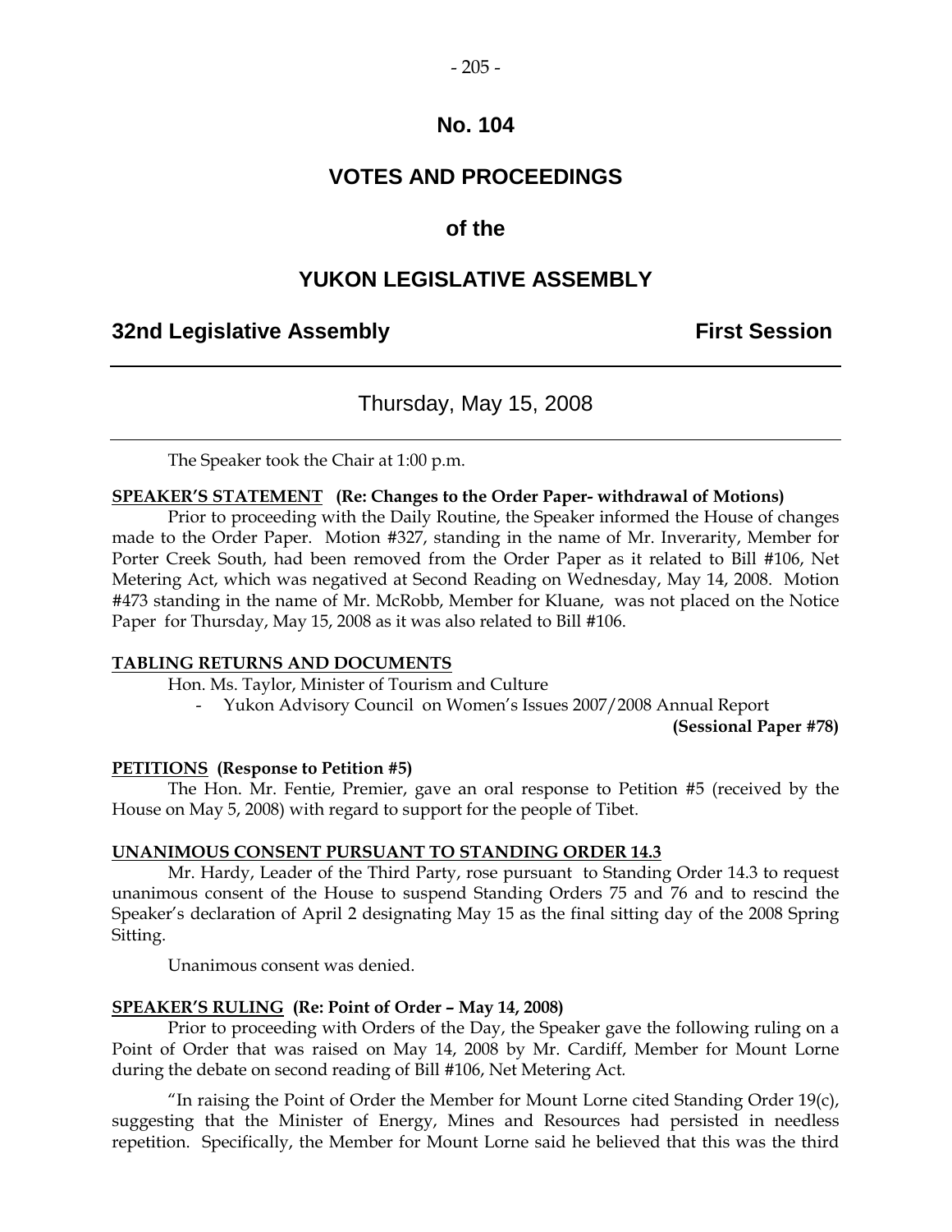# No. 104

## VOTES AND PROCEEDINGS

### of the

## YUKON LEGISLATIVE ASSEMBLY

**32nd Legislative Assembly** **First Session**

---

Thursday, May 15, 2008

---

The Speaker took the Chair at 1:00 p.m.

**SPEAKER'S STATEMENT (Re: Changes to the Order Paper- withdrawal of Motions)**

Prior to proceeding with the Daily Routine, the Speaker informed the House of changes made to the Order Paper. Motion #327, standing in the name of Mr. Inverarity, Member for Porter Creek South, had been removed from the Order Paper as it related to Bill #106, Net Metering Act, which was negatived at Second Reading on Wednesday, May 14, 2008. Motion #473 standing in the name of Mr. McRobb, Member for Kluane, was not placed on the Notice Paper for Thursday, May 15, 2008 as it was also related to Bill #106.

**TABLING RETURNS AND DOCUMENTS**

Hon. Ms. Taylor, Minister of Tourism and Culture

- Yukon Advisory Council on Women's Issues 2007/2008 Annual Report **(Sessional Paper #78)**

**PETITIONS (Response to Petition #5)**

The Hon. Mr. Fentie, Premier, gave an oral response to Petition #5 (received by the House on May 5, 2008) with regard to support for the people of Tibet.

**UNANIMOUS CONSENT PURSUANT TO STANDING ORDER 14.3**

Mr. Hardy, Leader of the Third Party, rose pursuant to Standing Order 14.3 to request unanimous consent of the House to suspend Standing Orders 75 and 76 and to rescind the Speaker's declaration of April 2 designating May 15 as the final sitting day of the 2008 Spring Sitting.

Unanimous consent was denied.

**SPEAKER'S RULING (Re: Point of Order – May 14, 2008)**

Prior to proceeding with Orders of the Day, the Speaker gave the following ruling on a Point of Order that was raised on May 14, 2008 by Mr. Cardiff, Member for Mount Lorne during the debate on second reading of Bill #106, Net Metering Act.

"In raising the Point of Order the Member for Mount Lorne cited Standing Order 19(c), suggesting that the Minister of Energy, Mines and Resources had persisted in needless repetition. Specifically, the Member for Mount Lorne said he believed that this was the third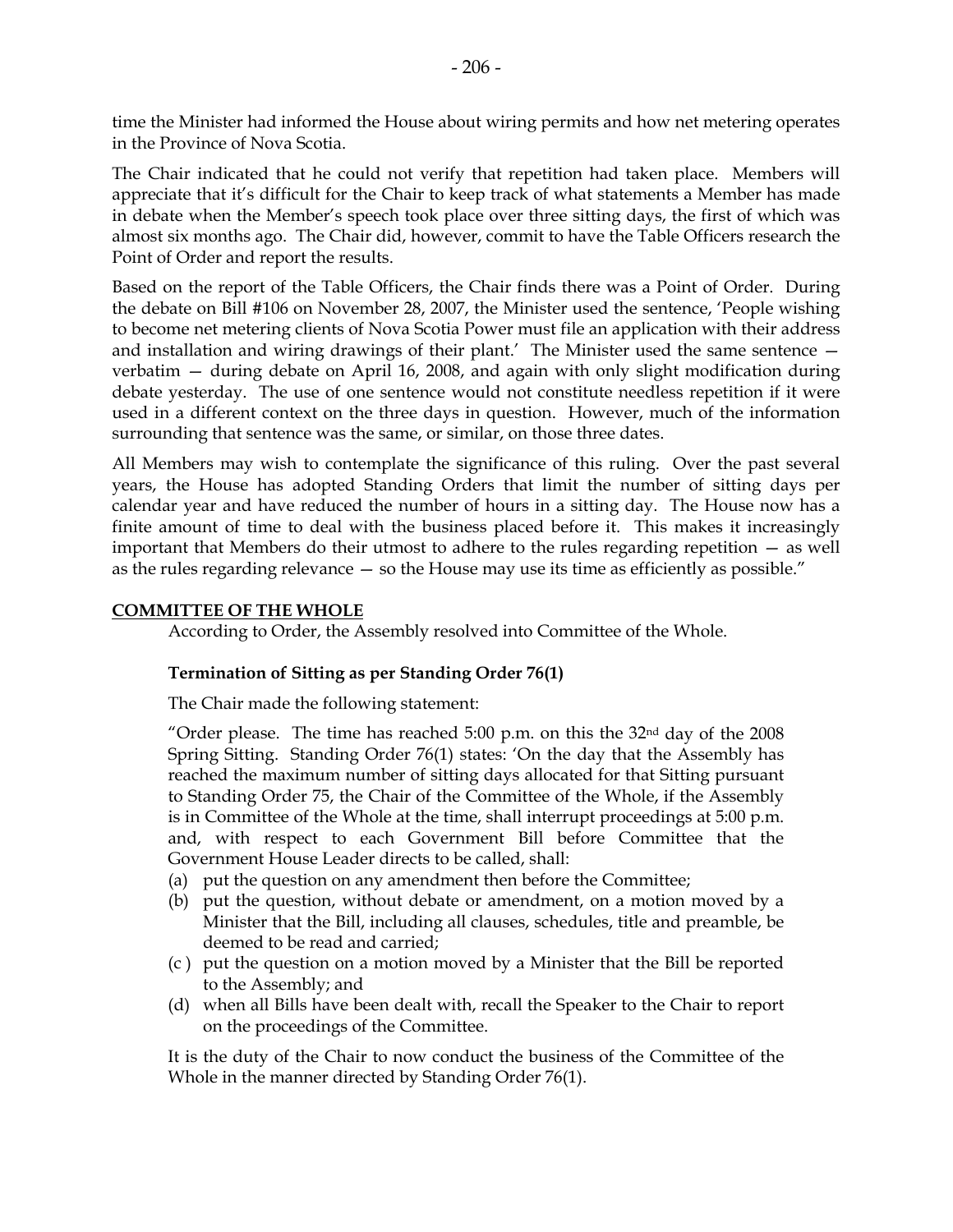time the Minister had informed the House about wiring permits and how net metering operates in the Province of Nova Scotia.

The Chair indicated that he could not verify that repetition had taken place. Members will appreciate that it's difficult for the Chair to keep track of what statements a Member has made in debate when the Member's speech took place over three sitting days, the first of which was almost six months ago. The Chair did, however, commit to have the Table Officers research the Point of Order and report the results.

Based on the report of the Table Officers, the Chair finds there was a Point of Order. During the debate on Bill #106 on November 28, 2007, the Minister used the sentence, 'People wishing to become net metering clients of Nova Scotia Power must file an application with their address and installation and wiring drawings of their plant.' The Minister used the same sentence — verbatim — during debate on April 16, 2008, and again with only slight modification during debate yesterday. The use of one sentence would not constitute needless repetition if it were used in a different context on the three days in question. However, much of the information surrounding that sentence was the same, or similar, on those three dates.

All Members may wish to contemplate the significance of this ruling. Over the past several years, the House has adopted Standing Orders that limit the number of sitting days per calendar year and have reduced the number of hours in a sitting day. The House now has a finite amount of time to deal with the business placed before it. This makes it increasingly important that Members do their utmost to adhere to the rules regarding repetition — as well as the rules regarding relevance — so the House may use its time as efficiently as possible."

**COMMITTEE OF THE WHOLE**

According to Order, the Assembly resolved into Committee of the Whole.

**Termination of Sitting as per Standing Order 76(1)**

The Chair made the following statement:

"Order please. The time has reached 5:00 p.m. on this the 32nd day of the 2008 Spring Sitting. Standing Order 76(1) states: 'On the day that the Assembly has reached the maximum number of sitting days allocated for that Sitting pursuant to Standing Order 75, the Chair of the Committee of the Whole, if the Assembly is in Committee of the Whole at the time, shall interrupt proceedings at 5:00 p.m. and, with respect to each Government Bill before Committee that the Government House Leader directs to be called, shall:

(a) put the question on any amendment then before the Committee;
(b) put the question, without debate or amendment, on a motion moved by a Minister that the Bill, including all clauses, schedules, title and preamble, be deemed to be read and carried;
(c ) put the question on a motion moved by a Minister that the Bill be reported to the Assembly; and
(d) when all Bills have been dealt with, recall the Speaker to the Chair to report on the proceedings of the Committee.

It is the duty of the Chair to now conduct the business of the Committee of the Whole in the manner directed by Standing Order 76(1).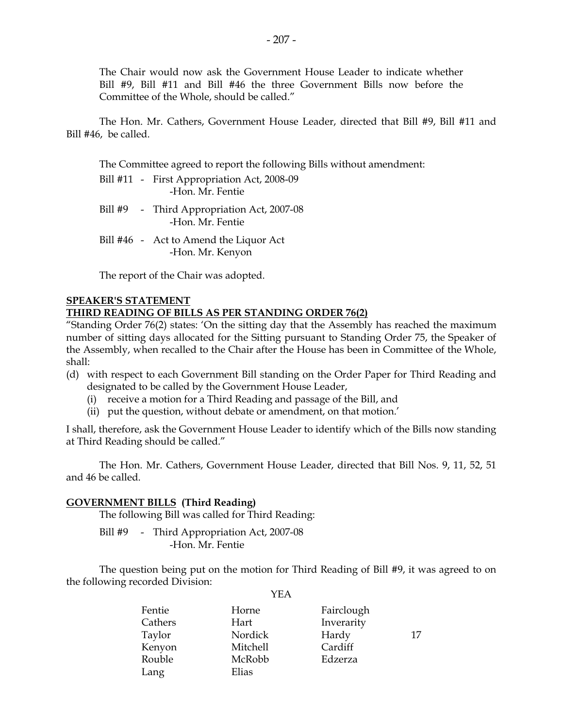The Chair would now ask the Government House Leader to indicate whether Bill #9, Bill #11 and Bill #46 the three Government Bills now before the Committee of the Whole, should be called."

The Hon. Mr. Cathers, Government House Leader, directed that Bill #9, Bill #11 and Bill #46, be called.

The Committee agreed to report the following Bills without amendment:

Bill #11 - First Appropriation Act, 2008-09
-Hon. Mr. Fentie

Bill #9 - Third Appropriation Act, 2007-08
-Hon. Mr. Fentie

Bill #46 - Act to Amend the Liquor Act
-Hon. Mr. Kenyon

The report of the Chair was adopted.

**SPEAKER'S STATEMENT**

**THIRD READING OF BILLS AS PER STANDING ORDER 76(2)**

"Standing Order 76(2) states: 'On the sitting day that the Assembly has reached the maximum number of sitting days allocated for the Sitting pursuant to Standing Order 75, the Speaker of the Assembly, when recalled to the Chair after the House has been in Committee of the Whole, shall:

(d) with respect to each Government Bill standing on the Order Paper for Third Reading and designated to be called by the Government House Leader,
   (i) receive a motion for a Third Reading and passage of the Bill, and
   (ii) put the question, without debate or amendment, on that motion.'

I shall, therefore, ask the Government House Leader to identify which of the Bills now standing at Third Reading should be called."

The Hon. Mr. Cathers, Government House Leader, directed that Bill Nos. 9, 11, 52, 51 and 46 be called.

**GOVERNMENT BILLS (Third Reading)**

The following Bill was called for Third Reading:

Bill #9 - Third Appropriation Act, 2007-08
-Hon. Mr. Fentie

The question being put on the motion for Third Reading of Bill #9, it was agreed to on the following recorded Division:

YEA

| | | | |
|---|---|---|---|
| Fentie | Horne | Fairclough | |
| Cathers | Hart | Inverarity | |
| Taylor | Nordick | Hardy | 17 |
| Kenyon | Mitchell | Cardiff | |
| Rouble | McRobb | Edzerza | |
| Lang | Elias | | |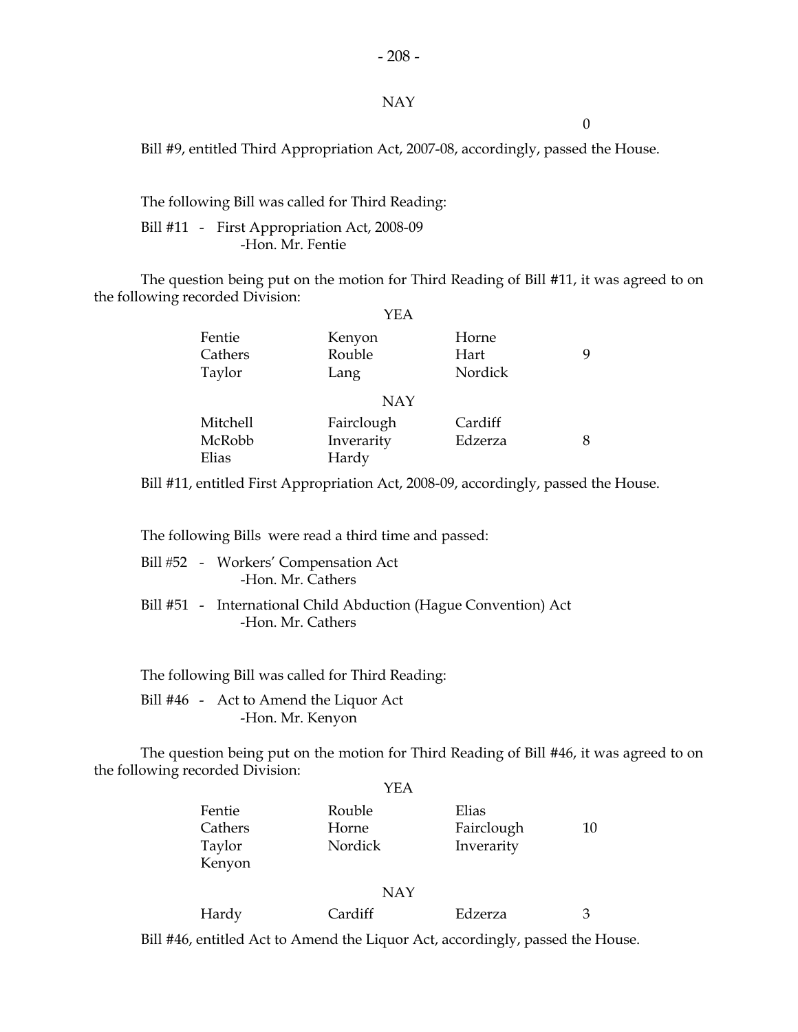NAY

0

Bill #9, entitled Third Appropriation Act, 2007-08, accordingly, passed the House.

The following Bill was called for Third Reading:

Bill #11 - First Appropriation Act, 2008-09
-Hon. Mr. Fentie

The question being put on the motion for Third Reading of Bill #11, it was agreed to on the following recorded Division:

YEA

| | | | |
|---|---|---|---|
| Fentie | Kenyon | Horne | |
| Cathers | Rouble | Hart | 9 |
| Taylor | Lang | Nordick | |

NAY

| | | | |
|---|---|---|---|
| Mitchell | Fairclough | Cardiff | |
| McRobb | Inverarity | Edzerza | 8 |
| Elias | Hardy | | |

Bill #11, entitled First Appropriation Act, 2008-09, accordingly, passed the House.

The following Bills were read a third time and passed:

Bill #52 - Workers' Compensation Act
-Hon. Mr. Cathers

Bill #51 - International Child Abduction (Hague Convention) Act
-Hon. Mr. Cathers

The following Bill was called for Third Reading:

Bill #46 - Act to Amend the Liquor Act
-Hon. Mr. Kenyon

The question being put on the motion for Third Reading of Bill #46, it was agreed to on the following recorded Division:

YEA

| | | | |
|---|---|---|---|
| Fentie | Rouble | Elias | |
| Cathers | Horne | Fairclough | 10 |
| Taylor | Nordick | Inverarity | |
| Kenyon | | | |

NAY

| | | | |
|---|---|---|---|
| Hardy | Cardiff | Edzerza | 3 |

Bill #46, entitled Act to Amend the Liquor Act, accordingly, passed the House.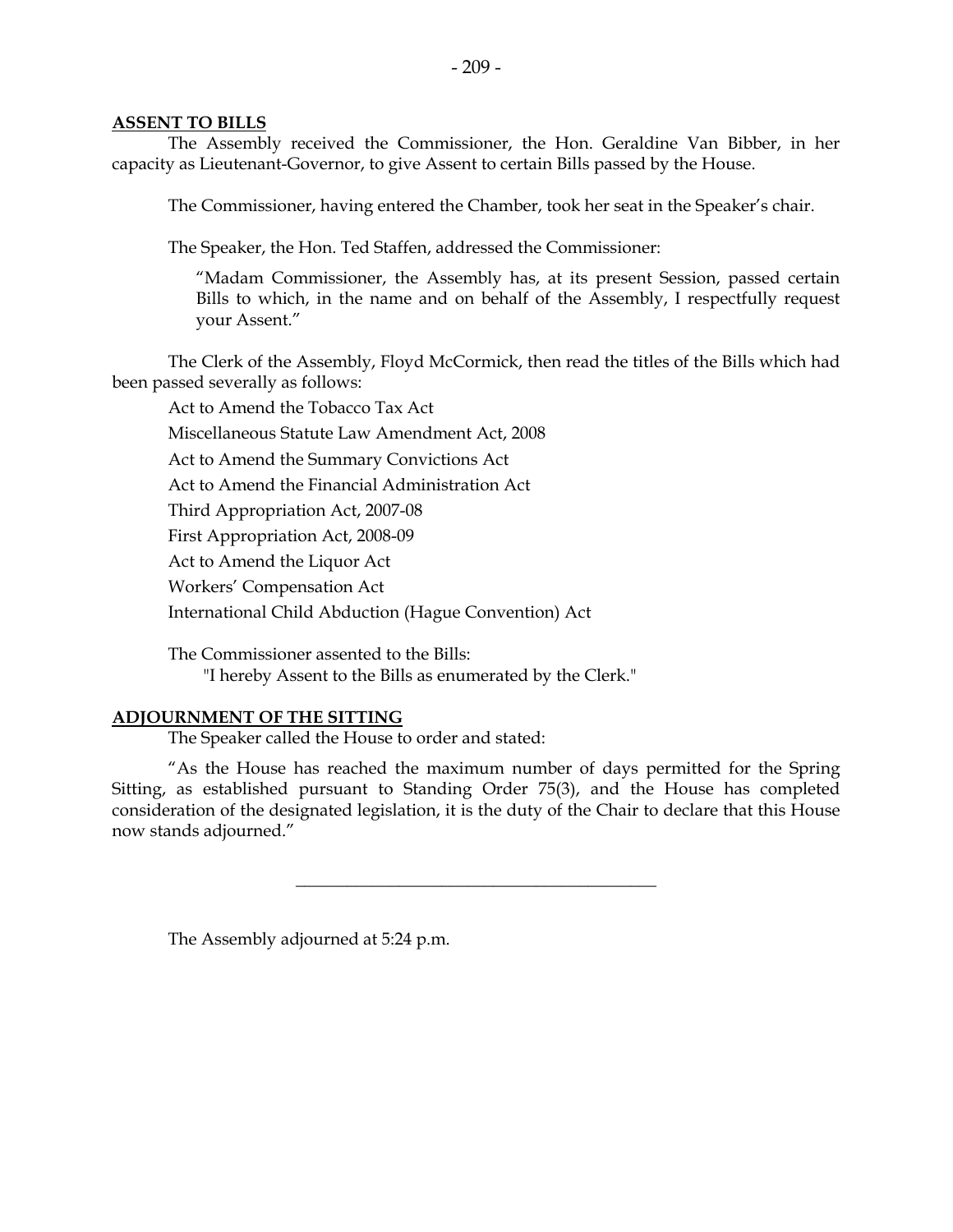**ASSENT TO BILLS**

The Assembly received the Commissioner, the Hon. Geraldine Van Bibber, in her capacity as Lieutenant-Governor, to give Assent to certain Bills passed by the House.

The Commissioner, having entered the Chamber, took her seat in the Speaker's chair.

The Speaker, the Hon. Ted Staffen, addressed the Commissioner:

> "Madam Commissioner, the Assembly has, at its present Session, passed certain Bills to which, in the name and on behalf of the Assembly, I respectfully request your Assent."

The Clerk of the Assembly, Floyd McCormick, then read the titles of the Bills which had been passed severally as follows:

Act to Amend the Tobacco Tax Act

Miscellaneous Statute Law Amendment Act, 2008

Act to Amend the Summary Convictions Act

Act to Amend the Financial Administration Act

Third Appropriation Act, 2007-08

First Appropriation Act, 2008-09

Act to Amend the Liquor Act

Workers' Compensation Act

International Child Abduction (Hague Convention) Act

The Commissioner assented to the Bills:

"I hereby Assent to the Bills as enumerated by the Clerk."

**ADJOURNMENT OF THE SITTING**

The Speaker called the House to order and stated:

"As the House has reached the maximum number of days permitted for the Spring Sitting, as established pursuant to Standing Order 75(3), and the House has completed consideration of the designated legislation, it is the duty of the Chair to declare that this House now stands adjourned."

---

The Assembly adjourned at 5:24 p.m.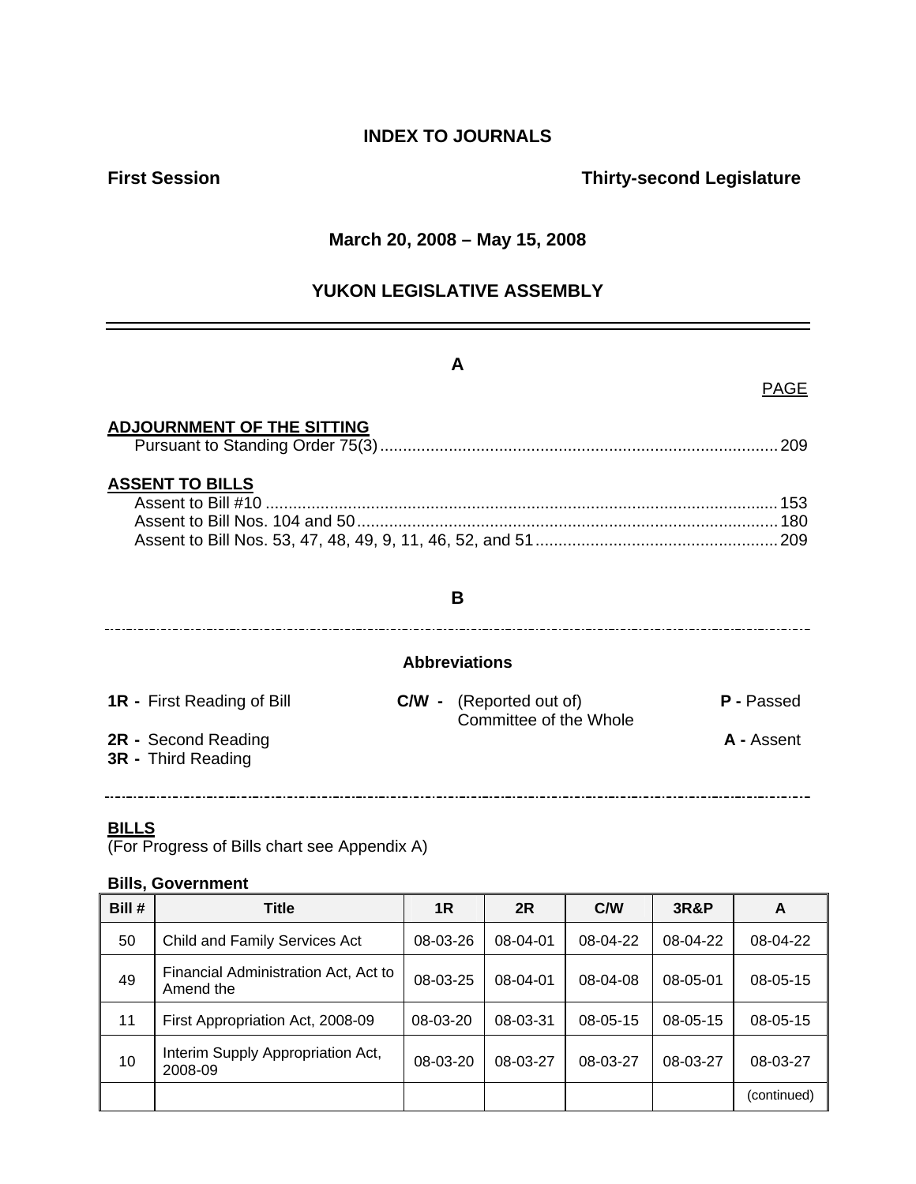## INDEX TO JOURNALS

**First Session** **Thirty-second Legislature**

**March 20, 2008 – May 15, 2008**

**YUKON LEGISLATIVE ASSEMBLY**

---

### A

PAGE

**ADJOURNMENT OF THE SITTING**

Pursuant to Standing Order 75(3) ....................................................................................... 209

**ASSENT TO BILLS**

Assent to Bill #10 ............................................................................................................... 153
Assent to Bill Nos. 104 and 50 ........................................................................................... 180
Assent to Bill Nos. 53, 47, 48, 49, 9, 11, 46, 52, and 51 .................................................... 209

### B

---

**Abbreviations**

**1R -** First Reading of Bill
**2R -** Second Reading
**3R -** Third Reading
**C/W -** (Reported out of) Committee of the Whole
**P -** Passed
**A -** Assent

---

**BILLS**
(For Progress of Bills chart see Appendix A)

**Bills, Government**

| Bill # | Title | 1R | 2R | C/W | 3R&P | A |
|---|---|---|---|---|---|---|
| 50 | Child and Family Services Act | 08-03-26 | 08-04-01 | 08-04-22 | 08-04-22 | 08-04-22 |
| 49 | Financial Administration Act, Act to Amend the | 08-03-25 | 08-04-01 | 08-04-08 | 08-05-01 | 08-05-15 |
| 11 | First Appropriation Act, 2008-09 | 08-03-20 | 08-03-31 | 08-05-15 | 08-05-15 | 08-05-15 |
| 10 | Interim Supply Appropriation Act, 2008-09 | 08-03-20 | 08-03-27 | 08-03-27 | 08-03-27 | 08-03-27 |
| | | | | | | (continued) |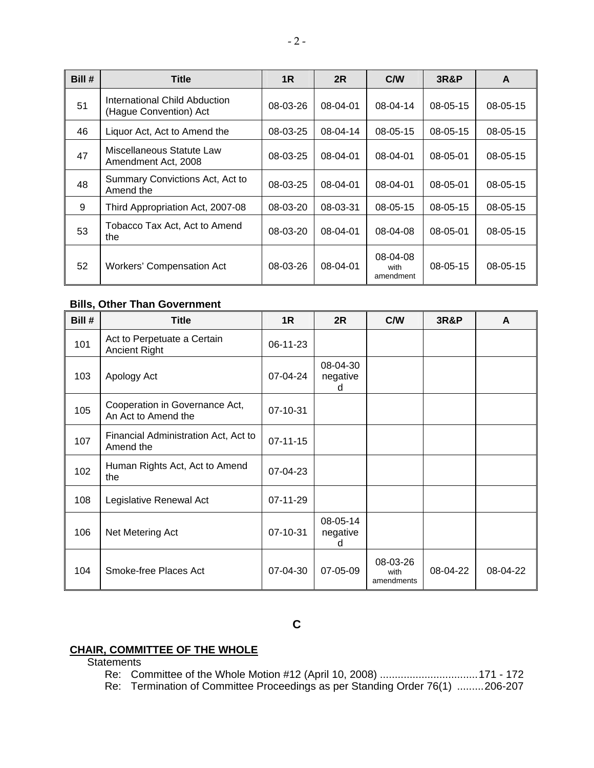| Bill # | Title | 1R | 2R | C/W | 3R&P | A |
|---|---|---|---|---|---|---|
| 51 | International Child Abduction (Hague Convention) Act | 08-03-26 | 08-04-01 | 08-04-14 | 08-05-15 | 08-05-15 |
| 46 | Liquor Act, Act to Amend the | 08-03-25 | 08-04-14 | 08-05-15 | 08-05-15 | 08-05-15 |
| 47 | Miscellaneous Statute Law Amendment Act, 2008 | 08-03-25 | 08-04-01 | 08-04-01 | 08-05-01 | 08-05-15 |
| 48 | Summary Convictions Act, Act to Amend the | 08-03-25 | 08-04-01 | 08-04-01 | 08-05-01 | 08-05-15 |
| 9 | Third Appropriation Act, 2007-08 | 08-03-20 | 08-03-31 | 08-05-15 | 08-05-15 | 08-05-15 |
| 53 | Tobacco Tax Act, Act to Amend the | 08-03-20 | 08-04-01 | 08-04-08 | 08-05-01 | 08-05-15 |
| 52 | Workers' Compensation Act | 08-03-26 | 08-04-01 | 08-04-08 with amendment | 08-05-15 | 08-05-15 |

**Bills, Other Than Government**

| Bill # | Title | 1R | 2R | C/W | 3R&P | A |
|---|---|---|---|---|---|---|
| 101 | Act to Perpetuate a Certain Ancient Right | 06-11-23 | | | | |
| 103 | Apology Act | 07-04-24 | 08-04-30 negatived | | | |
| 105 | Cooperation in Governance Act, An Act to Amend the | 07-10-31 | | | | |
| 107 | Financial Administration Act, Act to Amend the | 07-11-15 | | | | |
| 102 | Human Rights Act, Act to Amend the | 07-04-23 | | | | |
| 108 | Legislative Renewal Act | 07-11-29 | | | | |
| 106 | Net Metering Act | 07-10-31 | 08-05-14 negatived | | | |
| 104 | Smoke-free Places Act | 07-04-30 | 07-05-09 | 08-03-26 with amendments | 08-04-22 | 08-04-22 |

## C

**CHAIR, COMMITTEE OF THE WHOLE**

Statements

Re: Committee of the Whole Motion #12 (April 10, 2008) ................................. 171 - 172

Re: Termination of Committee Proceedings as per Standing Order 76(1) ......... 206-207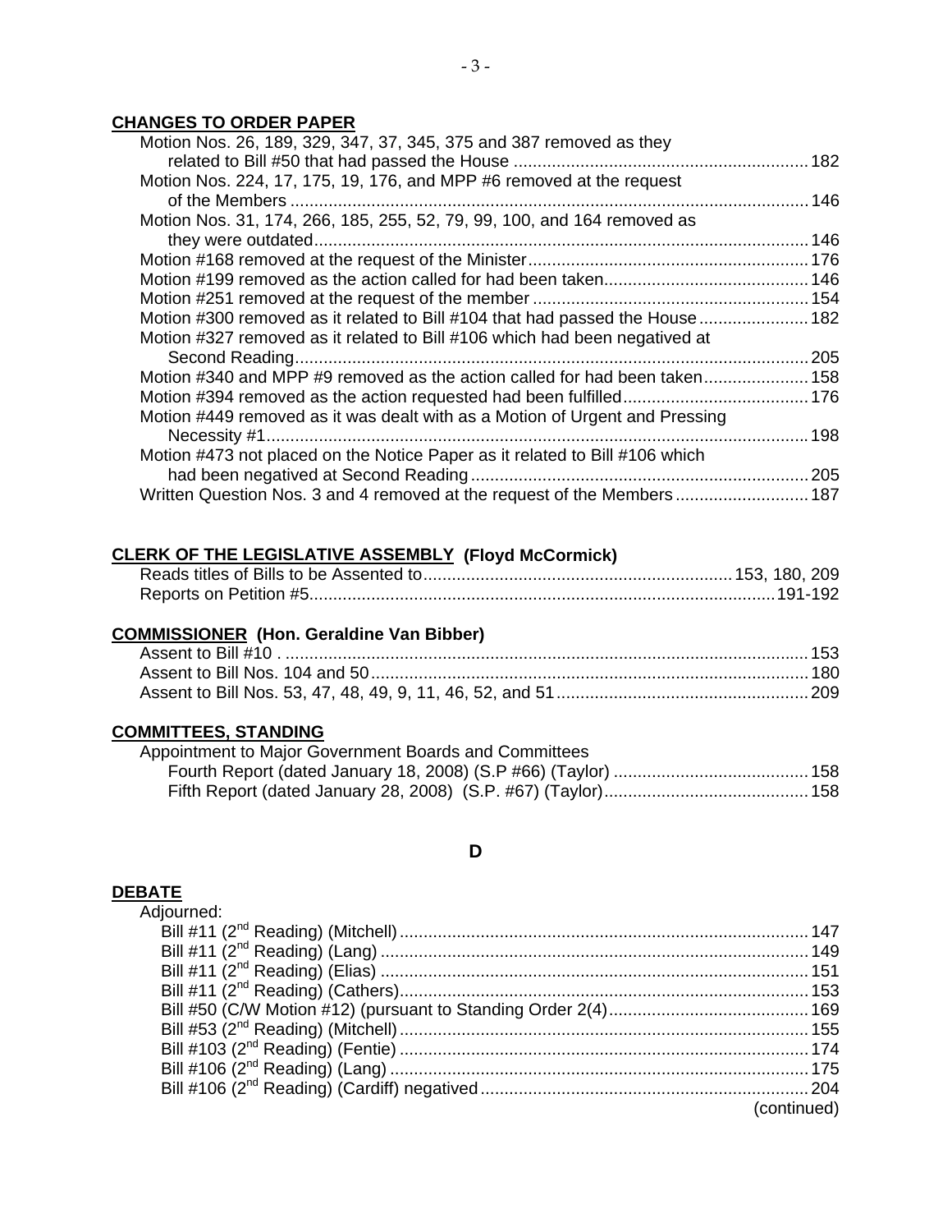**CHANGES TO ORDER PAPER**

Motion Nos. 26, 189, 329, 347, 37, 345, 375 and 387 removed as they related to Bill #50 that had passed the House ............................................................. 182
Motion Nos. 224, 17, 175, 19, 176, and MPP #6 removed at the request of the Members ............................................................................................................ 146
Motion Nos. 31, 174, 266, 185, 255, 52, 79, 99, 100, and 164 removed as they were outdated........................................................................................................ 146
Motion #168 removed at the request of the Minister........................................................... 176
Motion #199 removed as the action called for had been taken........................................... 146
Motion #251 removed at the request of the member .......................................................... 154
Motion #300 removed as it related to Bill #104 that had passed the House ....................... 182
Motion #327 removed as it related to Bill #106 which had been negatived at Second Reading........................................................................................................... 205
Motion #340 and MPP #9 removed as the action called for had been taken...................... 158
Motion #394 removed as the action requested had been fulfilled....................................... 176
Motion #449 removed as it was dealt with as a Motion of Urgent and Pressing Necessity #1................................................................................................................. 198
Motion #473 not placed on the Notice Paper as it related to Bill #106 which had been negatived at Second Reading ....................................................................... 205
Written Question Nos. 3 and 4 removed at the request of the Members ............................ 187

**CLERK OF THE LEGISLATIVE ASSEMBLY (Floyd McCormick)**

Reads titles of Bills to be Assented to................................................................ 153, 180, 209
Reports on Petition #5................................................................................................. 191-192

**COMMISSIONER (Hon. Geraldine Van Bibber)**

Assent to Bill #10 . ............................................................................................................ 153
Assent to Bill Nos. 104 and 50........................................................................................... 180
Assent to Bill Nos. 53, 47, 48, 49, 9, 11, 46, 52, and 51..................................................... 209

**COMMITTEES, STANDING**

Appointment to Major Government Boards and Committees
Fourth Report (dated January 18, 2008) (S.P #66) (Taylor) ......................................... 158
Fifth Report (dated January 28, 2008) (S.P. #67) (Taylor)........................................... 158

## D

**DEBATE**

Adjourned:
Bill #11 (2nd Reading) (Mitchell) ..................................................................................... 147
Bill #11 (2nd Reading) (Lang) .......................................................................................... 149
Bill #11 (2nd Reading) (Elias) .......................................................................................... 151
Bill #11 (2nd Reading) (Cathers)...................................................................................... 153
Bill #50 (C/W Motion #12) (pursuant to Standing Order 2(4)......................................... 169
Bill #53 (2nd Reading) (Mitchell)...................................................................................... 155
Bill #103 (2nd Reading) (Fentie) ...................................................................................... 174
Bill #106 (2nd Reading) (Lang) ........................................................................................ 175
Bill #106 (2nd Reading) (Cardiff) negatived..................................................................... 204
(continued)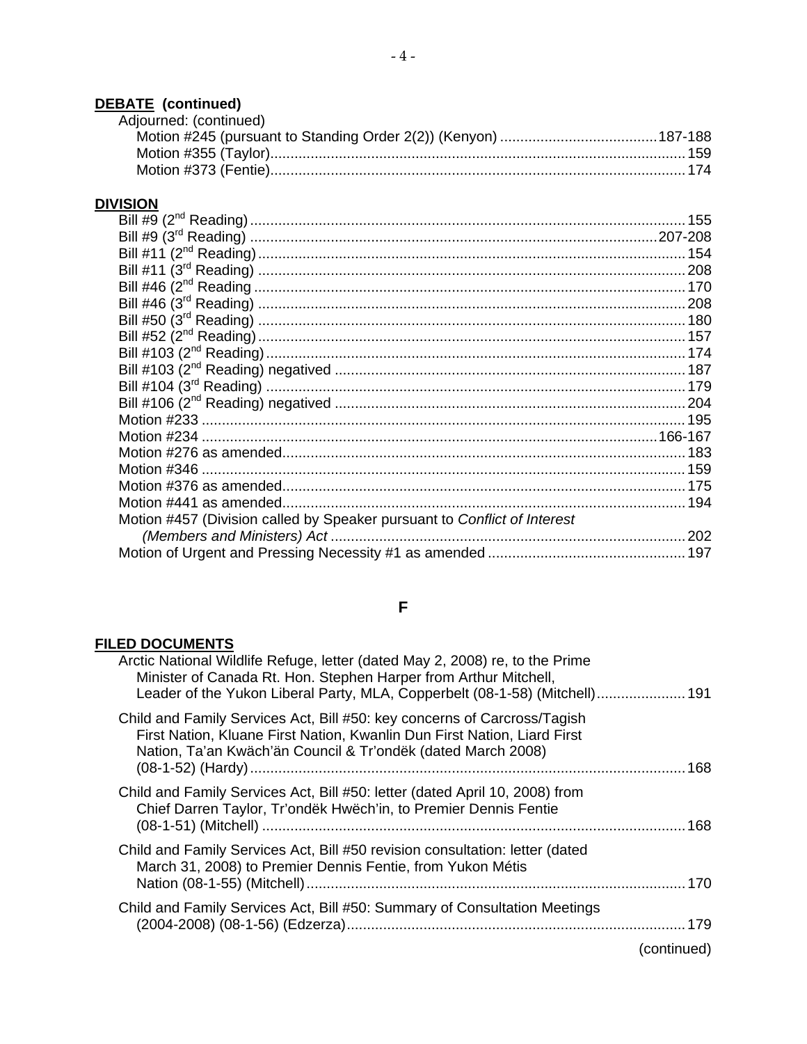**DEBATE (continued)**

Adjourned: (continued)

- Motion #245 (pursuant to Standing Order 2(2)) (Kenyon) ....................................... 187-188
- Motion #355 (Taylor) .................................................................................................. 159
- Motion #373 (Fentie) .................................................................................................. 174

**DIVISION**

- Bill #9 (2nd Reading) .................................................................................................. 155
- Bill #9 (3rd Reading) ............................................................................................ 207-208
- Bill #11 (2nd Reading) ................................................................................................ 154
- Bill #11 (3rd Reading) ................................................................................................ 208
- Bill #46 (2nd Reading ................................................................................................. 170
- Bill #46 (3rd Reading) ................................................................................................ 208
- Bill #50 (3rd Reading) ................................................................................................ 180
- Bill #52 (2nd Reading) ................................................................................................ 157
- Bill #103 (2nd Reading) .............................................................................................. 174
- Bill #103 (2nd Reading) negatived ............................................................................. 187
- Bill #104 (3rd Reading) .............................................................................................. 179
- Bill #106 (2nd Reading) negatived ............................................................................. 204
- Motion #233 ............................................................................................................... 195
- Motion #234 ......................................................................................................... 166-167
- Motion #276 as amended ........................................................................................... 183
- Motion #346 ............................................................................................................... 159
- Motion #376 as amended ........................................................................................... 175
- Motion #441 as amended ........................................................................................... 194
- Motion #457 (Division called by Speaker pursuant to *Conflict of Interest (Members and Ministers) Act* ............................................................................... 202
- Motion of Urgent and Pressing Necessity #1 as amended ......................................... 197

## F

**FILED DOCUMENTS**

- Arctic National Wildlife Refuge, letter (dated May 2, 2008) re, to the Prime Minister of Canada Rt. Hon. Stephen Harper from Arthur Mitchell, Leader of the Yukon Liberal Party, MLA, Copperbelt (08-1-58) (Mitchell) ..................... 191
- Child and Family Services Act, Bill #50: key concerns of Carcross/Tagish First Nation, Kluane First Nation, Kwanlin Dun First Nation, Liard First Nation, Ta'an Kwäch'än Council & Tr'ondëk (dated March 2008) (08-1-52) (Hardy) ........................................................................................... 168
- Child and Family Services Act, Bill #50: letter (dated April 10, 2008) from Chief Darren Taylor, Tr'ondëk Hwëch'in, to Premier Dennis Fentie (08-1-51) (Mitchell) ........................................................................................ 168
- Child and Family Services Act, Bill #50 revision consultation: letter (dated March 31, 2008) to Premier Dennis Fentie, from Yukon Métis Nation (08-1-55) (Mitchell) ............................................................................. 170
- Child and Family Services Act, Bill #50: Summary of Consultation Meetings (2004-2008) (08-1-56) (Edzerza) ................................................................... 179

(continued)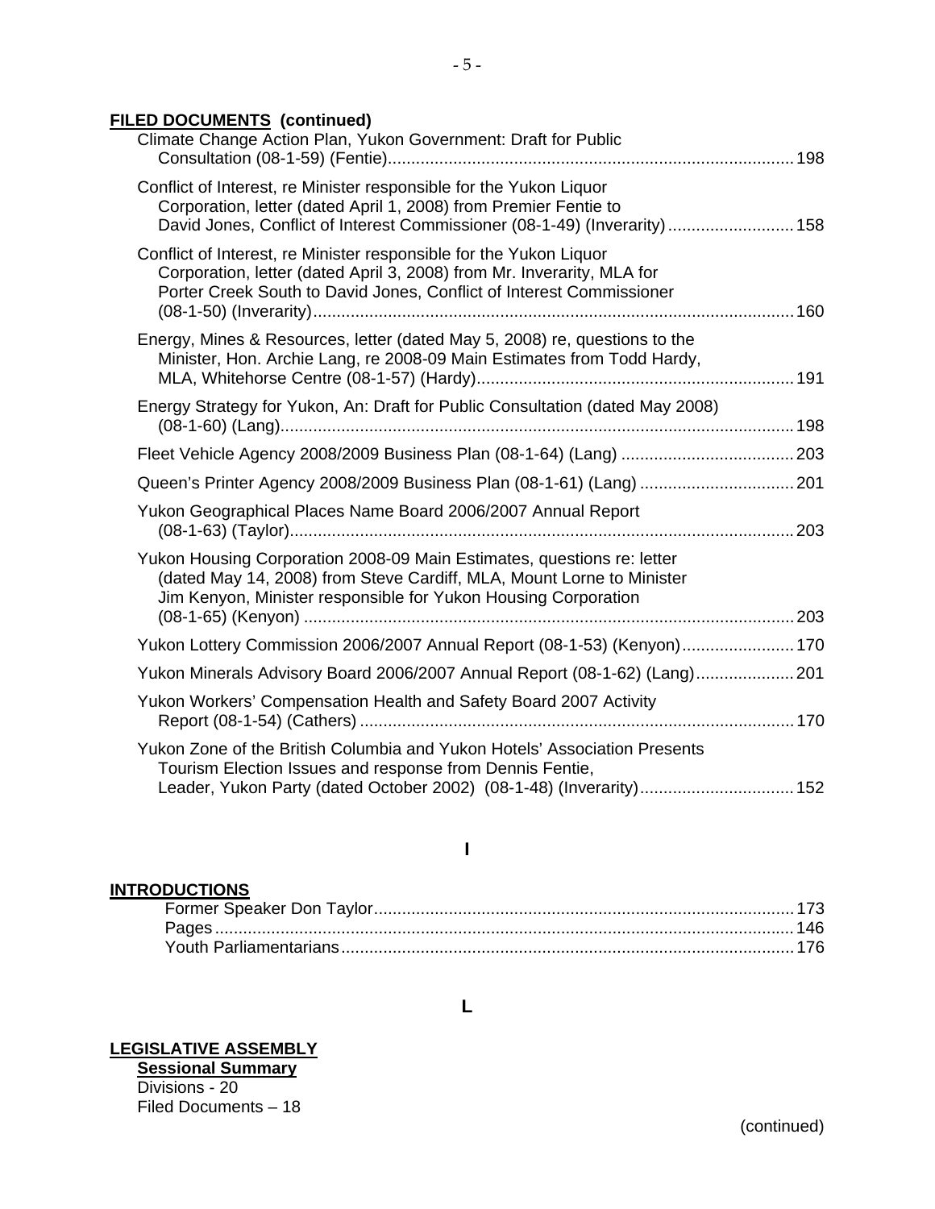**FILED DOCUMENTS (continued)**

Climate Change Action Plan, Yukon Government: Draft for Public Consultation (08-1-59) (Fentie)....................198

Conflict of Interest, re Minister responsible for the Yukon Liquor Corporation, letter (dated April 1, 2008) from Premier Fentie to David Jones, Conflict of Interest Commissioner (08-1-49) (Inverarity)....................158

Conflict of Interest, re Minister responsible for the Yukon Liquor Corporation, letter (dated April 3, 2008) from Mr. Inverarity, MLA for Porter Creek South to David Jones, Conflict of Interest Commissioner (08-1-50) (Inverarity)....................160

Energy, Mines & Resources, letter (dated May 5, 2008) re, questions to the Minister, Hon. Archie Lang, re 2008-09 Main Estimates from Todd Hardy, MLA, Whitehorse Centre (08-1-57) (Hardy)....................191

Energy Strategy for Yukon, An: Draft for Public Consultation (dated May 2008) (08-1-60) (Lang)....................198

Fleet Vehicle Agency 2008/2009 Business Plan (08-1-64) (Lang)....................203

Queen's Printer Agency 2008/2009 Business Plan (08-1-61) (Lang)....................201

Yukon Geographical Places Name Board 2006/2007 Annual Report (08-1-63) (Taylor)....................203

Yukon Housing Corporation 2008-09 Main Estimates, questions re: letter (dated May 14, 2008) from Steve Cardiff, MLA, Mount Lorne to Minister Jim Kenyon, Minister responsible for Yukon Housing Corporation (08-1-65) (Kenyon)....................203

Yukon Lottery Commission 2006/2007 Annual Report (08-1-53) (Kenyon)....................170

Yukon Minerals Advisory Board 2006/2007 Annual Report (08-1-62) (Lang)....................201

Yukon Workers' Compensation Health and Safety Board 2007 Activity Report (08-1-54) (Cathers)....................170

Yukon Zone of the British Columbia and Yukon Hotels' Association Presents Tourism Election Issues and response from Dennis Fentie, Leader, Yukon Party (dated October 2002) (08-1-48) (Inverarity)....................152

## I

**INTRODUCTIONS**

Former Speaker Don Taylor....................173
Pages....................146
Youth Parliamentarians....................176

## L

**LEGISLATIVE ASSEMBLY**

**Sessional Summary**

Divisions - 20
Filed Documents – 18

(continued)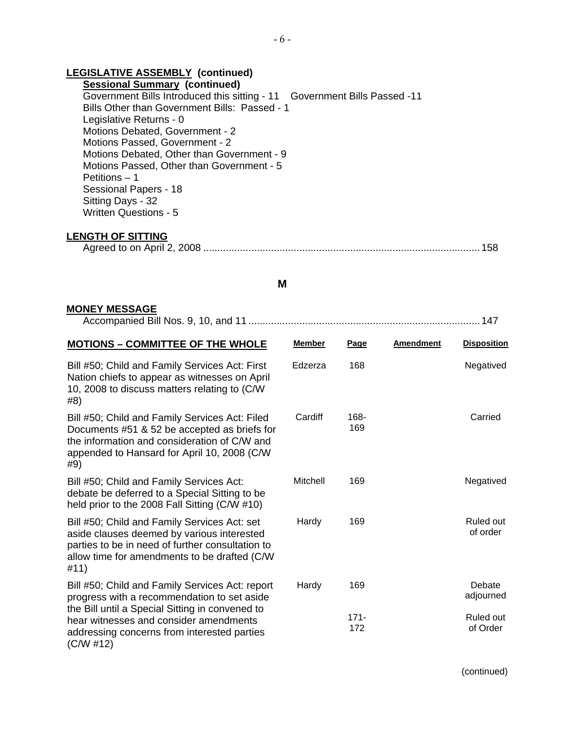**LEGISLATIVE ASSEMBLY (continued)**

**Sessional Summary (continued)**

Government Bills Introduced this sitting - 11 Government Bills Passed -11
Bills Other than Government Bills: Passed - 1
Legislative Returns - 0
Motions Debated, Government - 2
Motions Passed, Government - 2
Motions Debated, Other than Government - 9
Motions Passed, Other than Government - 5
Petitions – 1
Sessional Papers - 18
Sitting Days - 32
Written Questions - 5

**LENGTH OF SITTING**

Agreed to on April 2, 2008 .................................................................................................. 158

## M

**MONEY MESSAGE**

Accompanied Bill Nos. 9, 10, and 11 .................................................................................. 147

| MOTIONS – COMMITTEE OF THE WHOLE | Member | Page | Amendment | Disposition |
|---|---|---|---|---|
| Bill #50; Child and Family Services Act: First Nation chiefs to appear as witnesses on April 10, 2008 to discuss matters relating to (C/W #8) | Edzerza | 168 | | Negatived |
| Bill #50; Child and Family Services Act: Filed Documents #51 & 52 be accepted as briefs for the information and consideration of C/W and appended to Hansard for April 10, 2008 (C/W #9) | Cardiff | 168-169 | | Carried |
| Bill #50; Child and Family Services Act: debate be deferred to a Special Sitting to be held prior to the 2008 Fall Sitting (C/W #10) | Mitchell | 169 | | Negatived |
| Bill #50; Child and Family Services Act: set aside clauses deemed by various interested parties to be in need of further consultation to allow time for amendments to be drafted (C/W #11) | Hardy | 169 | | Ruled out of order |
| Bill #50; Child and Family Services Act: report progress with a recommendation to set aside the Bill until a Special Sitting in convened to hear witnesses and consider amendments addressing concerns from interested parties (C/W #12) | Hardy | 169 | | Debate adjourned |
| | | 171-172 | | Ruled out of Order |

(continued)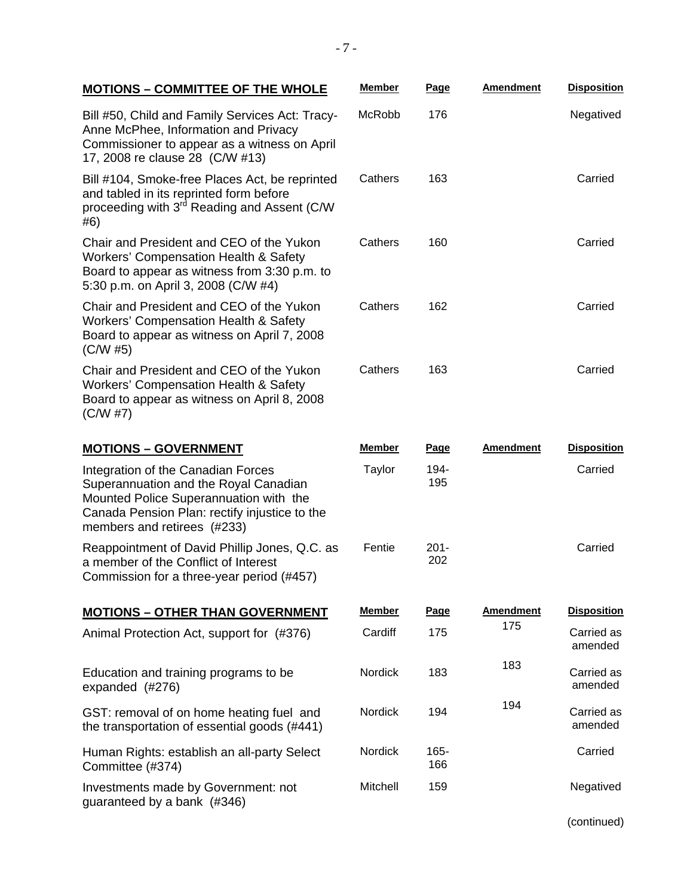| MOTIONS – COMMITTEE OF THE WHOLE | Member | Page | Amendment | Disposition |
|---|---|---|---|---|
| Bill #50, Child and Family Services Act: Tracy-Anne McPhee, Information and Privacy Commissioner to appear as a witness on April 17, 2008 re clause 28 (C/W #13) | McRobb | 176 | | Negatived |
| Bill #104, Smoke-free Places Act, be reprinted and tabled in its reprinted form before proceeding with 3rd Reading and Assent (C/W #6) | Cathers | 163 | | Carried |
| Chair and President and CEO of the Yukon Workers' Compensation Health & Safety Board to appear as witness from 3:30 p.m. to 5:30 p.m. on April 3, 2008 (C/W #4) | Cathers | 160 | | Carried |
| Chair and President and CEO of the Yukon Workers' Compensation Health & Safety Board to appear as witness on April 7, 2008 (C/W #5) | Cathers | 162 | | Carried |
| Chair and President and CEO of the Yukon Workers' Compensation Health & Safety Board to appear as witness on April 8, 2008 (C/W #7) | Cathers | 163 | | Carried |

| MOTIONS – GOVERNMENT | Member | Page | Amendment | Disposition |
|---|---|---|---|---|
| Integration of the Canadian Forces Superannuation and the Royal Canadian Mounted Police Superannuation with the Canada Pension Plan: rectify injustice to the members and retirees (#233) | Taylor | 194-195 | | Carried |
| Reappointment of David Phillip Jones, Q.C. as a member of the Conflict of Interest Commission for a three-year period (#457) | Fentie | 201-202 | | Carried |

| MOTIONS – OTHER THAN GOVERNMENT | Member | Page | Amendment | Disposition |
|---|---|---|---|---|
| Animal Protection Act, support for (#376) | Cardiff | 175 | 175 | Carried as amended |
| Education and training programs to be expanded (#276) | Nordick | 183 | 183 | Carried as amended |
| GST: removal of on home heating fuel and the transportation of essential goods (#441) | Nordick | 194 | 194 | Carried as amended |
| Human Rights: establish an all-party Select Committee (#374) | Nordick | 165-166 | | Carried |
| Investments made by Government: not guaranteed by a bank (#346) | Mitchell | 159 | | Negatived |

(continued)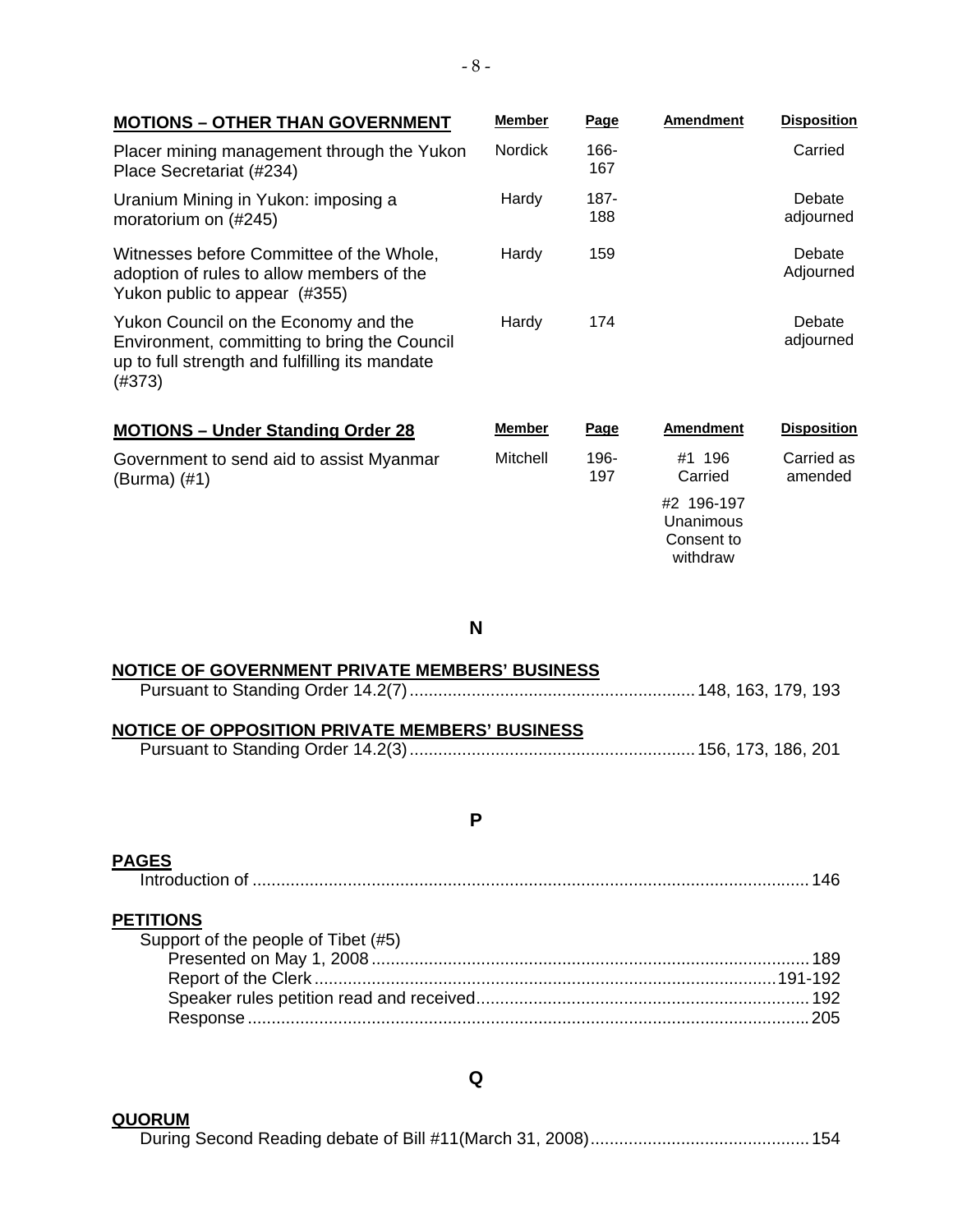| MOTIONS – OTHER THAN GOVERNMENT | Member | Page | Amendment | Disposition |
|---|---|---|---|---|
| Placer mining management through the Yukon Place Secretariat (#234) | Nordick | 166-167 | | Carried |
| Uranium Mining in Yukon: imposing a moratorium on (#245) | Hardy | 187-188 | | Debate adjourned |
| Witnesses before Committee of the Whole, adoption of rules to allow members of the Yukon public to appear (#355) | Hardy | 159 | | Debate Adjourned |
| Yukon Council on the Economy and the Environment, committing to bring the Council up to full strength and fulfilling its mandate (#373) | Hardy | 174 | | Debate adjourned |

| MOTIONS – Under Standing Order 28 | Member | Page | Amendment | Disposition |
|---|---|---|---|---|
| Government to send aid to assist Myanmar (Burma) (#1) | Mitchell | 196-197 | #1 196 Carried | Carried as amended |
| | | | #2 196-197 Unanimous Consent to withdraw | |

## N

**NOTICE OF GOVERNMENT PRIVATE MEMBERS' BUSINESS**

Pursuant to Standing Order 14.2(7)........ 148, 163, 179, 193

**NOTICE OF OPPOSITION PRIVATE MEMBERS' BUSINESS**

Pursuant to Standing Order 14.2(3)........ 156, 173, 186, 201

## P

**PAGES**

Introduction of ........ 146

**PETITIONS**

Support of the people of Tibet (#5)
- Presented on May 1, 2008........ 189
- Report of the Clerk........ 191-192
- Speaker rules petition read and received........ 192
- Response........ 205

## Q

**QUORUM**

During Second Reading debate of Bill #11(March 31, 2008)........ 154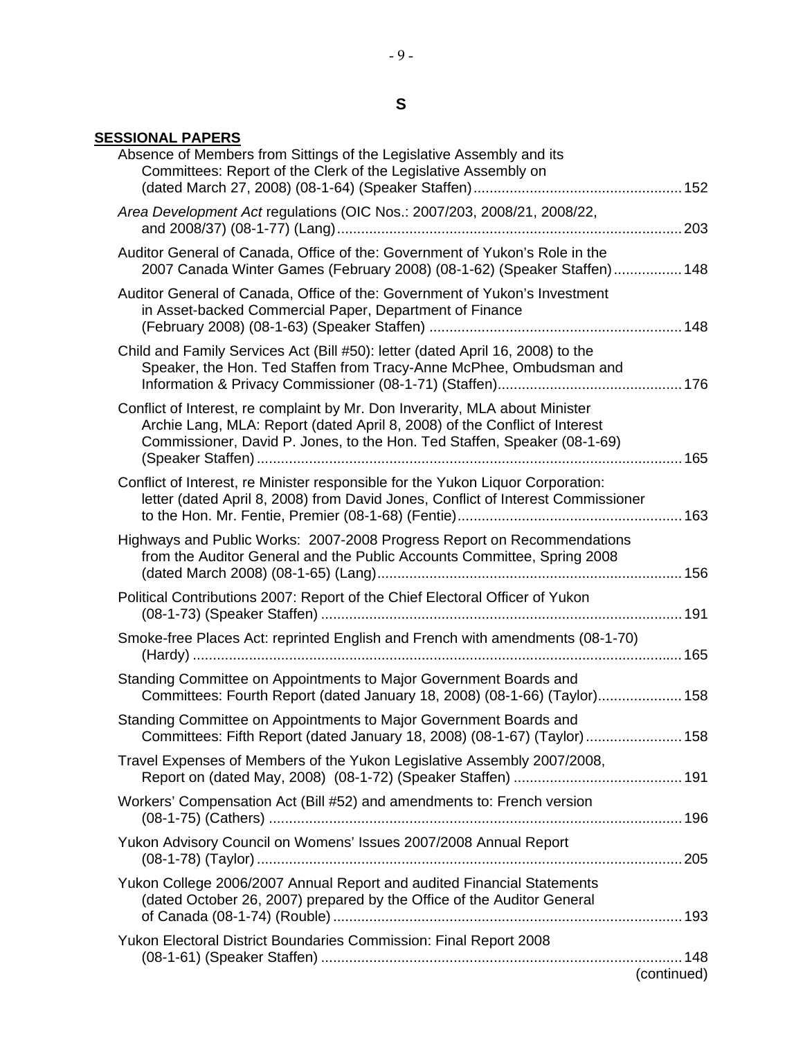# S

## SESSIONAL PAPERS

Absence of Members from Sittings of the Legislative Assembly and its Committees: Report of the Clerk of the Legislative Assembly on (dated March 27, 2008) (08-1-64) (Speaker Staffen) .... 152

*Area Development Act* regulations (OIC Nos.: 2007/203, 2008/21, 2008/22, and 2008/37) (08-1-77) (Lang) .... 203

Auditor General of Canada, Office of the: Government of Yukon's Role in the 2007 Canada Winter Games (February 2008) (08-1-62) (Speaker Staffen) .... 148

Auditor General of Canada, Office of the: Government of Yukon's Investment in Asset-backed Commercial Paper, Department of Finance (February 2008) (08-1-63) (Speaker Staffen) .... 148

Child and Family Services Act (Bill #50): letter (dated April 16, 2008) to the Speaker, the Hon. Ted Staffen from Tracy-Anne McPhee, Ombudsman and Information & Privacy Commissioner (08-1-71) (Staffen) .... 176

Conflict of Interest, re complaint by Mr. Don Inverarity, MLA about Minister Archie Lang, MLA: Report (dated April 8, 2008) of the Conflict of Interest Commissioner, David P. Jones, to the Hon. Ted Staffen, Speaker (08-1-69) (Speaker Staffen) .... 165

Conflict of Interest, re Minister responsible for the Yukon Liquor Corporation: letter (dated April 8, 2008) from David Jones, Conflict of Interest Commissioner to the Hon. Mr. Fentie, Premier (08-1-68) (Fentie) .... 163

Highways and Public Works: 2007-2008 Progress Report on Recommendations from the Auditor General and the Public Accounts Committee, Spring 2008 (dated March 2008) (08-1-65) (Lang) .... 156

Political Contributions 2007: Report of the Chief Electoral Officer of Yukon (08-1-73) (Speaker Staffen) .... 191

Smoke-free Places Act: reprinted English and French with amendments (08-1-70) (Hardy) .... 165

Standing Committee on Appointments to Major Government Boards and Committees: Fourth Report (dated January 18, 2008) (08-1-66) (Taylor) .... 158

Standing Committee on Appointments to Major Government Boards and Committees: Fifth Report (dated January 18, 2008) (08-1-67) (Taylor) .... 158

Travel Expenses of Members of the Yukon Legislative Assembly 2007/2008, Report on (dated May, 2008) (08-1-72) (Speaker Staffen) .... 191

Workers' Compensation Act (Bill #52) and amendments to: French version (08-1-75) (Cathers) .... 196

Yukon Advisory Council on Womens' Issues 2007/2008 Annual Report (08-1-78) (Taylor) .... 205

Yukon College 2006/2007 Annual Report and audited Financial Statements (dated October 26, 2007) prepared by the Office of the Auditor General of Canada (08-1-74) (Rouble) .... 193

Yukon Electoral District Boundaries Commission: Final Report 2008 (08-1-61) (Speaker Staffen) .... 148

(continued)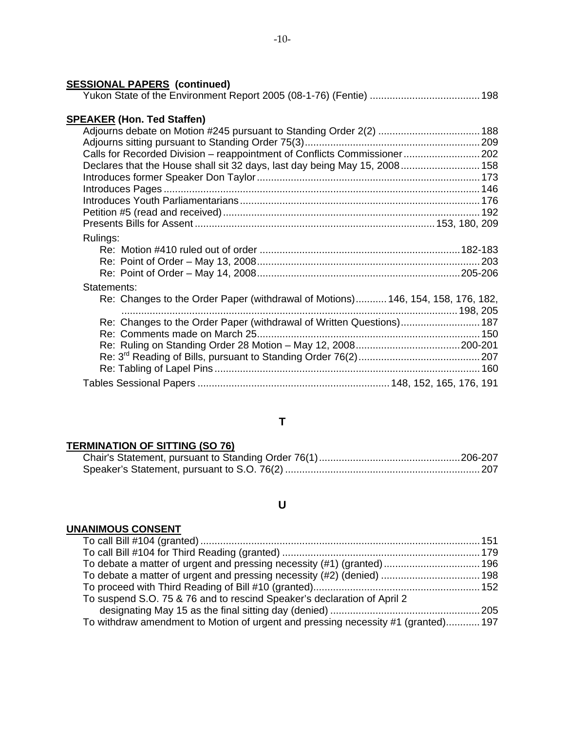**SESSIONAL PAPERS (continued)**

Yukon State of the Environment Report 2005 (08-1-76) (Fentie) ....................................... 198

**SPEAKER (Hon. Ted Staffen)**

Adjourns debate on Motion #245 pursuant to Standing Order 2(2) .................................... 188
Adjourns sitting pursuant to Standing Order 75(3) ............................................................. 209
Calls for Recorded Division – reappointment of Conflicts Commissioner ........................... 202
Declares that the House shall sit 32 days, last day being May 15, 2008 ............................ 158
Introduces former Speaker Don Taylor ............................................................................... 173
Introduces Pages ................................................................................................................ 146
Introduces Youth Parliamentarians ..................................................................................... 176
Petition #5 (read and received) ........................................................................................... 192
Presents Bills for Assent .................................................................................... 153, 180, 209

Rulings:
- Re: Motion #410 ruled out of order ....................................................................... 182-183
- Re: Point of Order – May 13, 2008 ............................................................................... 203
- Re: Point of Order – May 14, 2008 ........................................................................ 205-206

Statements:
- Re: Changes to the Order Paper (withdrawal of Motions) ........... 146, 154, 158, 176, 182, ........................................................................................................................ 198, 205
- Re: Changes to the Order Paper (withdrawal of Written Questions) ............................ 187
- Re: Comments made on March 25 .............................................................................. 150
- Re: Ruling on Standing Order 28 Motion – May 12, 2008 ..................................... 200-201
- Re: 3rd Reading of Bills, pursuant to Standing Order 76(2) ........................................... 207
- Re: Tabling of Lapel Pins .............................................................................................. 160

Tables Sessional Papers .................................................................... 148, 152, 165, 176, 191

## T

**TERMINATION OF SITTING (SO 76)**

Chair's Statement, pursuant to Standing Order 76(1) .................................................. 206-207
Speaker's Statement, pursuant to S.O. 76(2) ..................................................................... 207

## U

**UNANIMOUS CONSENT**

To call Bill #104 (granted) ................................................................................................... 151
To call Bill #104 for Third Reading (granted) ...................................................................... 179
To debate a matter of urgent and pressing necessity (#1) (granted) .................................. 196
To debate a matter of urgent and pressing necessity (#2) (denied) ................................... 198
To proceed with Third Reading of Bill #10 (granted) ........................................................... 152
To suspend S.O. 75 & 76 and to rescind Speaker's declaration of April 2 designating May 15 as the final sitting day (denied) ...................................................... 205
To withdraw amendment to Motion of urgent and pressing necessity #1 (granted) ............ 197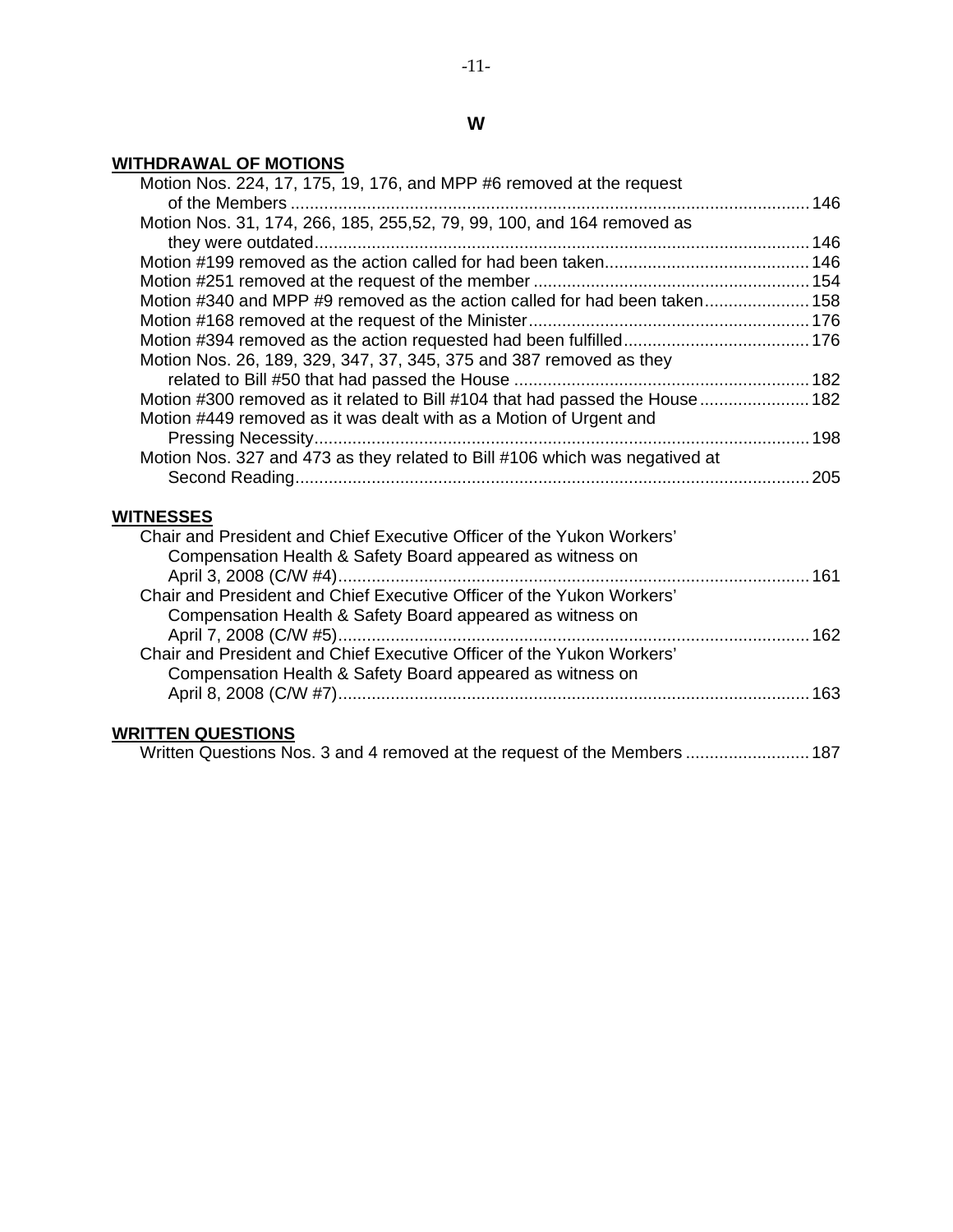## W

**WITHDRAWAL OF MOTIONS**

Motion Nos. 224, 17, 175, 19, 176, and MPP #6 removed at the request of the Members ............ 146
Motion Nos. 31, 174, 266, 185, 255,52, 79, 99, 100, and 164 removed as they were outdated ............ 146
Motion #199 removed as the action called for had been taken ............ 146
Motion #251 removed at the request of the member ............ 154
Motion #340 and MPP #9 removed as the action called for had been taken ............ 158
Motion #168 removed at the request of the Minister ............ 176
Motion #394 removed as the action requested had been fulfilled ............ 176
Motion Nos. 26, 189, 329, 347, 37, 345, 375 and 387 removed as they related to Bill #50 that had passed the House ............ 182
Motion #300 removed as it related to Bill #104 that had passed the House ............ 182
Motion #449 removed as it was dealt with as a Motion of Urgent and Pressing Necessity ............ 198
Motion Nos. 327 and 473 as they related to Bill #106 which was negatived at Second Reading ............ 205

**WITNESSES**

Chair and President and Chief Executive Officer of the Yukon Workers' Compensation Health & Safety Board appeared as witness on April 3, 2008 (C/W #4) ............ 161
Chair and President and Chief Executive Officer of the Yukon Workers' Compensation Health & Safety Board appeared as witness on April 7, 2008 (C/W #5) ............ 162
Chair and President and Chief Executive Officer of the Yukon Workers' Compensation Health & Safety Board appeared as witness on April 8, 2008 (C/W #7) ............ 163

**WRITTEN QUESTIONS**

Written Questions Nos. 3 and 4 removed at the request of the Members ............ 187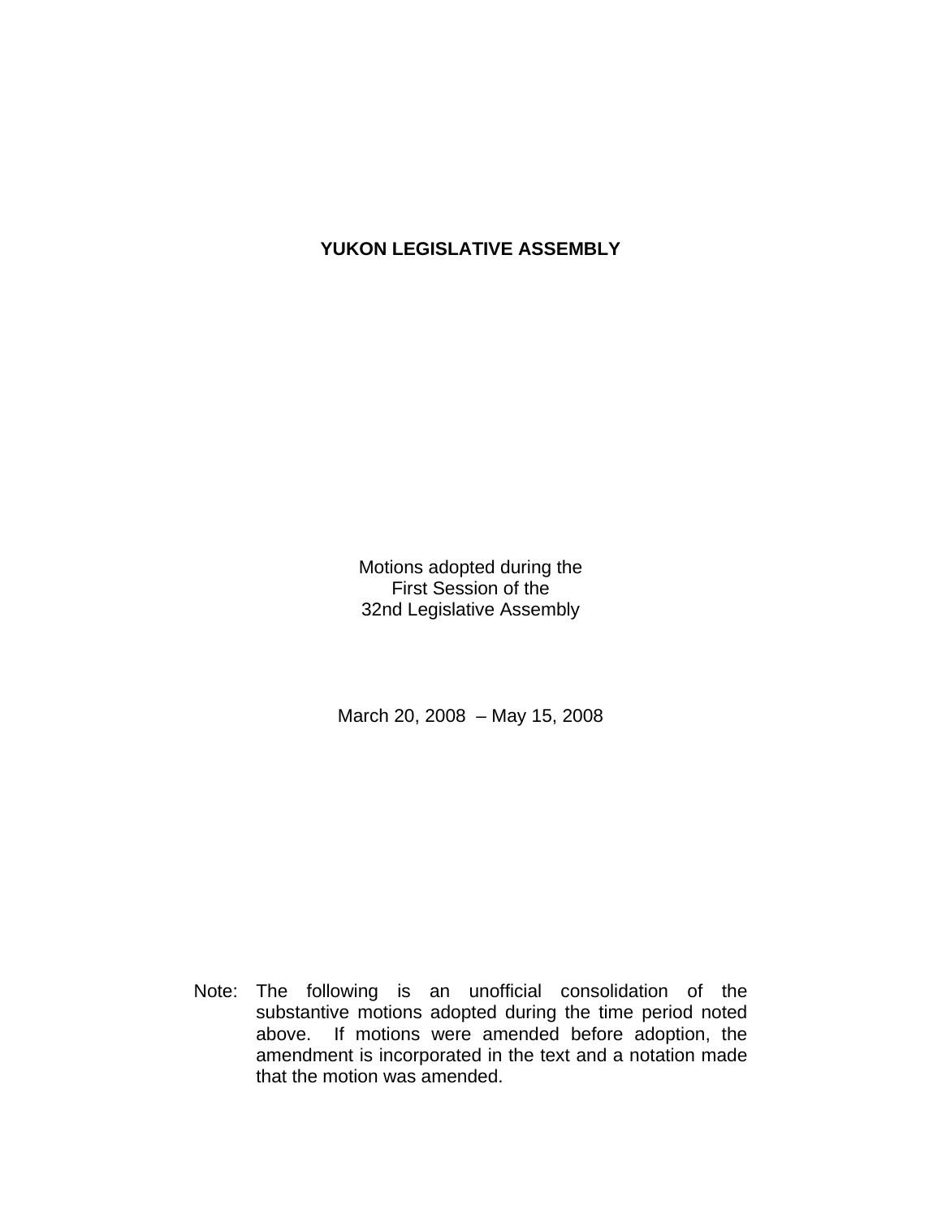# YUKON LEGISLATIVE ASSEMBLY

Motions adopted during the
First Session of the
32nd Legislative Assembly

March 20, 2008 – May 15, 2008

Note: The following is an unofficial consolidation of the substantive motions adopted during the time period noted above. If motions were amended before adoption, the amendment is incorporated in the text and a notation made that the motion was amended.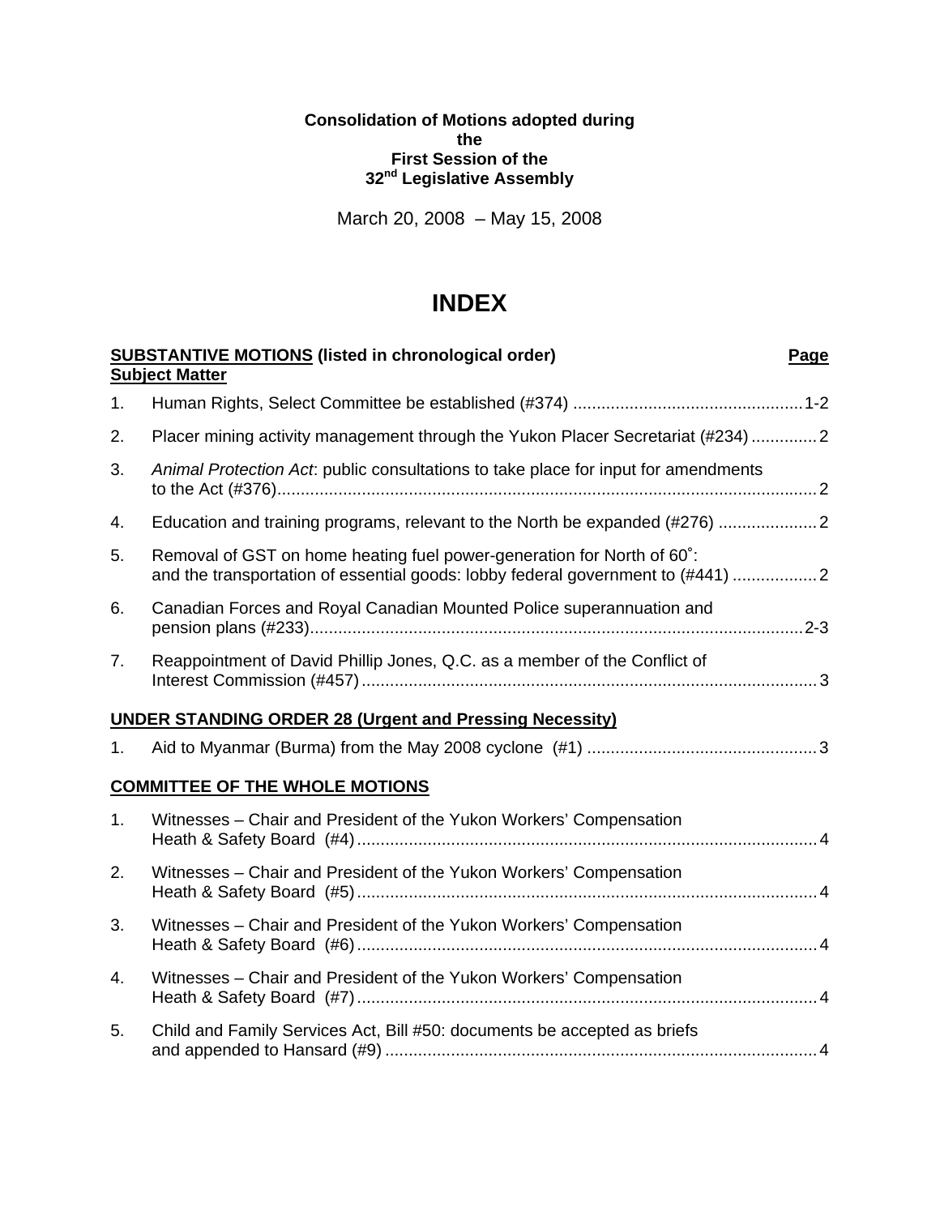**Consolidation of Motions adopted during**
**the**
**First Session of the**
**32nd Legislative Assembly**

March 20, 2008 – May 15, 2008

# INDEX

**SUBSTANTIVE MOTIONS (listed in chronological order)** **Page**
**Subject Matter**

1. Human Rights, Select Committee be established (#374) ................................................ 1-2
2. Placer mining activity management through the Yukon Placer Secretariat (#234) ............. 2
3. *Animal Protection Act*: public consultations to take place for input for amendments to the Act (#376)................................................................................................................... 2
4. Education and training programs, relevant to the North be expanded (#276) .................... 2
5. Removal of GST on home heating fuel power-generation for North of 60˚: and the transportation of essential goods: lobby federal government to (#441) ................. 2
6. Canadian Forces and Royal Canadian Mounted Police superannuation and pension plans (#233)......................................................................................................... 2-3
7. Reappointment of David Phillip Jones, Q.C. as a member of the Conflict of Interest Commission (#457) ................................................................................................ 3

**UNDER STANDING ORDER 28 (Urgent and Pressing Necessity)**

1. Aid to Myanmar (Burma) from the May 2008 cyclone (#1) ................................................ 3

**COMMITTEE OF THE WHOLE MOTIONS**

1. Witnesses – Chair and President of the Yukon Workers' Compensation Heath & Safety Board (#4) ................................................................................................. 4
2. Witnesses – Chair and President of the Yukon Workers' Compensation Heath & Safety Board (#5) ................................................................................................. 4
3. Witnesses – Chair and President of the Yukon Workers' Compensation Heath & Safety Board (#6) ................................................................................................. 4
4. Witnesses – Chair and President of the Yukon Workers' Compensation Heath & Safety Board (#7) ................................................................................................. 4
5. Child and Family Services Act, Bill #50: documents be accepted as briefs and appended to Hansard (#9) ............................................................................................ 4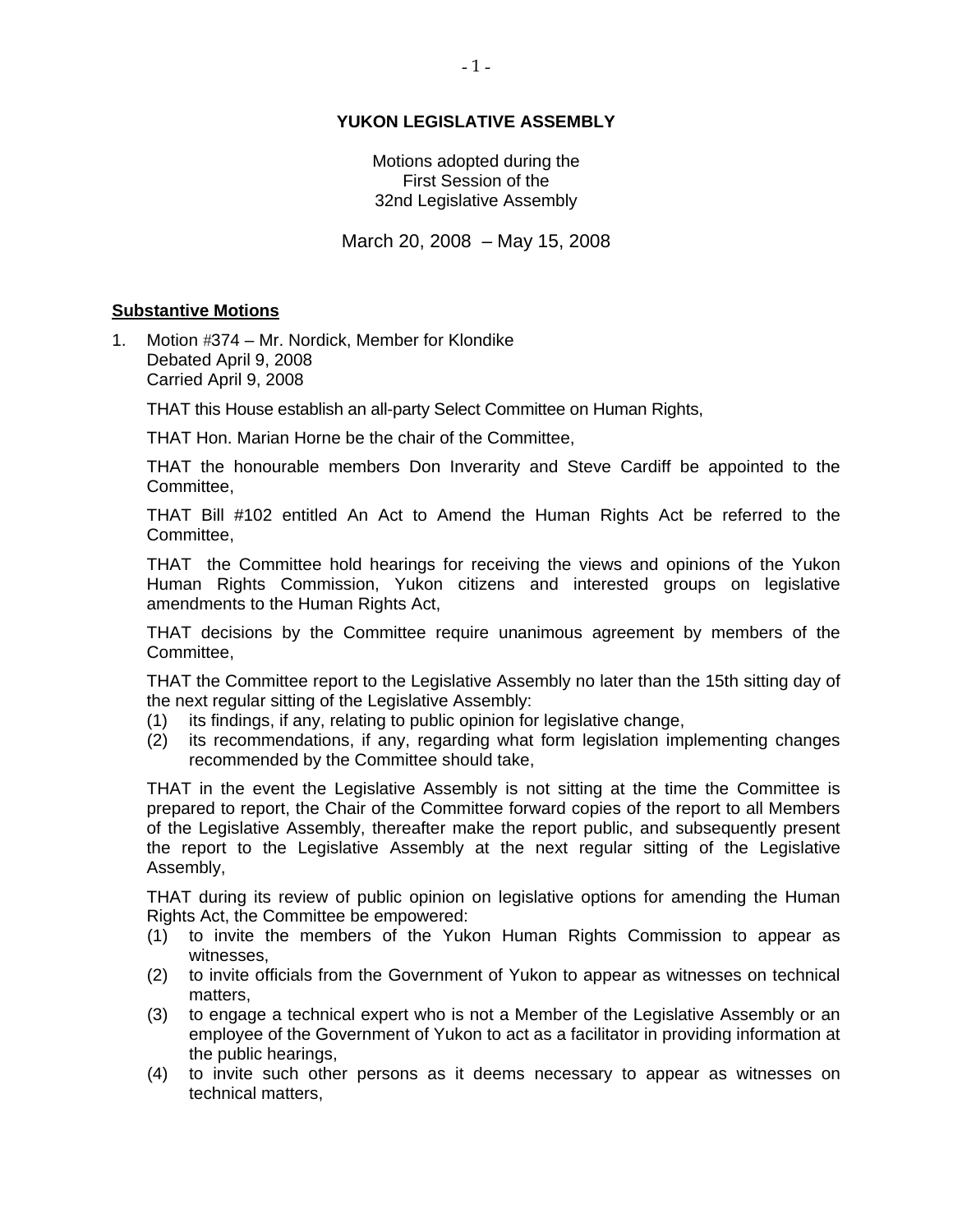# YUKON LEGISLATIVE ASSEMBLY

Motions adopted during the
First Session of the
32nd Legislative Assembly

March 20, 2008 – May 15, 2008

## Substantive Motions

1. Motion #374 – Mr. Nordick, Member for Klondike
   Debated April 9, 2008
   Carried April 9, 2008

   THAT this House establish an all-party Select Committee on Human Rights,

   THAT Hon. Marian Horne be the chair of the Committee,

   THAT the honourable members Don Inverarity and Steve Cardiff be appointed to the Committee,

   THAT Bill #102 entitled An Act to Amend the Human Rights Act be referred to the Committee,

   THAT the Committee hold hearings for receiving the views and opinions of the Yukon Human Rights Commission, Yukon citizens and interested groups on legislative amendments to the Human Rights Act,

   THAT decisions by the Committee require unanimous agreement by members of the Committee,

   THAT the Committee report to the Legislative Assembly no later than the 15th sitting day of the next regular sitting of the Legislative Assembly:
   (1) its findings, if any, relating to public opinion for legislative change,
   (2) its recommendations, if any, regarding what form legislation implementing changes recommended by the Committee should take,

   THAT in the event the Legislative Assembly is not sitting at the time the Committee is prepared to report, the Chair of the Committee forward copies of the report to all Members of the Legislative Assembly, thereafter make the report public, and subsequently present the report to the Legislative Assembly at the next regular sitting of the Legislative Assembly,

   THAT during its review of public opinion on legislative options for amending the Human Rights Act, the Committee be empowered:
   (1) to invite the members of the Yukon Human Rights Commission to appear as witnesses,
   (2) to invite officials from the Government of Yukon to appear as witnesses on technical matters,
   (3) to engage a technical expert who is not a Member of the Legislative Assembly or an employee of the Government of Yukon to act as a facilitator in providing information at the public hearings,
   (4) to invite such other persons as it deems necessary to appear as witnesses on technical matters,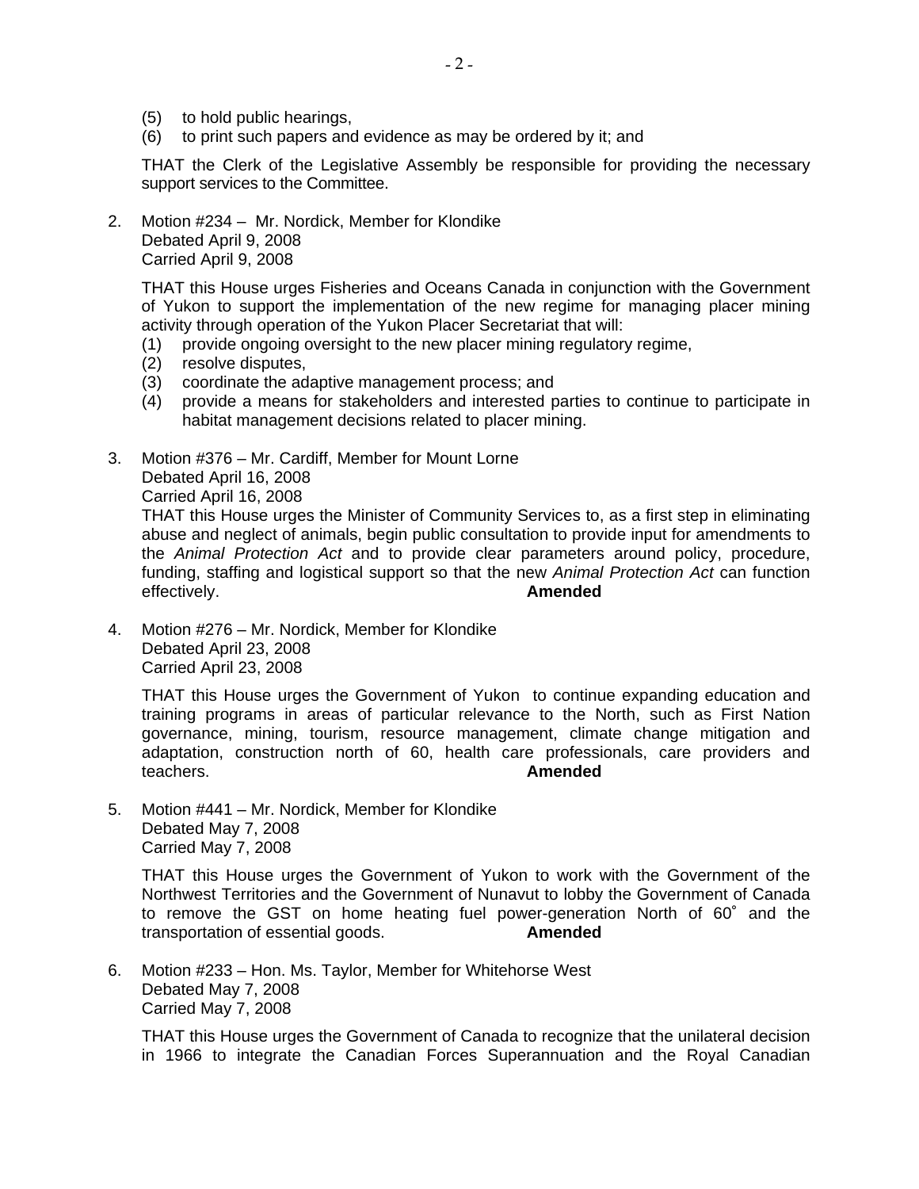(5) to hold public hearings,
(6) to print such papers and evidence as may be ordered by it; and

THAT the Clerk of the Legislative Assembly be responsible for providing the necessary support services to the Committee.

2. Motion #234 – Mr. Nordick, Member for Klondike
   Debated April 9, 2008
   Carried April 9, 2008

   THAT this House urges Fisheries and Oceans Canada in conjunction with the Government of Yukon to support the implementation of the new regime for managing placer mining activity through operation of the Yukon Placer Secretariat that will:
   (1) provide ongoing oversight to the new placer mining regulatory regime,
   (2) resolve disputes,
   (3) coordinate the adaptive management process; and
   (4) provide a means for stakeholders and interested parties to continue to participate in habitat management decisions related to placer mining.

3. Motion #376 – Mr. Cardiff, Member for Mount Lorne
   Debated April 16, 2008
   Carried April 16, 2008
   THAT this House urges the Minister of Community Services to, as a first step in eliminating abuse and neglect of animals, begin public consultation to provide input for amendments to the *Animal Protection Act* and to provide clear parameters around policy, procedure, funding, staffing and logistical support so that the new *Animal Protection Act* can function effectively. **Amended**

4. Motion #276 – Mr. Nordick, Member for Klondike
   Debated April 23, 2008
   Carried April 23, 2008

   THAT this House urges the Government of Yukon to continue expanding education and training programs in areas of particular relevance to the North, such as First Nation governance, mining, tourism, resource management, climate change mitigation and adaptation, construction north of 60, health care professionals, care providers and teachers. **Amended**

5. Motion #441 – Mr. Nordick, Member for Klondike
   Debated May 7, 2008
   Carried May 7, 2008

   THAT this House urges the Government of Yukon to work with the Government of the Northwest Territories and the Government of Nunavut to lobby the Government of Canada to remove the GST on home heating fuel power-generation North of 60˚ and the transportation of essential goods. **Amended**

6. Motion #233 – Hon. Ms. Taylor, Member for Whitehorse West
   Debated May 7, 2008
   Carried May 7, 2008

   THAT this House urges the Government of Canada to recognize that the unilateral decision in 1966 to integrate the Canadian Forces Superannuation and the Royal Canadian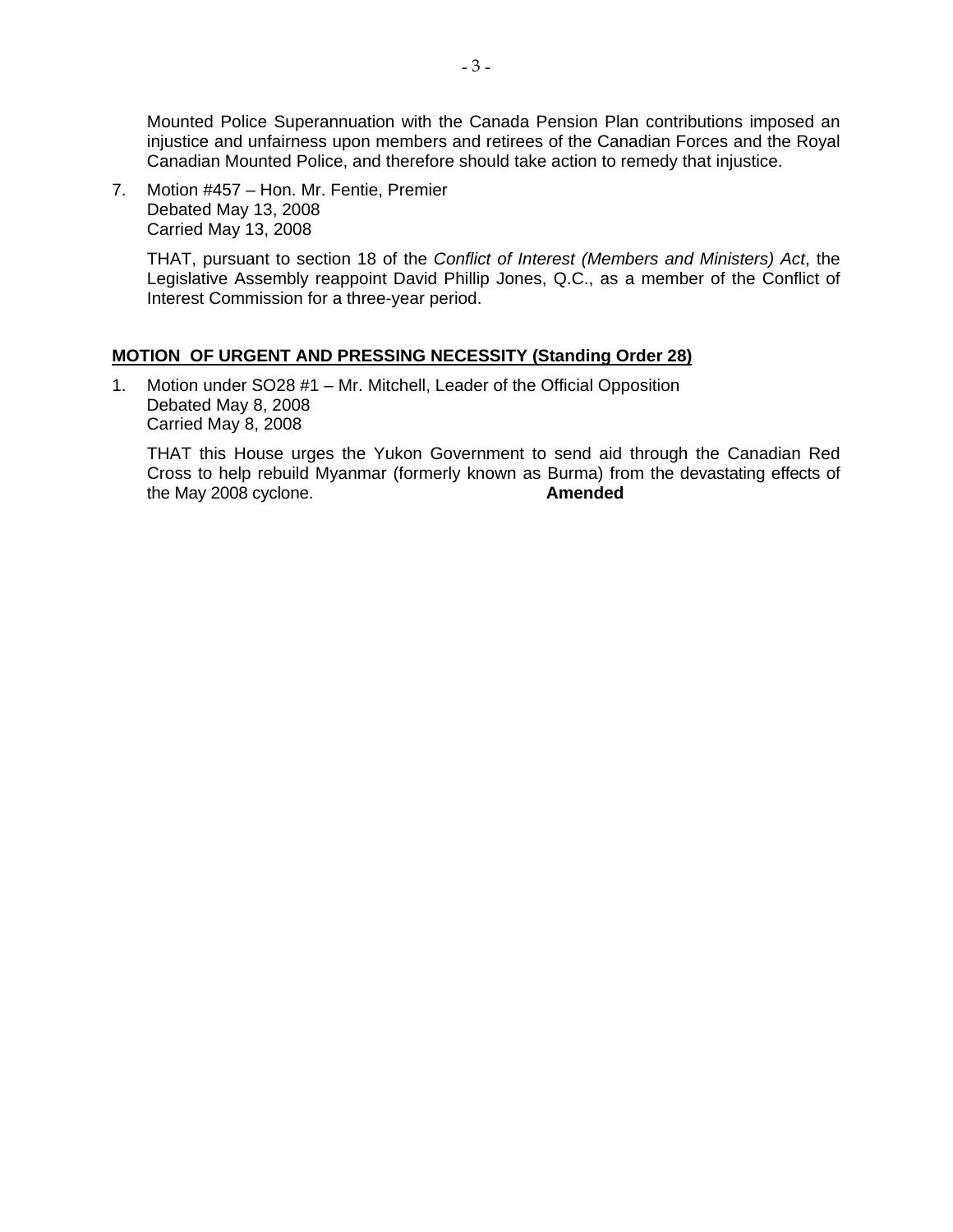Mounted Police Superannuation with the Canada Pension Plan contributions imposed an injustice and unfairness upon members and retirees of the Canadian Forces and the Royal Canadian Mounted Police, and therefore should take action to remedy that injustice.

7. Motion #457 – Hon. Mr. Fentie, Premier
   Debated May 13, 2008
   Carried May 13, 2008

   THAT, pursuant to section 18 of the *Conflict of Interest (Members and Ministers) Act*, the Legislative Assembly reappoint David Phillip Jones, Q.C., as a member of the Conflict of Interest Commission for a three-year period.

**MOTION OF URGENT AND PRESSING NECESSITY (Standing Order 28)**

1. Motion under SO28 #1 – Mr. Mitchell, Leader of the Official Opposition
   Debated May 8, 2008
   Carried May 8, 2008

   THAT this House urges the Yukon Government to send aid through the Canadian Red Cross to help rebuild Myanmar (formerly known as Burma) from the devastating effects of the May 2008 cyclone. **Amended**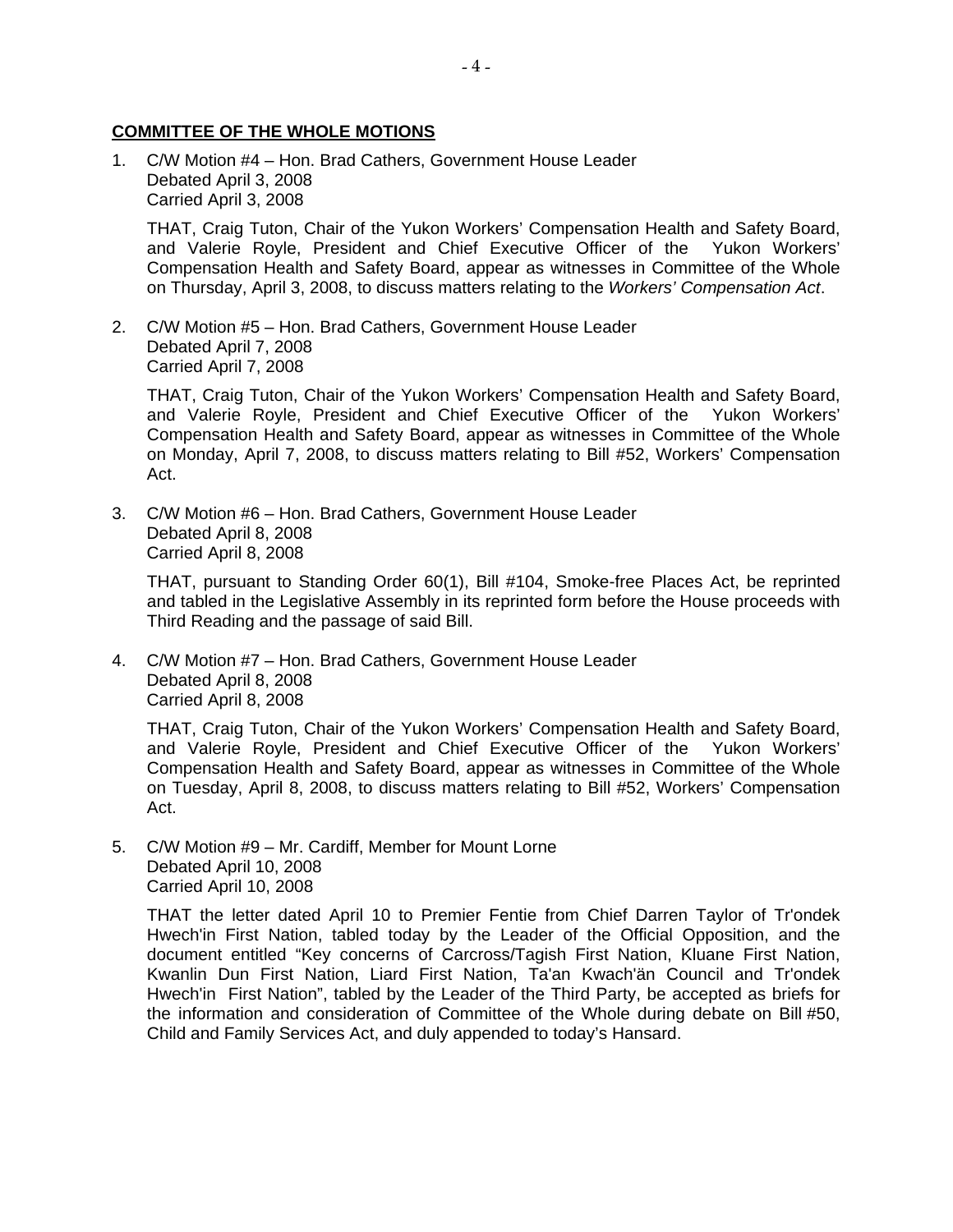**COMMITTEE OF THE WHOLE MOTIONS**

1. C/W Motion #4 – Hon. Brad Cathers, Government House Leader
   Debated April 3, 2008
   Carried April 3, 2008

   THAT, Craig Tuton, Chair of the Yukon Workers' Compensation Health and Safety Board, and Valerie Royle, President and Chief Executive Officer of the Yukon Workers' Compensation Health and Safety Board, appear as witnesses in Committee of the Whole on Thursday, April 3, 2008, to discuss matters relating to the *Workers' Compensation Act*.

2. C/W Motion #5 – Hon. Brad Cathers, Government House Leader
   Debated April 7, 2008
   Carried April 7, 2008

   THAT, Craig Tuton, Chair of the Yukon Workers' Compensation Health and Safety Board, and Valerie Royle, President and Chief Executive Officer of the Yukon Workers' Compensation Health and Safety Board, appear as witnesses in Committee of the Whole on Monday, April 7, 2008, to discuss matters relating to Bill #52, Workers' Compensation Act.

3. C/W Motion #6 – Hon. Brad Cathers, Government House Leader
   Debated April 8, 2008
   Carried April 8, 2008

   THAT, pursuant to Standing Order 60(1), Bill #104, Smoke-free Places Act, be reprinted and tabled in the Legislative Assembly in its reprinted form before the House proceeds with Third Reading and the passage of said Bill.

4. C/W Motion #7 – Hon. Brad Cathers, Government House Leader
   Debated April 8, 2008
   Carried April 8, 2008

   THAT, Craig Tuton, Chair of the Yukon Workers' Compensation Health and Safety Board, and Valerie Royle, President and Chief Executive Officer of the Yukon Workers' Compensation Health and Safety Board, appear as witnesses in Committee of the Whole on Tuesday, April 8, 2008, to discuss matters relating to Bill #52, Workers' Compensation Act.

5. C/W Motion #9 – Mr. Cardiff, Member for Mount Lorne
   Debated April 10, 2008
   Carried April 10, 2008

   THAT the letter dated April 10 to Premier Fentie from Chief Darren Taylor of Tr'ondek Hwech'in First Nation, tabled today by the Leader of the Official Opposition, and the document entitled "Key concerns of Carcross/Tagish First Nation, Kluane First Nation, Kwanlin Dun First Nation, Liard First Nation, Ta'an Kwach'än Council and Tr'ondek Hwech'in First Nation", tabled by the Leader of the Third Party, be accepted as briefs for the information and consideration of Committee of the Whole during debate on Bill #50, Child and Family Services Act, and duly appended to today's Hansard.